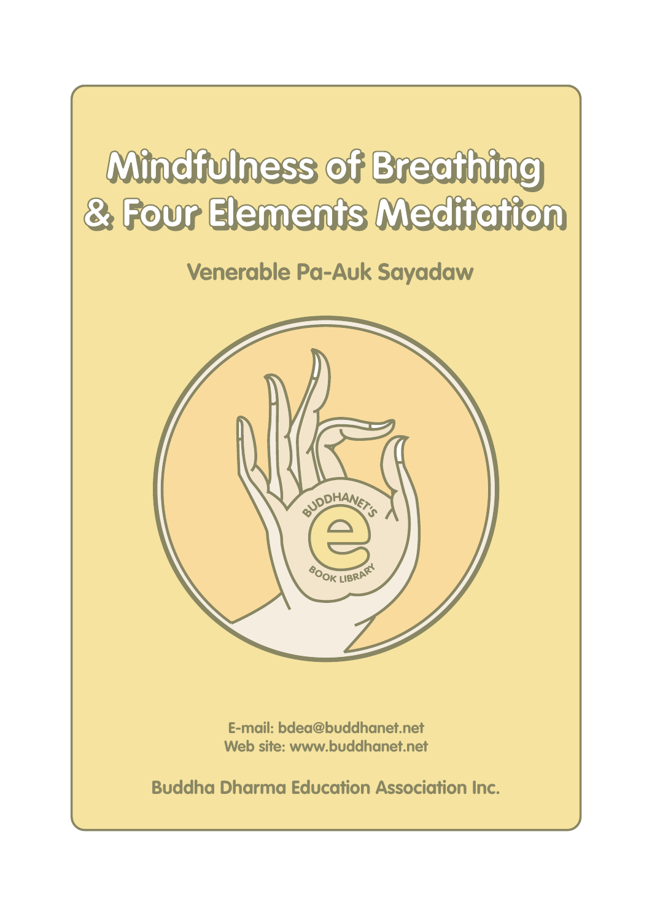# Mindfulness of Breathing & Four Elements Meditation

## Venerable Pa-Auk Sayadaw

BUDDHANET'S e BOOK LIBRARY

E-mail: bdea@buddhanet.net
Web site: www.buddhanet.net

Buddha Dharma Education Association Inc.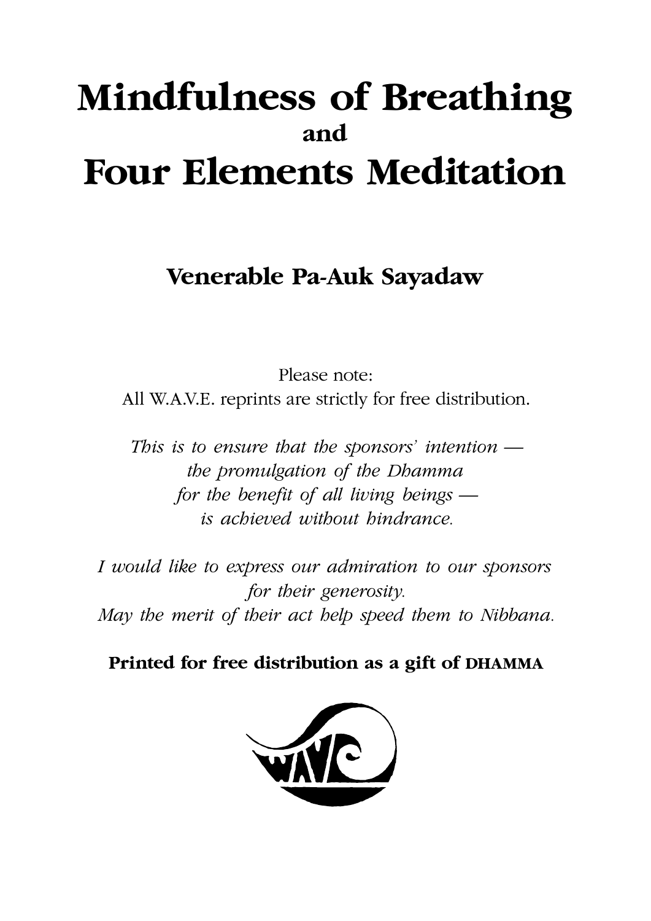# Mindfulness of Breathing
and
# Four Elements Meditation

## Venerable Pa-Auk Sayadaw

Please note:
All W.A.V.E. reprints are strictly for free distribution.

*This is to ensure that the sponsors' intention —
the promulgation of the Dhamma
for the benefit of all living beings —
is achieved without hindrance.*

*I would like to express our admiration to our sponsors
for their generosity.
May the merit of their act help speed them to Nibbana.*

**Printed for free distribution as a gift of DHAMMA**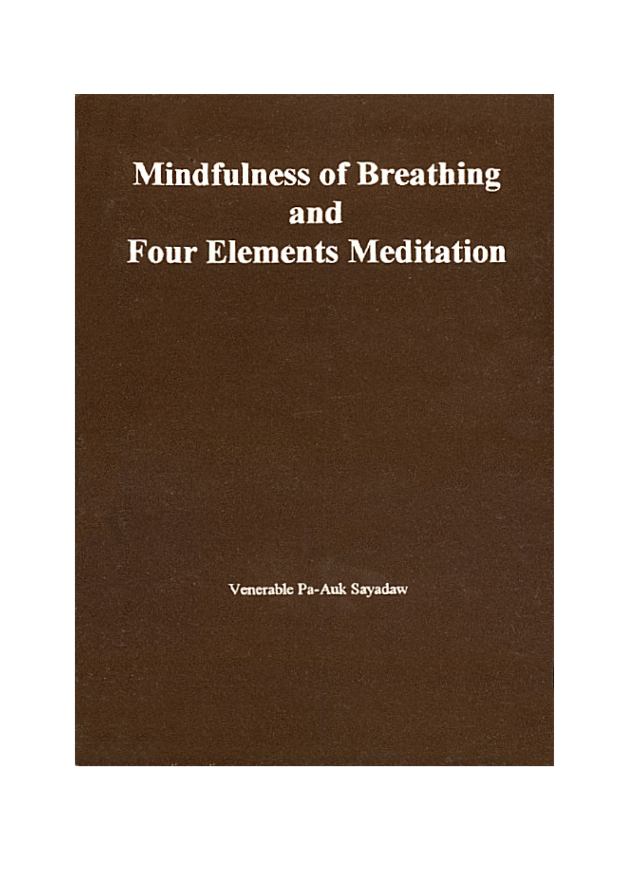# Mindfulness of Breathing and Four Elements Meditation

Venerable Pa-Auk Sayadaw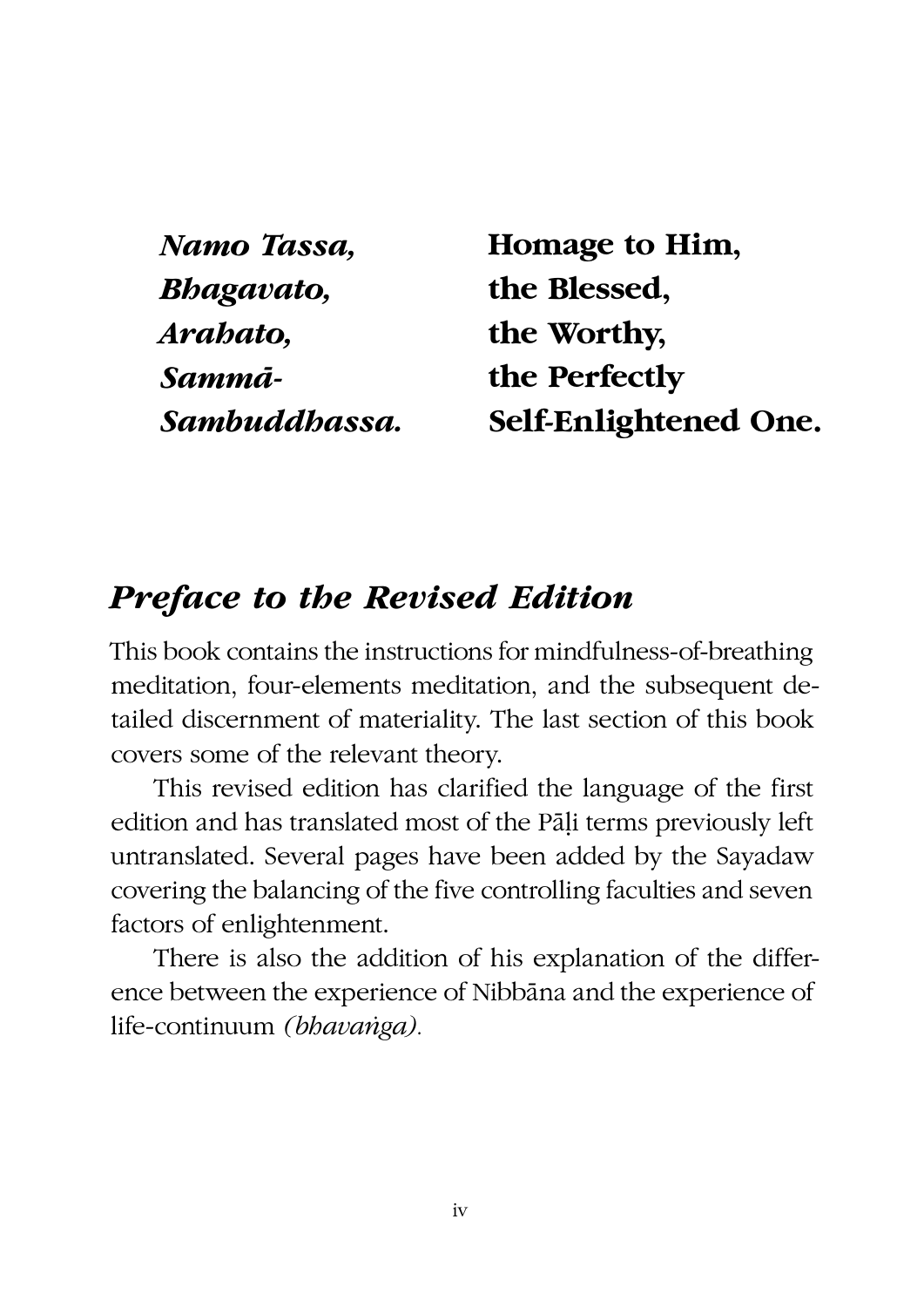| | |
|---|---|
| *Namo Tassa,* | **Homage to Him,** |
| *Bhagavato,* | **the Blessed,** |
| *Arahato,* | **the Worthy,** |
| *Sammā-* | **the Perfectly** |
| *Sambuddhassa.* | **Self-Enlightened One.** |

## *Preface to the Revised Edition*

This book contains the instructions for mindfulness-of-breathing meditation, four-elements meditation, and the subsequent detailed discernment of materiality. The last section of this book covers some of the relevant theory.

This revised edition has clarified the language of the first edition and has translated most of the Pāḷi terms previously left untranslated. Several pages have been added by the Sayadaw covering the balancing of the five controlling faculties and seven factors of enlightenment.

There is also the addition of his explanation of the difference between the experience of Nibbāna and the experience of life-continuum *(bhavaṅga).*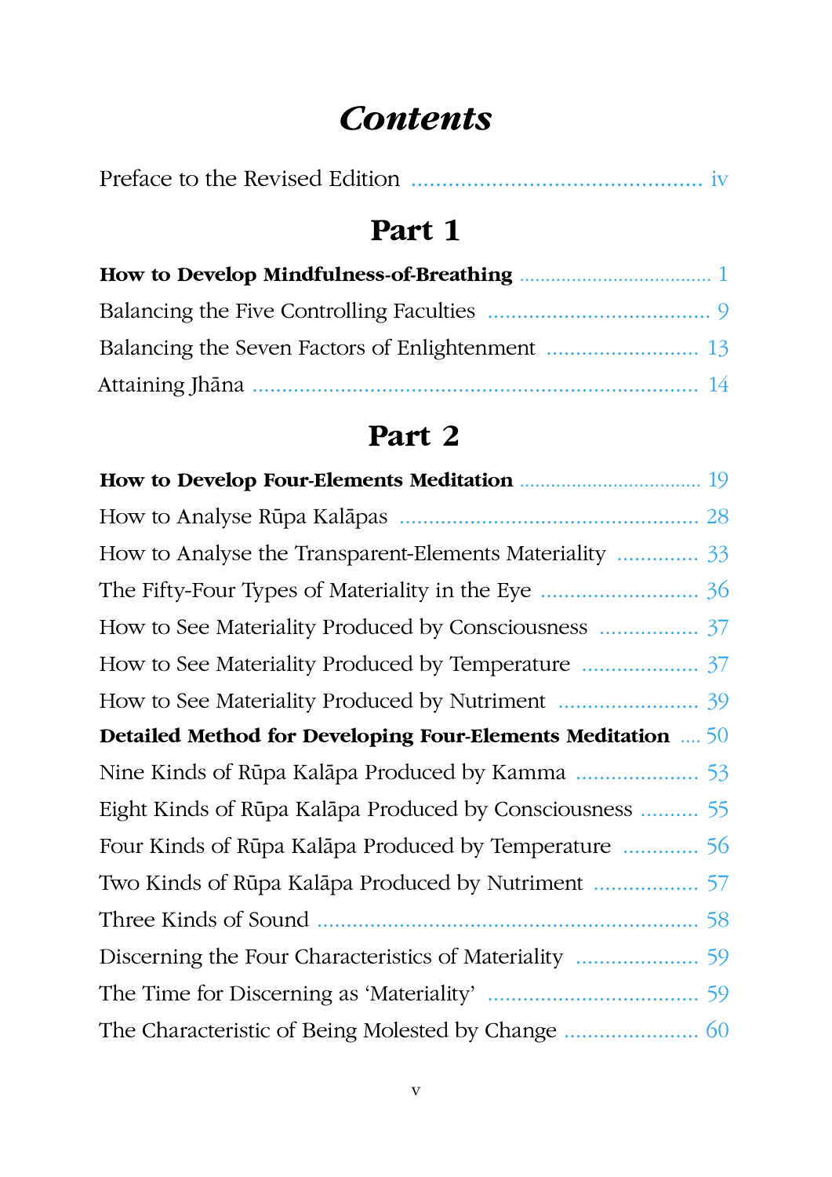# *Contents*

Preface to the Revised Edition ........................................... iv

## Part 1

**How to Develop Mindfulness-of-Breathing** ................................. 1

Balancing the Five Controlling Faculties ................................. 9

Balancing the Seven Factors of Enlightenment ......................... 13

Attaining Jhāna ........................................................................ 14

## Part 2

**How to Develop Four-Elements Meditation** .............................. 19

How to Analyse Rūpa Kalāpas ................................................ 28

How to Analyse the Transparent-Elements Materiality .............. 33

The Fifty-Four Types of Materiality in the Eye ......................... 36

How to See Materiality Produced by Consciousness ................. 37

How to See Materiality Produced by Temperature .................... 37

How to See Materiality Produced by Nutriment ........................ 39

**Detailed Method for Developing Four-Elements Meditation** .... 50

Nine Kinds of Rūpa Kalāpa Produced by Kamma ..................... 53

Eight Kinds of Rūpa Kalāpa Produced by Consciousness .......... 55

Four Kinds of Rūpa Kalāpa Produced by Temperature ............. 56

Two Kinds of Rūpa Kalāpa Produced by Nutriment .................. 57

Three Kinds of Sound ............................................................... 58

Discerning the Four Characteristics of Materiality ..................... 59

The Time for Discerning as 'Materiality' .................................... 59

The Characteristic of Being Molested by Change ....................... 60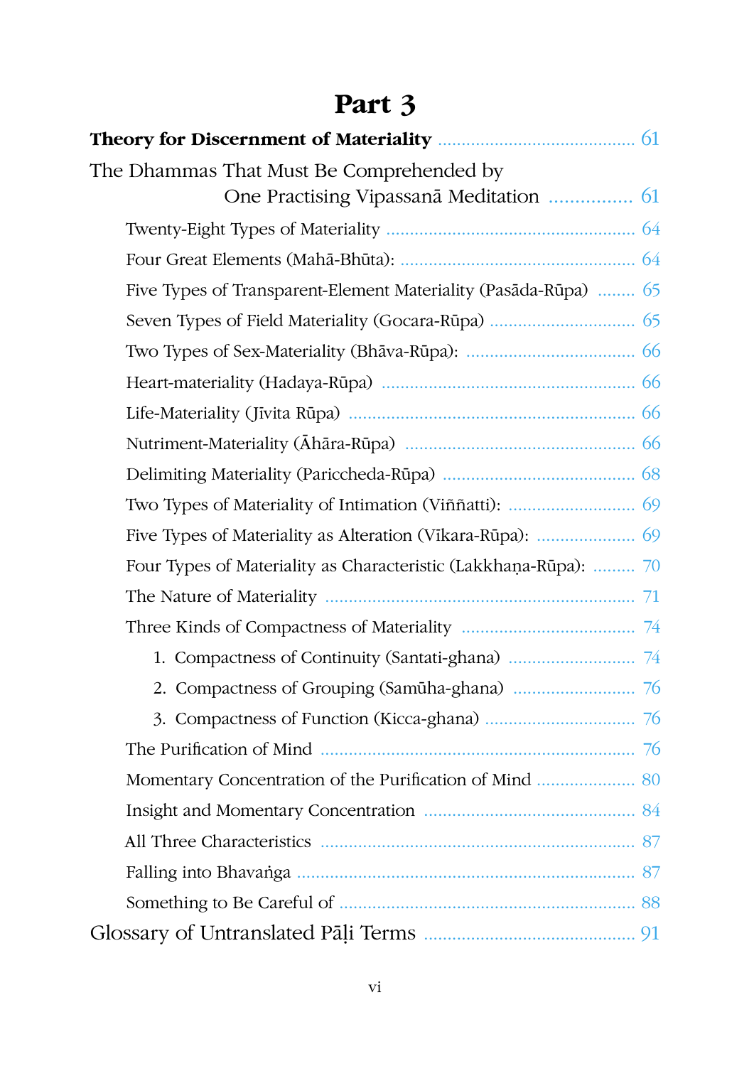# Part 3

**Theory for Discernment of Materiality** ........ 61

The Dhammas That Must Be Comprehended by One Practising Vipassanā Meditation ........ 61

- Twenty-Eight Types of Materiality ........ 64
- Four Great Elements (Mahā-Bhūta): ........ 64
- Five Types of Transparent-Element Materiality (Pasāda-Rūpa) ........ 65
- Seven Types of Field Materiality (Gocara-Rūpa) ........ 65
- Two Types of Sex-Materiality (Bhāva-Rūpa): ........ 66
- Heart-materiality (Hadaya-Rūpa) ........ 66
- Life-Materiality (Jīvita Rūpa) ........ 66
- Nutriment-Materiality (Āhāra-Rūpa) ........ 66
- Delimiting Materiality (Pariccheda-Rūpa) ........ 68
- Two Types of Materiality of Intimation (Viññatti): ........ 69
- Five Types of Materiality as Alteration (Vikāra-Rūpa): ........ 69
- Four Types of Materiality as Characteristic (Lakkhaṇa-Rūpa): ........ 70
- The Nature of Materiality ........ 71
- Three Kinds of Compactness of Materiality ........ 74
    1. Compactness of Continuity (Santati-ghana) ........ 74
    2. Compactness of Grouping (Samūha-ghana) ........ 76
    3. Compactness of Function (Kicca-ghana) ........ 76
- The Purification of Mind ........ 76
- Momentary Concentration of the Purification of Mind ........ 80
- Insight and Momentary Concentration ........ 84
- All Three Characteristics ........ 87
- Falling into Bhavaṅga ........ 87
- Something to Be Careful of ........ 88

Glossary of Untranslated Pāḷi Terms ........ 91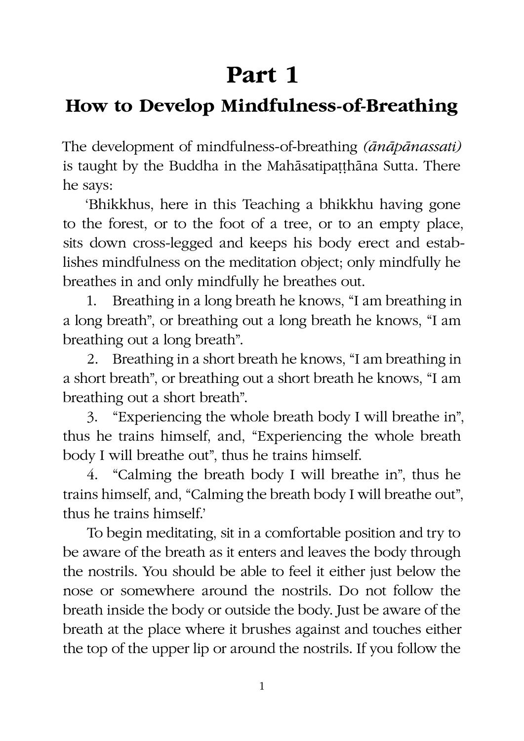# Part 1

## How to Develop Mindfulness-of-Breathing

The development of mindfulness-of-breathing *(ānāpānassati)* is taught by the Buddha in the Mahāsatipaṭṭhāna Sutta. There he says:

'Bhikkhus, here in this Teaching a bhikkhu having gone to the forest, or to the foot of a tree, or to an empty place, sits down cross-legged and keeps his body erect and establishes mindfulness on the meditation object; only mindfully he breathes in and only mindfully he breathes out.

1. Breathing in a long breath he knows, "I am breathing in a long breath", or breathing out a long breath he knows, "I am breathing out a long breath".
2. Breathing in a short breath he knows, "I am breathing in a short breath", or breathing out a short breath he knows, "I am breathing out a short breath".
3. "Experiencing the whole breath body I will breathe in", thus he trains himself, and, "Experiencing the whole breath body I will breathe out", thus he trains himself.
4. "Calming the breath body I will breathe in", thus he trains himself, and, "Calming the breath body I will breathe out", thus he trains himself.'

To begin meditating, sit in a comfortable position and try to be aware of the breath as it enters and leaves the body through the nostrils. You should be able to feel it either just below the nose or somewhere around the nostrils. Do not follow the breath inside the body or outside the body. Just be aware of the breath at the place where it brushes against and touches either the top of the upper lip or around the nostrils. If you follow the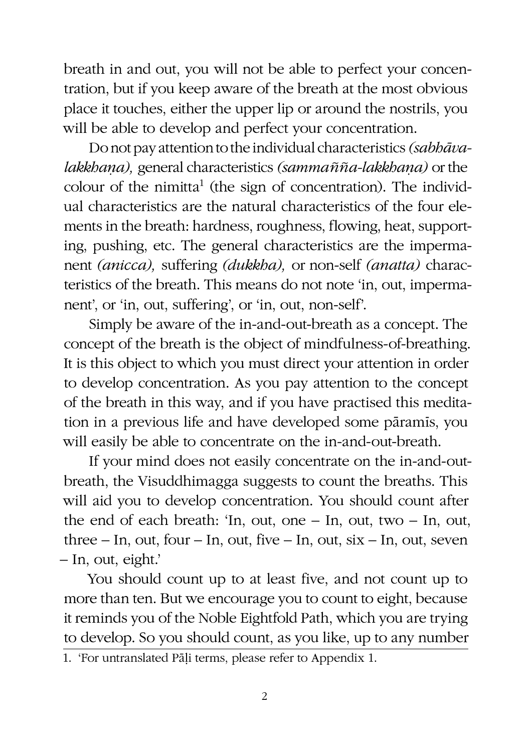breath in and out, you will not be able to perfect your concentration, but if you keep aware of the breath at the most obvious place it touches, either the upper lip or around the nostrils, you will be able to develop and perfect your concentration.

Do not pay attention to the individual characteristics *(sabhāva-lakkhaṇa),* general characteristics *(sammañña-lakkhaṇa)* or the colour of the nimitta[1] (the sign of concentration). The individual characteristics are the natural characteristics of the four elements in the breath: hardness, roughness, flowing, heat, supporting, pushing, etc. The general characteristics are the impermanent *(anicca),* suffering *(dukkha),* or non-self *(anatta)* characteristics of the breath. This means do not note 'in, out, impermanent', or 'in, out, suffering', or 'in, out, non-self'.

Simply be aware of the in-and-out-breath as a concept. The concept of the breath is the object of mindfulness-of-breathing. It is this object to which you must direct your attention in order to develop concentration. As you pay attention to the concept of the breath in this way, and if you have practised this meditation in a previous life and have developed some pāramīs, you will easily be able to concentrate on the in-and-out-breath.

If your mind does not easily concentrate on the in-and-out-breath, the Visuddhimagga suggests to count the breaths. This will aid you to develop concentration. You should count after the end of each breath: 'In, out, one – In, out, two – In, out, three – In, out, four – In, out, five – In, out, six – In, out, seven – In, out, eight.'

You should count up to at least five, and not count up to more than ten. But we encourage you to count to eight, because it reminds you of the Noble Eightfold Path, which you are trying to develop. So you should count, as you like, up to any number

1. 'For untranslated Pāḷi terms, please refer to Appendix 1.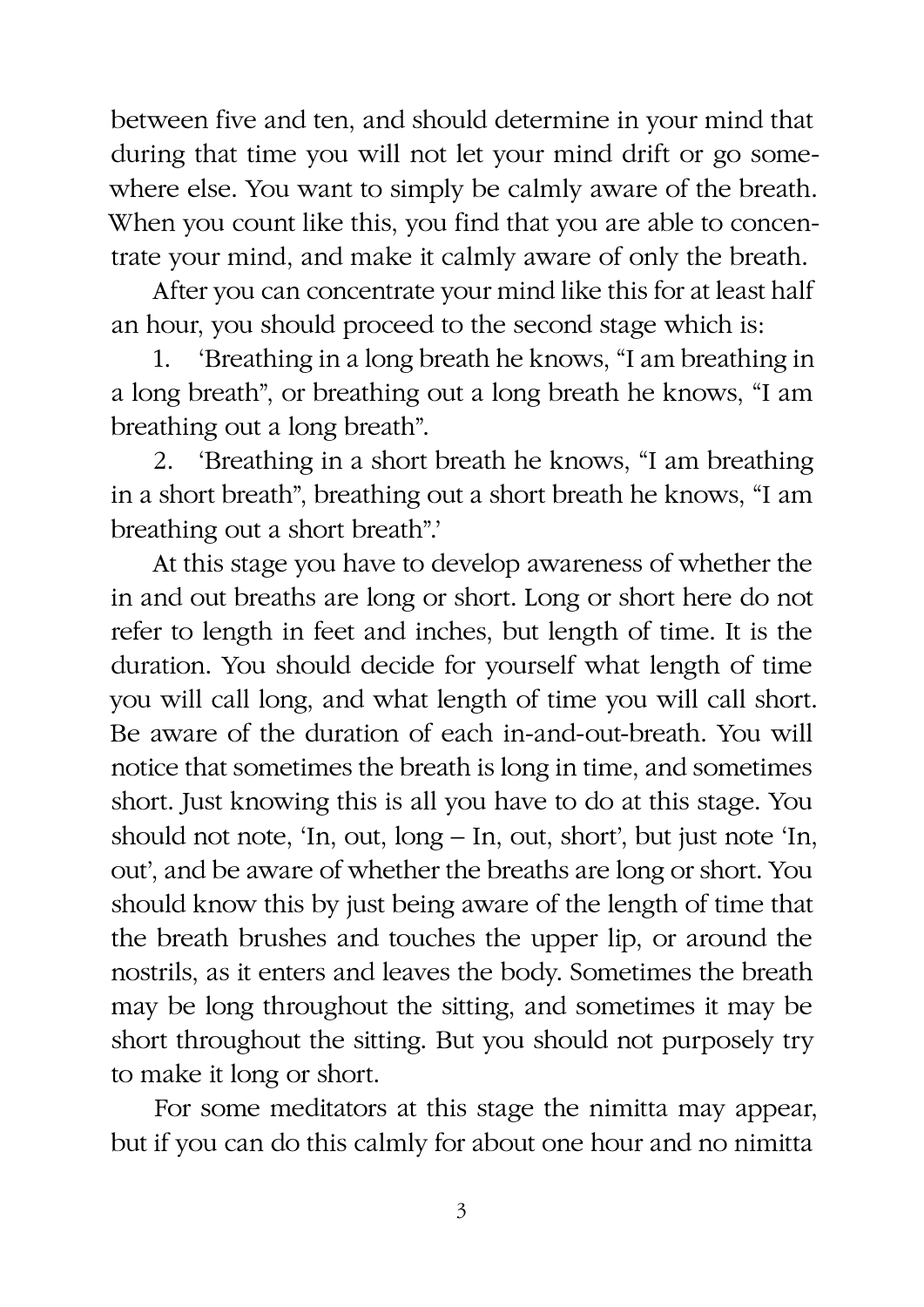between five and ten, and should determine in your mind that during that time you will not let your mind drift or go somewhere else. You want to simply be calmly aware of the breath. When you count like this, you find that you are able to concentrate your mind, and make it calmly aware of only the breath.

After you can concentrate your mind like this for at least half an hour, you should proceed to the second stage which is:

1. 'Breathing in a long breath he knows, "I am breathing in a long breath", or breathing out a long breath he knows, "I am breathing out a long breath".

2. 'Breathing in a short breath he knows, "I am breathing in a short breath", breathing out a short breath he knows, "I am breathing out a short breath".'

At this stage you have to develop awareness of whether the in and out breaths are long or short. Long or short here do not refer to length in feet and inches, but length of time. It is the duration. You should decide for yourself what length of time you will call long, and what length of time you will call short. Be aware of the duration of each in-and-out-breath. You will notice that sometimes the breath is long in time, and sometimes short. Just knowing this is all you have to do at this stage. You should not note, 'In, out, long – In, out, short', but just note 'In, out', and be aware of whether the breaths are long or short. You should know this by just being aware of the length of time that the breath brushes and touches the upper lip, or around the nostrils, as it enters and leaves the body. Sometimes the breath may be long throughout the sitting, and sometimes it may be short throughout the sitting. But you should not purposely try to make it long or short.

For some meditators at this stage the nimitta may appear, but if you can do this calmly for about one hour and no nimitta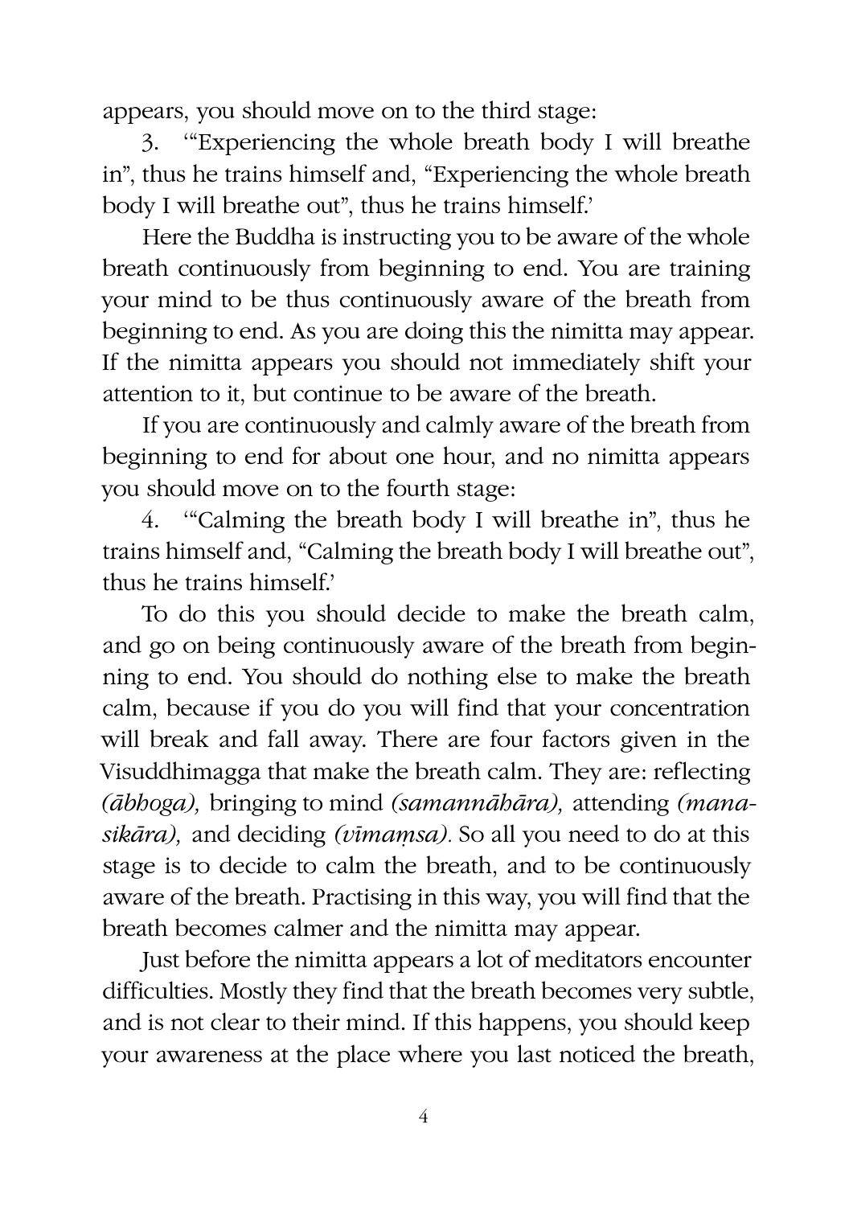appears, you should move on to the third stage:

3. '"Experiencing the whole breath body I will breathe in", thus he trains himself and, "Experiencing the whole breath body I will breathe out", thus he trains himself.'

Here the Buddha is instructing you to be aware of the whole breath continuously from beginning to end. You are training your mind to be thus continuously aware of the breath from beginning to end. As you are doing this the nimitta may appear. If the nimitta appears you should not immediately shift your attention to it, but continue to be aware of the breath.

If you are continuously and calmly aware of the breath from beginning to end for about one hour, and no nimitta appears you should move on to the fourth stage:

4. '"Calming the breath body I will breathe in", thus he trains himself and, "Calming the breath body I will breathe out", thus he trains himself.'

To do this you should decide to make the breath calm, and go on being continuously aware of the breath from beginning to end. You should do nothing else to make the breath calm, because if you do you will find that your concentration will break and fall away. There are four factors given in the Visuddhimagga that make the breath calm. They are: reflecting *(ābhoga),* bringing to mind *(samannāhāra),* attending *(manasikāra),* and deciding *(vīmaṃsa).* So all you need to do at this stage is to decide to calm the breath, and to be continuously aware of the breath. Practising in this way, you will find that the breath becomes calmer and the nimitta may appear.

Just before the nimitta appears a lot of meditators encounter difficulties. Mostly they find that the breath becomes very subtle, and is not clear to their mind. If this happens, you should keep your awareness at the place where you last noticed the breath,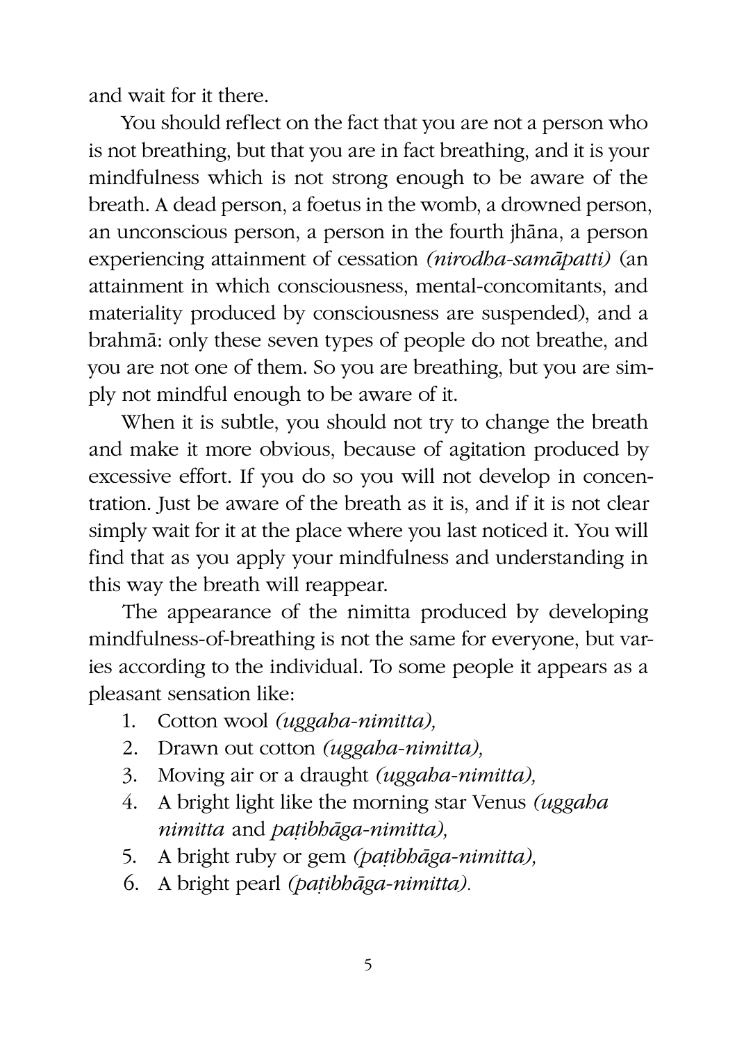and wait for it there.

You should reflect on the fact that you are not a person who is not breathing, but that you are in fact breathing, and it is your mindfulness which is not strong enough to be aware of the breath. A dead person, a foetus in the womb, a drowned person, an unconscious person, a person in the fourth jhāna, a person experiencing attainment of cessation *(nirodha-samāpatti)* (an attainment in which consciousness, mental-concomitants, and materiality produced by consciousness are suspended), and a brahmā: only these seven types of people do not breathe, and you are not one of them. So you are breathing, but you are simply not mindful enough to be aware of it.

When it is subtle, you should not try to change the breath and make it more obvious, because of agitation produced by excessive effort. If you do so you will not develop in concentration. Just be aware of the breath as it is, and if it is not clear simply wait for it at the place where you last noticed it. You will find that as you apply your mindfulness and understanding in this way the breath will reappear.

The appearance of the nimitta produced by developing mindfulness-of-breathing is not the same for everyone, but varies according to the individual. To some people it appears as a pleasant sensation like:

1. Cotton wool *(uggaha-nimitta),*
2. Drawn out cotton *(uggaha-nimitta),*
3. Moving air or a draught *(uggaha-nimitta),*
4. A bright light like the morning star Venus *(uggaha nimitta* and *paṭibhāga-nimitta),*
5. A bright ruby or gem *(paṭibhāga-nimitta),*
6. A bright pearl *(paṭibhāga-nimitta).*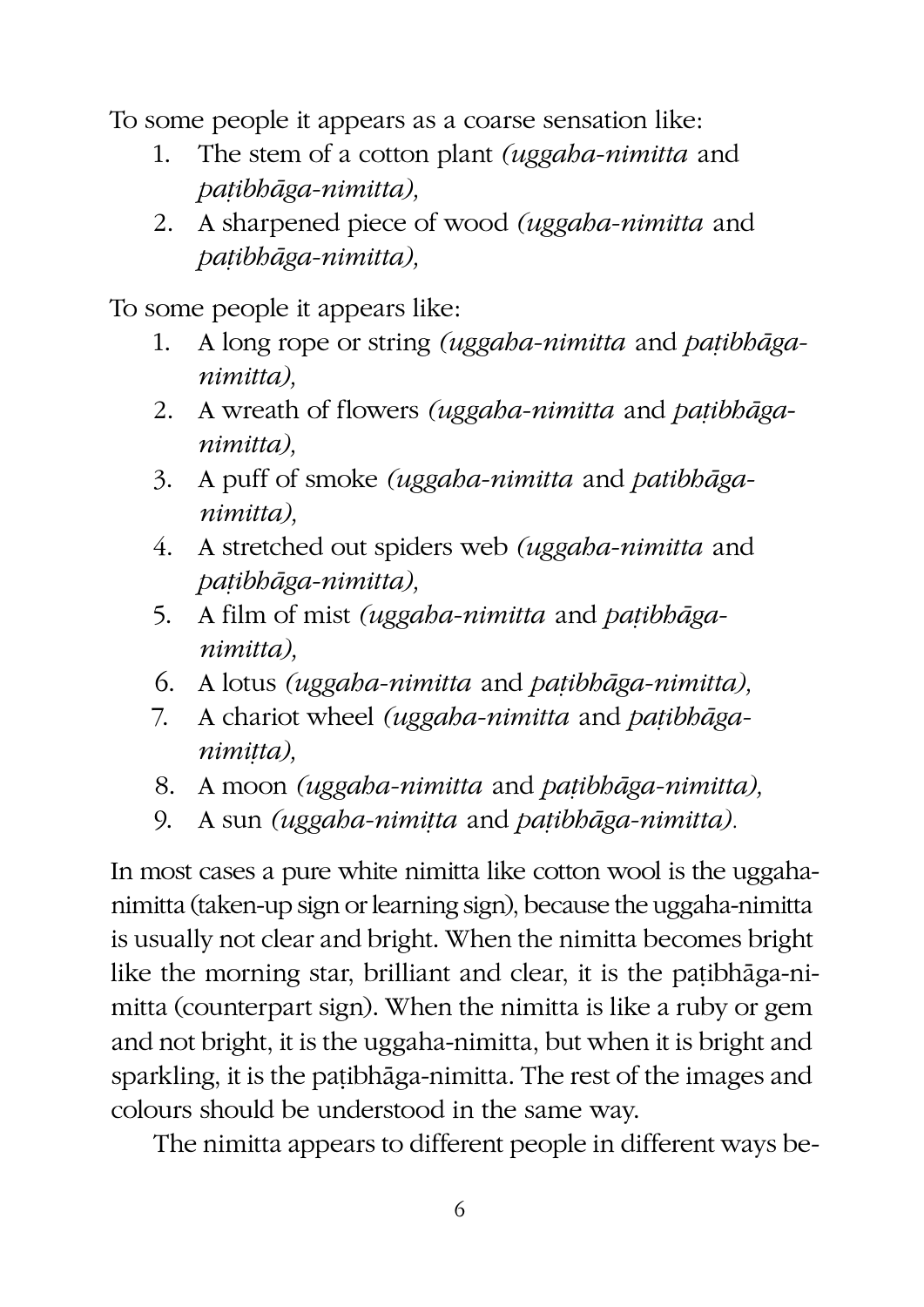To some people it appears as a coarse sensation like:

1. The stem of a cotton plant *(uggaha-nimitta* and *paṭibhāga-nimitta),*
2. A sharpened piece of wood *(uggaha-nimitta* and *paṭibhāga-nimitta),*

To some people it appears like:

1. A long rope or string *(uggaha-nimitta* and *paṭibhāga-nimitta),*
2. A wreath of flowers *(uggaha-nimitta* and *paṭibhāga-nimitta),*
3. A puff of smoke *(uggaha-nimitta* and *patibhāga-nimitta),*
4. A stretched out spiders web *(uggaha-nimitta* and *paṭibhāga-nimitta),*
5. A film of mist *(uggaha-nimitta* and *paṭibhāga-nimitta),*
6. A lotus *(uggaha-nimitta* and *paṭibhāga-nimitta),*
7. A chariot wheel *(uggaha-nimitta* and *paṭibhāga-nimiṭta),*
8. A moon *(uggaha-nimitta* and *paṭibhāga-nimitta),*
9. A sun *(uggaha-nimiṭta* and *paṭibhāga-nimitta).*

In most cases a pure white nimitta like cotton wool is the uggaha-nimitta (taken-up sign or learning sign), because the uggaha-nimitta is usually not clear and bright. When the nimitta becomes bright like the morning star, brilliant and clear, it is the paṭibhāga-nimitta (counterpart sign). When the nimitta is like a ruby or gem and not bright, it is the uggaha-nimitta, but when it is bright and sparkling, it is the paṭibhāga-nimitta. The rest of the images and colours should be understood in the same way.

The nimitta appears to different people in different ways be-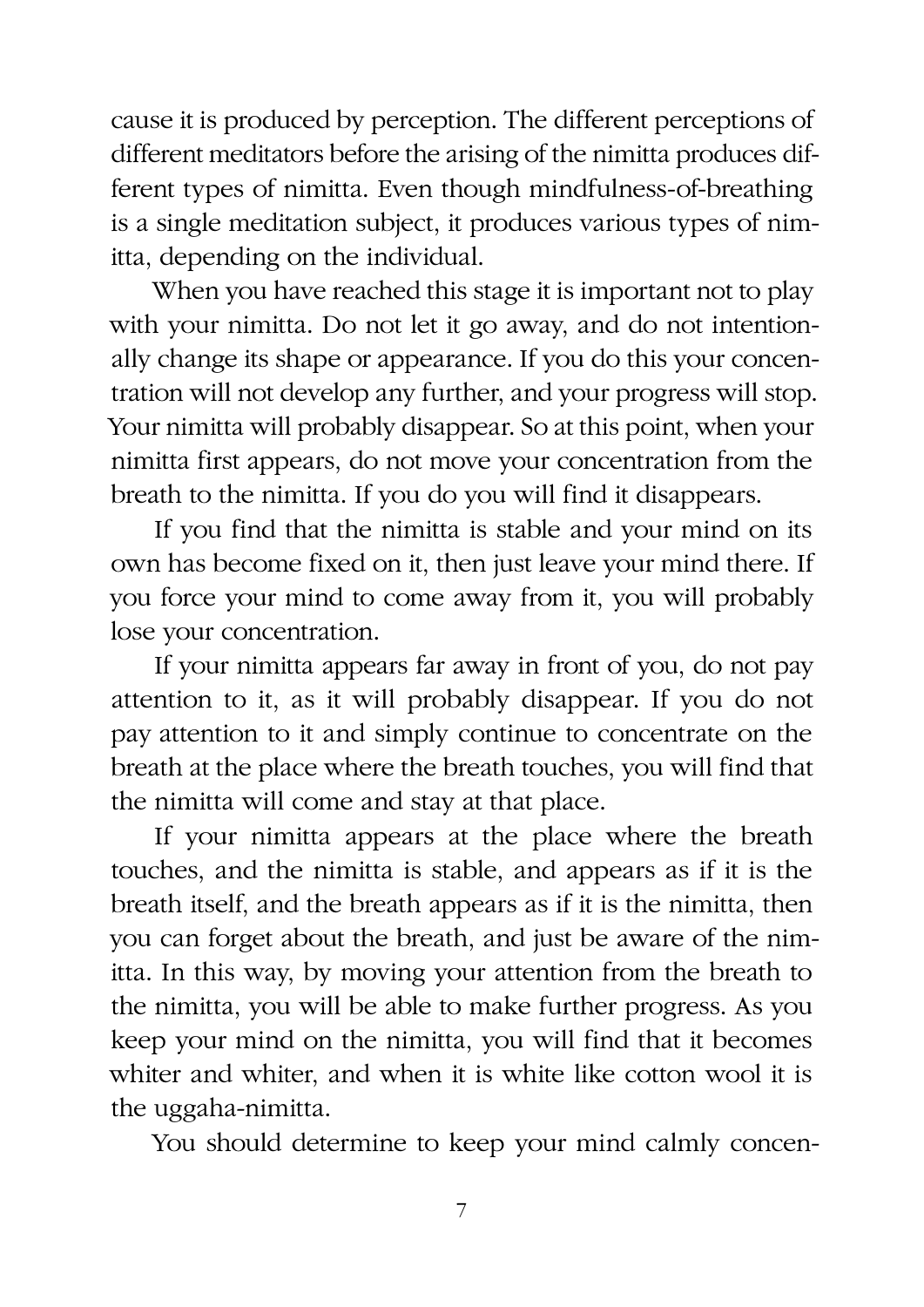cause it is produced by perception. The different perceptions of different meditators before the arising of the nimitta produces different types of nimitta. Even though mindfulness-of-breathing is a single meditation subject, it produces various types of nimitta, depending on the individual.

When you have reached this stage it is important not to play with your nimitta. Do not let it go away, and do not intentionally change its shape or appearance. If you do this your concentration will not develop any further, and your progress will stop. Your nimitta will probably disappear. So at this point, when your nimitta first appears, do not move your concentration from the breath to the nimitta. If you do you will find it disappears.

If you find that the nimitta is stable and your mind on its own has become fixed on it, then just leave your mind there. If you force your mind to come away from it, you will probably lose your concentration.

If your nimitta appears far away in front of you, do not pay attention to it, as it will probably disappear. If you do not pay attention to it and simply continue to concentrate on the breath at the place where the breath touches, you will find that the nimitta will come and stay at that place.

If your nimitta appears at the place where the breath touches, and the nimitta is stable, and appears as if it is the breath itself, and the breath appears as if it is the nimitta, then you can forget about the breath, and just be aware of the nimitta. In this way, by moving your attention from the breath to the nimitta, you will be able to make further progress. As you keep your mind on the nimitta, you will find that it becomes whiter and whiter, and when it is white like cotton wool it is the uggaha-nimitta.

You should determine to keep your mind calmly concen-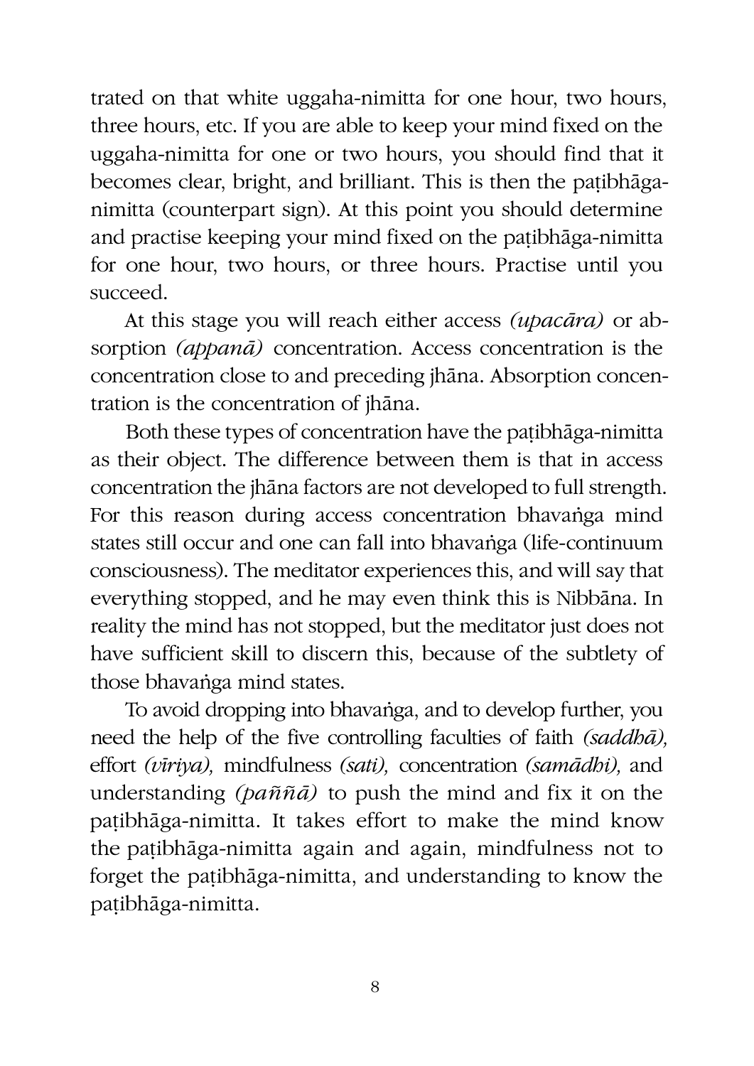trated on that white uggaha-nimitta for one hour, two hours, three hours, etc. If you are able to keep your mind fixed on the uggaha-nimitta for one or two hours, you should find that it becomes clear, bright, and brilliant. This is then the paṭibhāga-nimitta (counterpart sign). At this point you should determine and practise keeping your mind fixed on the paṭibhāga-nimitta for one hour, two hours, or three hours. Practise until you succeed.

At this stage you will reach either access *(upacāra)* or absorption *(appanā)* concentration. Access concentration is the concentration close to and preceding jhāna. Absorption concentration is the concentration of jhāna.

Both these types of concentration have the paṭibhāga-nimitta as their object. The difference between them is that in access concentration the jhāna factors are not developed to full strength. For this reason during access concentration bhavaṅga mind states still occur and one can fall into bhavaṅga (life-continuum consciousness). The meditator experiences this, and will say that everything stopped, and he may even think this is Nibbāna. In reality the mind has not stopped, but the meditator just does not have sufficient skill to discern this, because of the subtlety of those bhavaṅga mind states.

To avoid dropping into bhavaṅga, and to develop further, you need the help of the five controlling faculties of faith *(saddhā),* effort *(vīriya),* mindfulness *(sati),* concentration *(samādhi),* and understanding *(paññā)* to push the mind and fix it on the paṭibhāga-nimitta. It takes effort to make the mind know the paṭibhāga-nimitta again and again, mindfulness not to forget the paṭibhāga-nimitta, and understanding to know the paṭibhāga-nimitta.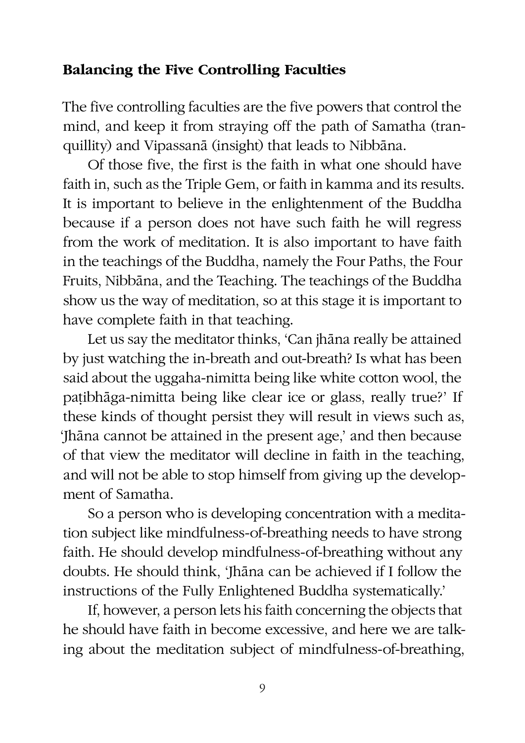### Balancing the Five Controlling Faculties

The five controlling faculties are the five powers that control the mind, and keep it from straying off the path of Samatha (tranquillity) and Vipassanā (insight) that leads to Nibbāna.

Of those five, the first is the faith in what one should have faith in, such as the Triple Gem, or faith in kamma and its results. It is important to believe in the enlightenment of the Buddha because if a person does not have such faith he will regress from the work of meditation. It is also important to have faith in the teachings of the Buddha, namely the Four Paths, the Four Fruits, Nibbāna, and the Teaching. The teachings of the Buddha show us the way of meditation, so at this stage it is important to have complete faith in that teaching.

Let us say the meditator thinks, 'Can jhāna really be attained by just watching the in-breath and out-breath? Is what has been said about the uggaha-nimitta being like white cotton wool, the paṭibhāga-nimitta being like clear ice or glass, really true?' If these kinds of thought persist they will result in views such as, 'Jhāna cannot be attained in the present age,' and then because of that view the meditator will decline in faith in the teaching, and will not be able to stop himself from giving up the development of Samatha.

So a person who is developing concentration with a meditation subject like mindfulness-of-breathing needs to have strong faith. He should develop mindfulness-of-breathing without any doubts. He should think, 'Jhāna can be achieved if I follow the instructions of the Fully Enlightened Buddha systematically.'

If, however, a person lets his faith concerning the objects that he should have faith in become excessive, and here we are talking about the meditation subject of mindfulness-of-breathing,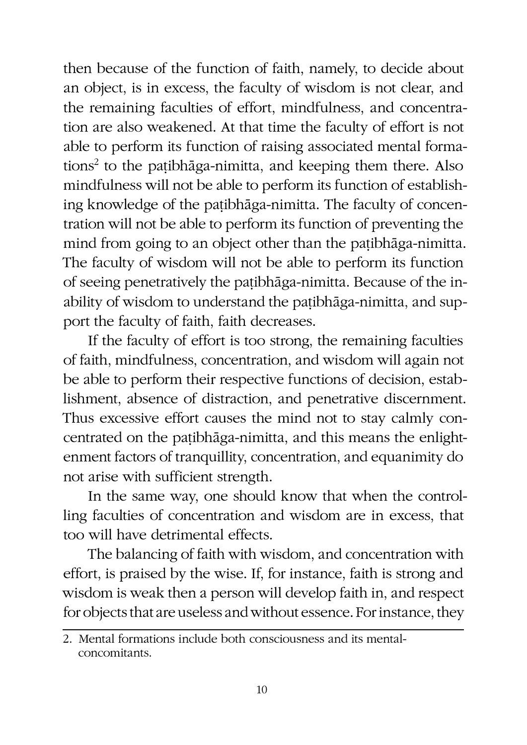then because of the function of faith, namely, to decide about an object, is in excess, the faculty of wisdom is not clear, and the remaining faculties of effort, mindfulness, and concentration are also weakened. At that time the faculty of effort is not able to perform its function of raising associated mental formations[2] to the paṭibhāga-nimitta, and keeping them there. Also mindfulness will not be able to perform its function of establishing knowledge of the paṭibhāga-nimitta. The faculty of concentration will not be able to perform its function of preventing the mind from going to an object other than the paṭibhāga-nimitta. The faculty of wisdom will not be able to perform its function of seeing penetratively the paṭibhāga-nimitta. Because of the inability of wisdom to understand the paṭibhāga-nimitta, and support the faculty of faith, faith decreases.

If the faculty of effort is too strong, the remaining faculties of faith, mindfulness, concentration, and wisdom will again not be able to perform their respective functions of decision, establishment, absence of distraction, and penetrative discernment. Thus excessive effort causes the mind not to stay calmly concentrated on the paṭibhāga-nimitta, and this means the enlightenment factors of tranquillity, concentration, and equanimity do not arise with sufficient strength.

In the same way, one should know that when the controlling faculties of concentration and wisdom are in excess, that too will have detrimental effects.

The balancing of faith with wisdom, and concentration with effort, is praised by the wise. If, for instance, faith is strong and wisdom is weak then a person will develop faith in, and respect for objects that are useless and without essence. For instance, they

---

2. Mental formations include both consciousness and its mental-concomitants.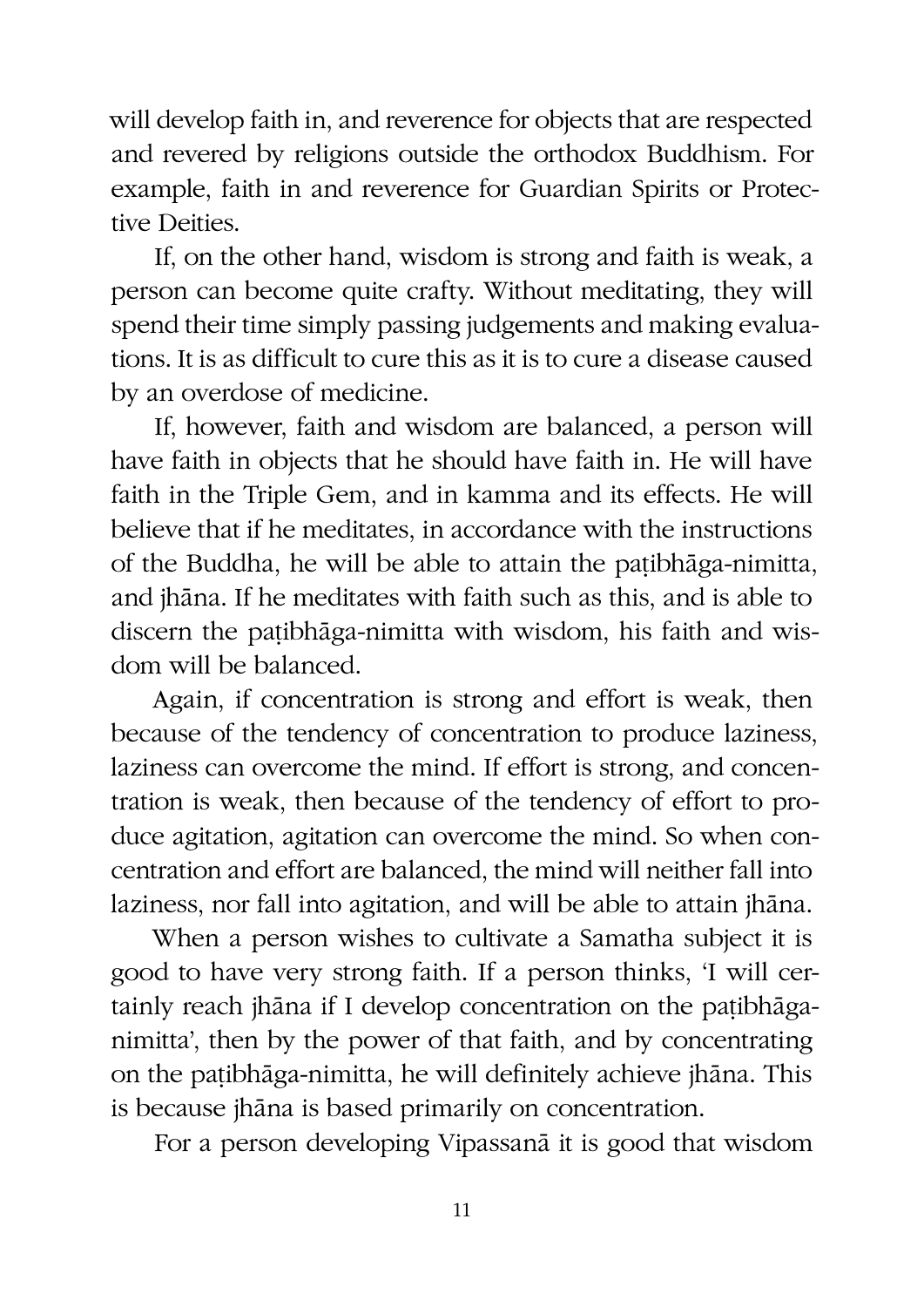will develop faith in, and reverence for objects that are respected and revered by religions outside the orthodox Buddhism. For example, faith in and reverence for Guardian Spirits or Protective Deities.

If, on the other hand, wisdom is strong and faith is weak, a person can become quite crafty. Without meditating, they will spend their time simply passing judgements and making evaluations. It is as difficult to cure this as it is to cure a disease caused by an overdose of medicine.

If, however, faith and wisdom are balanced, a person will have faith in objects that he should have faith in. He will have faith in the Triple Gem, and in kamma and its effects. He will believe that if he meditates, in accordance with the instructions of the Buddha, he will be able to attain the paṭibhāga-nimitta, and jhāna. If he meditates with faith such as this, and is able to discern the paṭibhāga-nimitta with wisdom, his faith and wisdom will be balanced.

Again, if concentration is strong and effort is weak, then because of the tendency of concentration to produce laziness, laziness can overcome the mind. If effort is strong, and concentration is weak, then because of the tendency of effort to produce agitation, agitation can overcome the mind. So when concentration and effort are balanced, the mind will neither fall into laziness, nor fall into agitation, and will be able to attain jhāna.

When a person wishes to cultivate a Samatha subject it is good to have very strong faith. If a person thinks, 'I will certainly reach jhāna if I develop concentration on the paṭibhāga-nimitta', then by the power of that faith, and by concentrating on the paṭibhāga-nimitta, he will definitely achieve jhāna. This is because jhāna is based primarily on concentration.

For a person developing Vipassanā it is good that wisdom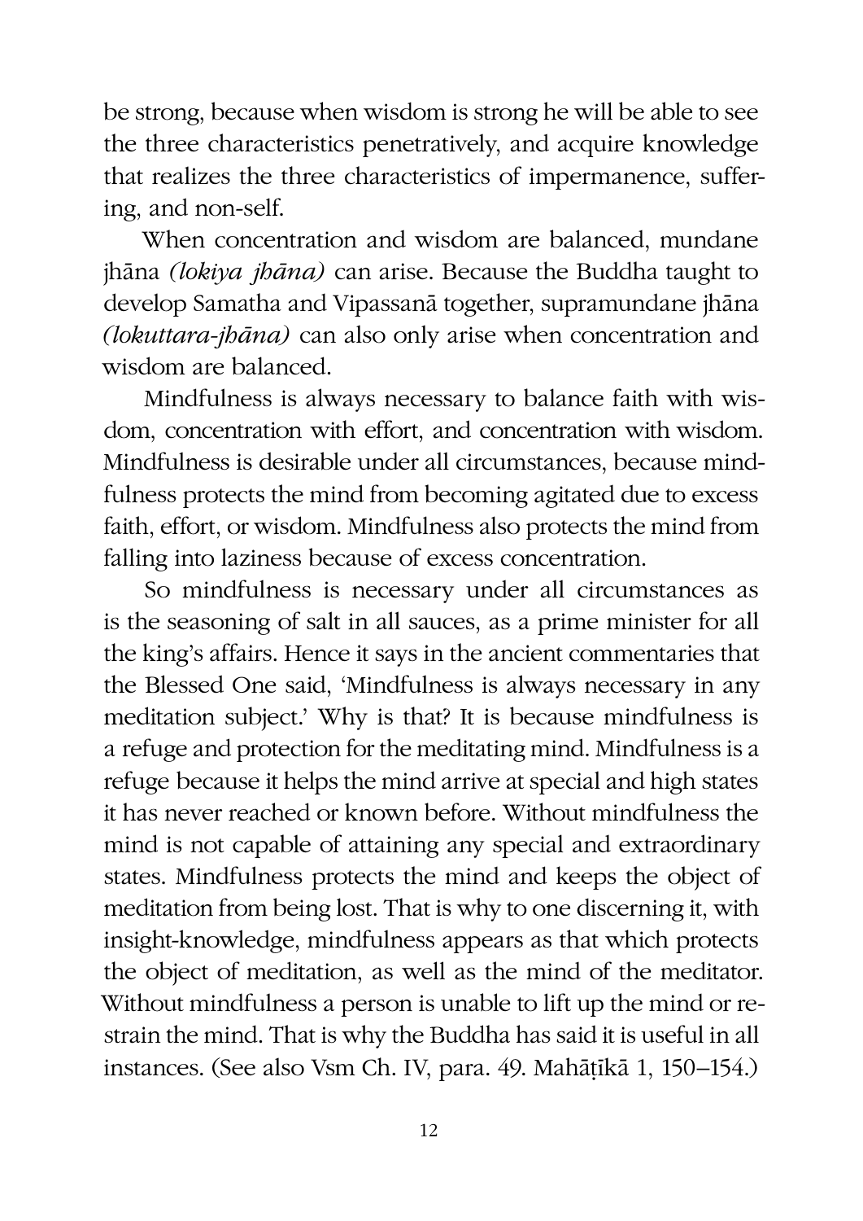be strong, because when wisdom is strong he will be able to see the three characteristics penetratively, and acquire knowledge that realizes the three characteristics of impermanence, suffering, and non-self.

When concentration and wisdom are balanced, mundane jhāna *(lokiya jhāna)* can arise. Because the Buddha taught to develop Samatha and Vipassanā together, supramundane jhāna *(lokuttara-jhāna)* can also only arise when concentration and wisdom are balanced.

Mindfulness is always necessary to balance faith with wisdom, concentration with effort, and concentration with wisdom. Mindfulness is desirable under all circumstances, because mindfulness protects the mind from becoming agitated due to excess faith, effort, or wisdom. Mindfulness also protects the mind from falling into laziness because of excess concentration.

So mindfulness is necessary under all circumstances as is the seasoning of salt in all sauces, as a prime minister for all the king's affairs. Hence it says in the ancient commentaries that the Blessed One said, 'Mindfulness is always necessary in any meditation subject.' Why is that? It is because mindfulness is a refuge and protection for the meditating mind. Mindfulness is a refuge because it helps the mind arrive at special and high states it has never reached or known before. Without mindfulness the mind is not capable of attaining any special and extraordinary states. Mindfulness protects the mind and keeps the object of meditation from being lost. That is why to one discerning it, with insight-knowledge, mindfulness appears as that which protects the object of meditation, as well as the mind of the meditator. Without mindfulness a person is unable to lift up the mind or restrain the mind. That is why the Buddha has said it is useful in all instances. (See also Vsm Ch. IV, para. 49. Mahāṭīkā 1, 150–154.)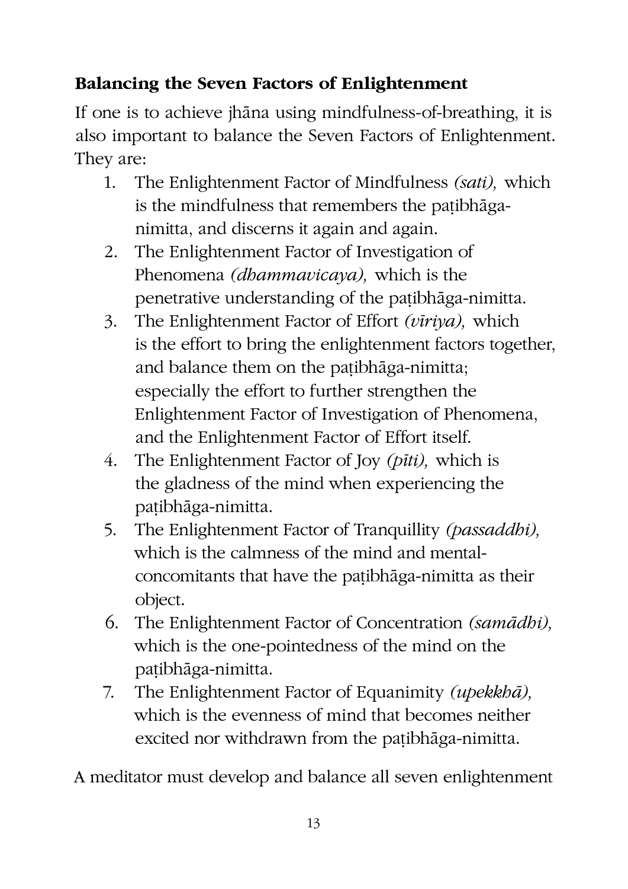### Balancing the Seven Factors of Enlightenment

If one is to achieve jhāna using mindfulness-of-breathing, it is also important to balance the Seven Factors of Enlightenment. They are:

1. The Enlightenment Factor of Mindfulness *(sati),* which is the mindfulness that remembers the paṭibhāga-nimitta, and discerns it again and again.
2. The Enlightenment Factor of Investigation of Phenomena *(dhammavicaya),* which is the penetrative understanding of the paṭibhāga-nimitta.
3. The Enlightenment Factor of Effort *(vīriya),* which is the effort to bring the enlightenment factors together, and balance them on the paṭibhāga-nimitta; especially the effort to further strengthen the Enlightenment Factor of Investigation of Phenomena, and the Enlightenment Factor of Effort itself.
4. The Enlightenment Factor of Joy *(pīti),* which is the gladness of the mind when experiencing the paṭibhāga-nimitta.
5. The Enlightenment Factor of Tranquillity *(passaddhi),* which is the calmness of the mind and mental-concomitants that have the paṭibhāga-nimitta as their object.
6. The Enlightenment Factor of Concentration *(samādhi),* which is the one-pointedness of the mind on the paṭibhāga-nimitta.
7. The Enlightenment Factor of Equanimity *(upekkhā),* which is the evenness of mind that becomes neither excited nor withdrawn from the paṭibhāga-nimitta.

A meditator must develop and balance all seven enlightenment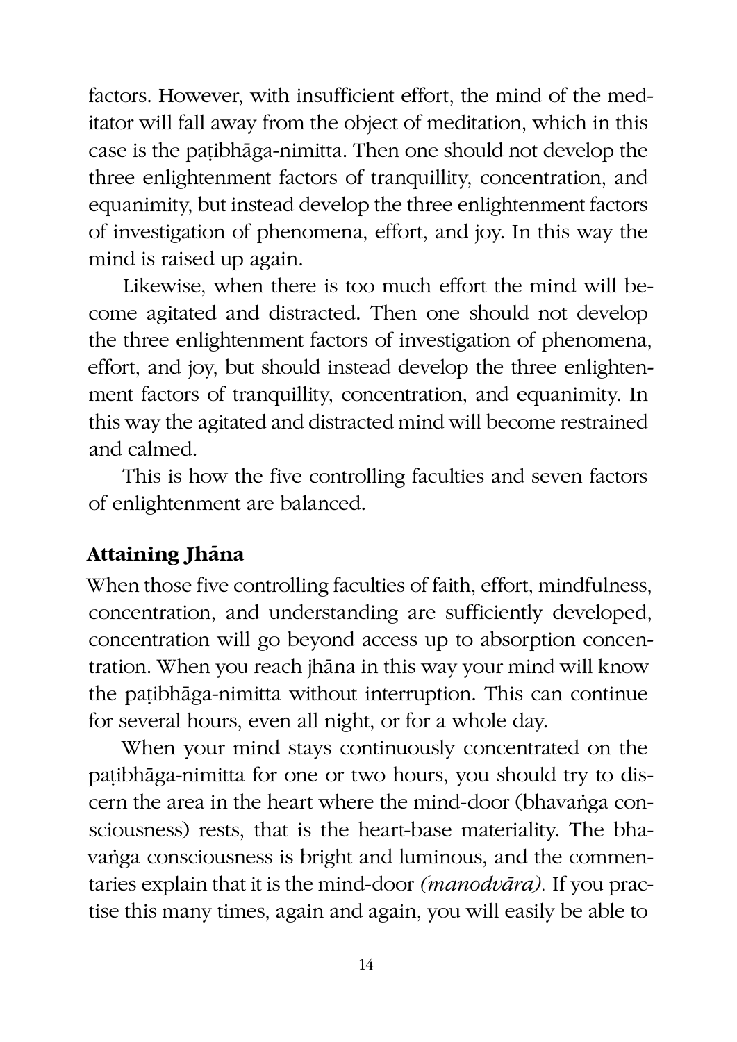factors. However, with insufficient effort, the mind of the meditator will fall away from the object of meditation, which in this case is the paṭibhāga-nimitta. Then one should not develop the three enlightenment factors of tranquillity, concentration, and equanimity, but instead develop the three enlightenment factors of investigation of phenomena, effort, and joy. In this way the mind is raised up again.

Likewise, when there is too much effort the mind will become agitated and distracted. Then one should not develop the three enlightenment factors of investigation of phenomena, effort, and joy, but should instead develop the three enlightenment factors of tranquillity, concentration, and equanimity. In this way the agitated and distracted mind will become restrained and calmed.

This is how the five controlling faculties and seven factors of enlightenment are balanced.

### Attaining Jhāna

When those five controlling faculties of faith, effort, mindfulness, concentration, and understanding are sufficiently developed, concentration will go beyond access up to absorption concentration. When you reach jhāna in this way your mind will know the paṭibhāga-nimitta without interruption. This can continue for several hours, even all night, or for a whole day.

When your mind stays continuously concentrated on the paṭibhāga-nimitta for one or two hours, you should try to discern the area in the heart where the mind-door (bhavaṅga consciousness) rests, that is the heart-base materiality. The bhavaṅga consciousness is bright and luminous, and the commentaries explain that it is the mind-door *(manodvāra)*. If you practise this many times, again and again, you will easily be able to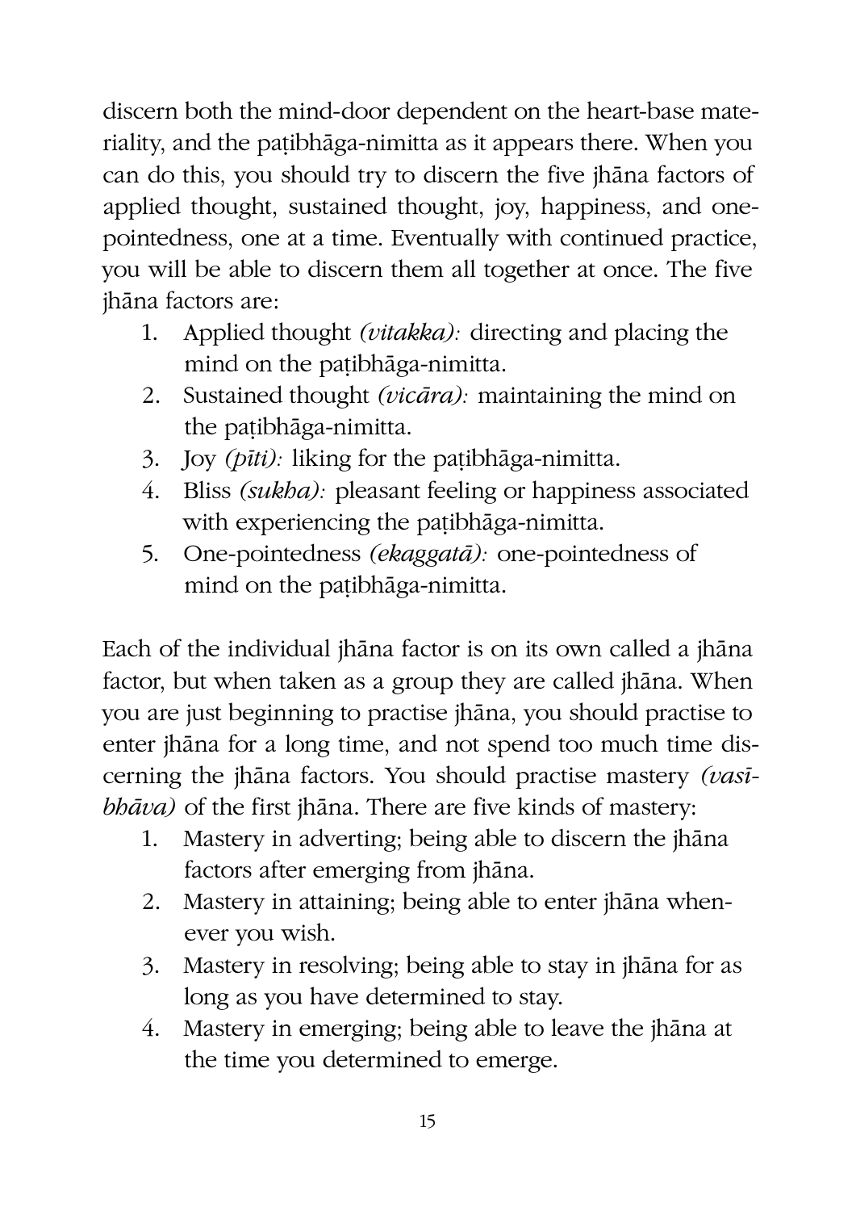discern both the mind-door dependent on the heart-base materiality, and the paṭibhāga-nimitta as it appears there. When you can do this, you should try to discern the five jhāna factors of applied thought, sustained thought, joy, happiness, and one-pointedness, one at a time. Eventually with continued practice, you will be able to discern them all together at once. The five jhāna factors are:

1. Applied thought *(vitakka):* directing and placing the mind on the paṭibhāga-nimitta.
2. Sustained thought *(vicāra):* maintaining the mind on the paṭibhāga-nimitta.
3. Joy *(pīti):* liking for the paṭibhāga-nimitta.
4. Bliss *(sukha):* pleasant feeling or happiness associated with experiencing the paṭibhāga-nimitta.
5. One-pointedness *(ekaggatā):* one-pointedness of mind on the paṭibhāga-nimitta.

Each of the individual jhāna factor is on its own called a jhāna factor, but when taken as a group they are called jhāna. When you are just beginning to practise jhāna, you should practise to enter jhāna for a long time, and not spend too much time discerning the jhāna factors. You should practise mastery *(vasībhāva)* of the first jhāna. There are five kinds of mastery:

1. Mastery in adverting; being able to discern the jhāna factors after emerging from jhāna.
2. Mastery in attaining; being able to enter jhāna whenever you wish.
3. Mastery in resolving; being able to stay in jhāna for as long as you have determined to stay.
4. Mastery in emerging; being able to leave the jhāna at the time you determined to emerge.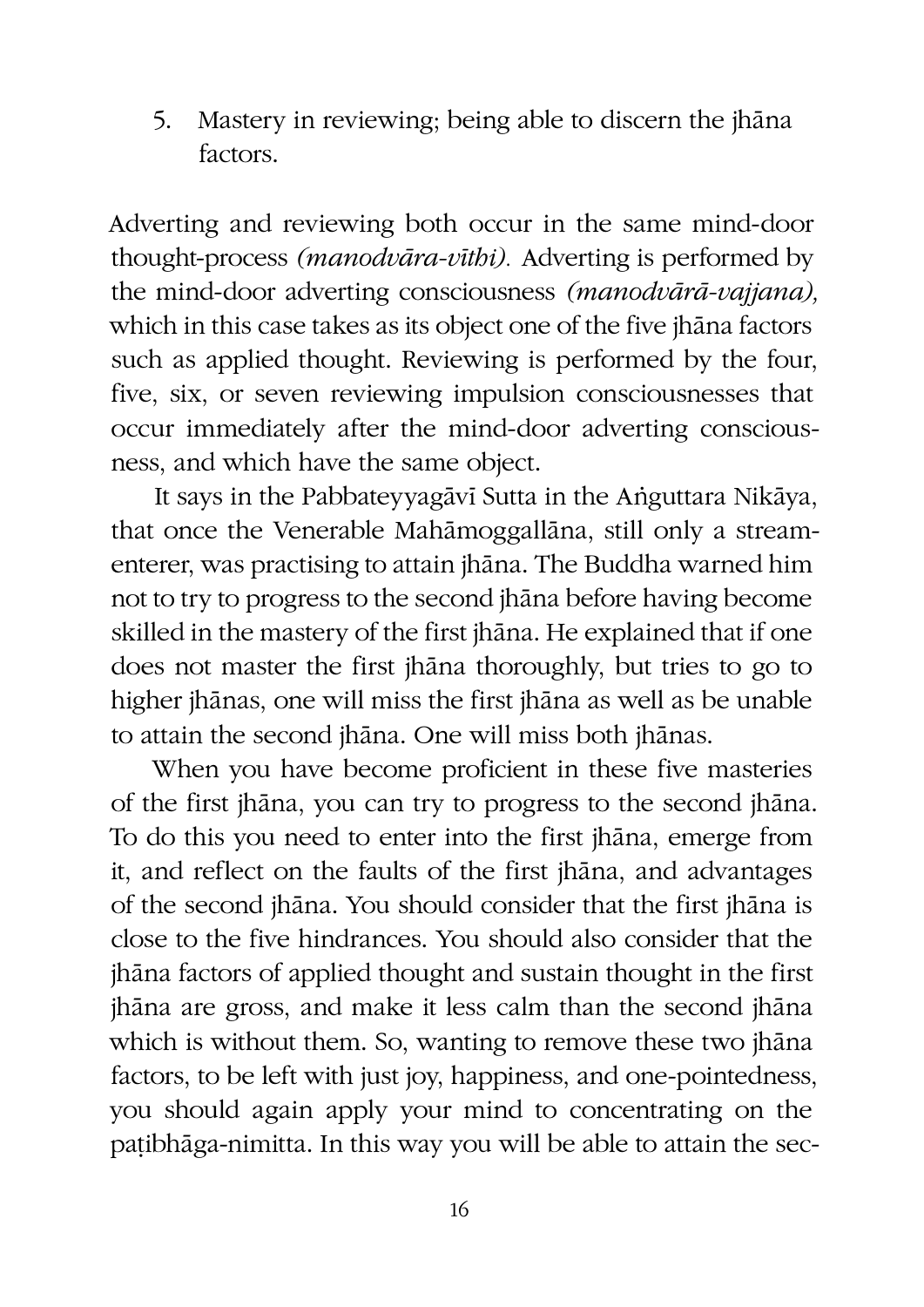5. Mastery in reviewing; being able to discern the jhāna factors.

Adverting and reviewing both occur in the same mind-door thought-process *(manodvāra-vīthi).* Adverting is performed by the mind-door adverting consciousness *(manodvārā-vajjana),* which in this case takes as its object one of the five jhāna factors such as applied thought. Reviewing is performed by the four, five, six, or seven reviewing impulsion consciousnesses that occur immediately after the mind-door adverting consciousness, and which have the same object.

It says in the Pabbateyyagāvī Sutta in the Aṅguttara Nikāya, that once the Venerable Mahāmoggallāna, still only a stream-enterer, was practising to attain jhāna. The Buddha warned him not to try to progress to the second jhāna before having become skilled in the mastery of the first jhāna. He explained that if one does not master the first jhāna thoroughly, but tries to go to higher jhānas, one will miss the first jhāna as well as be unable to attain the second jhāna. One will miss both jhānas.

When you have become proficient in these five masteries of the first jhāna, you can try to progress to the second jhāna. To do this you need to enter into the first jhāna, emerge from it, and reflect on the faults of the first jhāna, and advantages of the second jhāna. You should consider that the first jhāna is close to the five hindrances. You should also consider that the jhāna factors of applied thought and sustain thought in the first jhāna are gross, and make it less calm than the second jhāna which is without them. So, wanting to remove these two jhāna factors, to be left with just joy, happiness, and one-pointedness, you should again apply your mind to concentrating on the paṭibhāga-nimitta. In this way you will be able to attain the sec-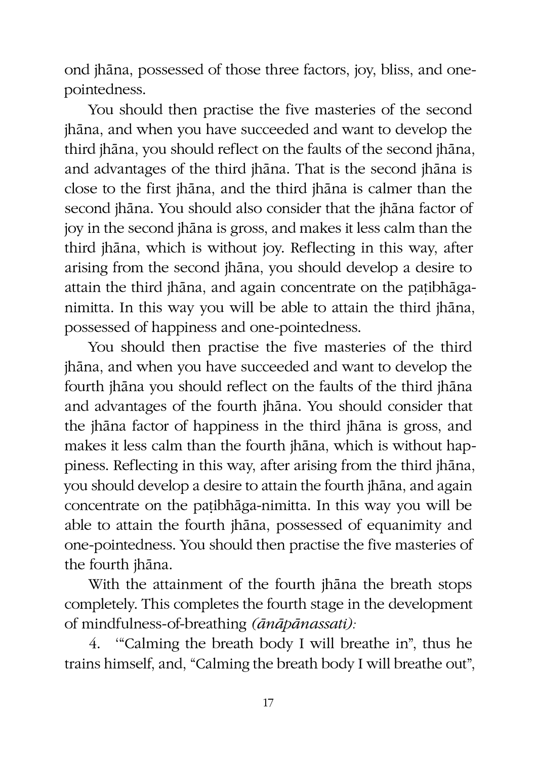ond jhāna, possessed of those three factors, joy, bliss, and one-pointedness.

You should then practise the five masteries of the second jhāna, and when you have succeeded and want to develop the third jhāna, you should reflect on the faults of the second jhāna, and advantages of the third jhāna. That is the second jhāna is close to the first jhāna, and the third jhāna is calmer than the second jhāna. You should also consider that the jhāna factor of joy in the second jhāna is gross, and makes it less calm than the third jhāna, which is without joy. Reflecting in this way, after arising from the second jhāna, you should develop a desire to attain the third jhāna, and again concentrate on the paṭibhāga-nimitta. In this way you will be able to attain the third jhāna, possessed of happiness and one-pointedness.

You should then practise the five masteries of the third jhāna, and when you have succeeded and want to develop the fourth jhāna you should reflect on the faults of the third jhāna and advantages of the fourth jhāna. You should consider that the jhāna factor of happiness in the third jhāna is gross, and makes it less calm than the fourth jhāna, which is without happiness. Reflecting in this way, after arising from the third jhāna, you should develop a desire to attain the fourth jhāna, and again concentrate on the paṭibhāga-nimitta. In this way you will be able to attain the fourth jhāna, possessed of equanimity and one-pointedness. You should then practise the five masteries of the fourth jhāna.

With the attainment of the fourth jhāna the breath stops completely. This completes the fourth stage in the development of mindfulness-of-breathing *(ānāpānassati):*

4. '"Calming the breath body I will breathe in", thus he trains himself, and, "Calming the breath body I will breathe out",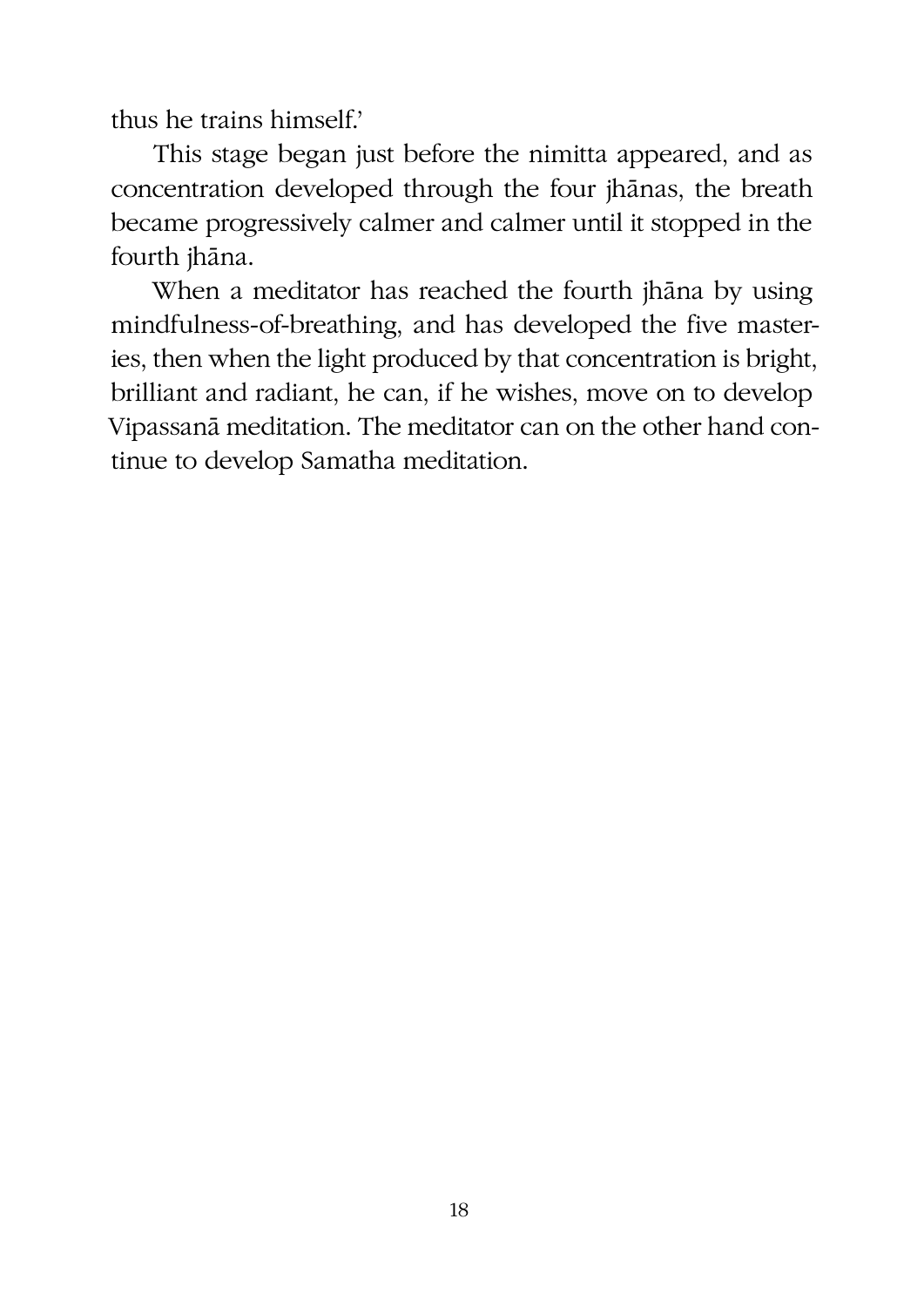thus he trains himself.'

This stage began just before the nimitta appeared, and as concentration developed through the four jhānas, the breath became progressively calmer and calmer until it stopped in the fourth jhāna.

When a meditator has reached the fourth jhāna by using mindfulness-of-breathing, and has developed the five masteries, then when the light produced by that concentration is bright, brilliant and radiant, he can, if he wishes, move on to develop Vipassanā meditation. The meditator can on the other hand continue to develop Samatha meditation.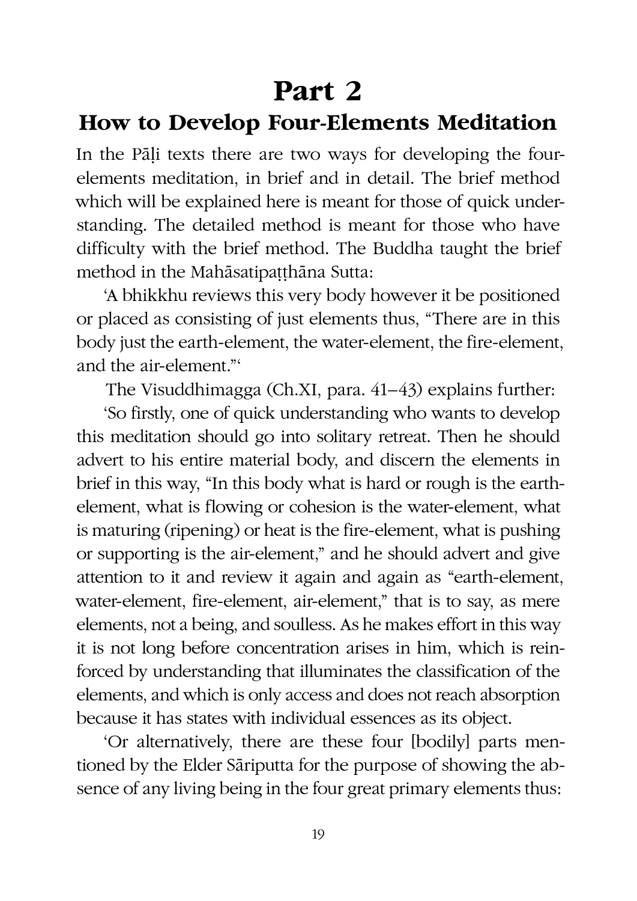# Part 2

## How to Develop Four-Elements Meditation

In the Pāḷi texts there are two ways for developing the four-elements meditation, in brief and in detail. The brief method which will be explained here is meant for those of quick understanding. The detailed method is meant for those who have difficulty with the brief method. The Buddha taught the brief method in the Mahāsatipaṭṭhāna Sutta:

'A bhikkhu reviews this very body however it be positioned or placed as consisting of just elements thus, "There are in this body just the earth-element, the water-element, the fire-element, and the air-element."'

The Visuddhimagga (Ch.XI, para. 41–43) explains further:

'So firstly, one of quick understanding who wants to develop this meditation should go into solitary retreat. Then he should advert to his entire material body, and discern the elements in brief in this way, "In this body what is hard or rough is the earth-element, what is flowing or cohesion is the water-element, what is maturing (ripening) or heat is the fire-element, what is pushing or supporting is the air-element," and he should advert and give attention to it and review it again and again as "earth-element, water-element, fire-element, air-element," that is to say, as mere elements, not a being, and soulless. As he makes effort in this way it is not long before concentration arises in him, which is reinforced by understanding that illuminates the classification of the elements, and which is only access and does not reach absorption because it has states with individual essences as its object.

'Or alternatively, there are these four [bodily] parts mentioned by the Elder Sāriputta for the purpose of showing the absence of any living being in the four great primary elements thus: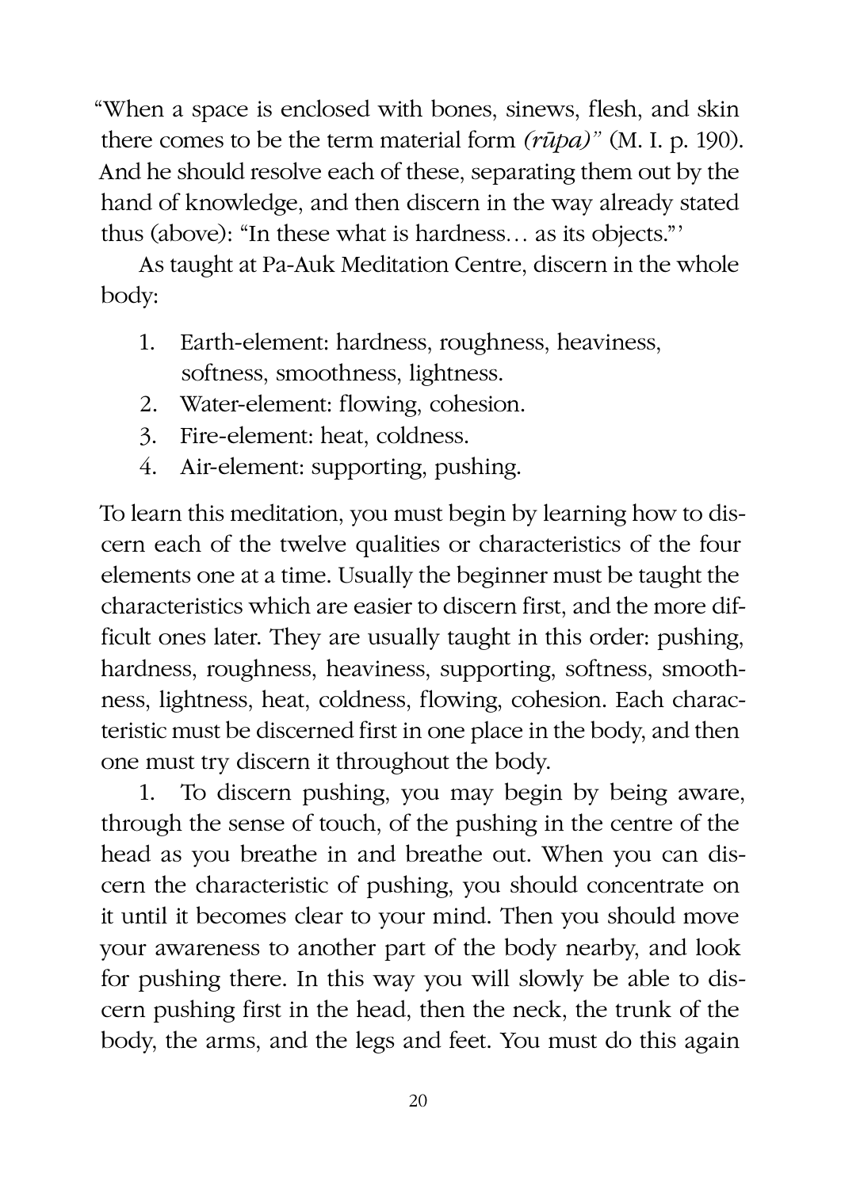"When a space is enclosed with bones, sinews, flesh, and skin there comes to be the term material form *(rūpa)"* (M. I. p. 190). And he should resolve each of these, separating them out by the hand of knowledge, and then discern in the way already stated thus (above): "In these what is hardness… as its objects."'

As taught at Pa-Auk Meditation Centre, discern in the whole body:

1. Earth-element: hardness, roughness, heaviness, softness, smoothness, lightness.
2. Water-element: flowing, cohesion.
3. Fire-element: heat, coldness.
4. Air-element: supporting, pushing.

To learn this meditation, you must begin by learning how to discern each of the twelve qualities or characteristics of the four elements one at a time. Usually the beginner must be taught the characteristics which are easier to discern first, and the more difficult ones later. They are usually taught in this order: pushing, hardness, roughness, heaviness, supporting, softness, smoothness, lightness, heat, coldness, flowing, cohesion. Each characteristic must be discerned first in one place in the body, and then one must try discern it throughout the body.

1. To discern pushing, you may begin by being aware, through the sense of touch, of the pushing in the centre of the head as you breathe in and breathe out. When you can discern the characteristic of pushing, you should concentrate on it until it becomes clear to your mind. Then you should move your awareness to another part of the body nearby, and look for pushing there. In this way you will slowly be able to discern pushing first in the head, then the neck, the trunk of the body, the arms, and the legs and feet. You must do this again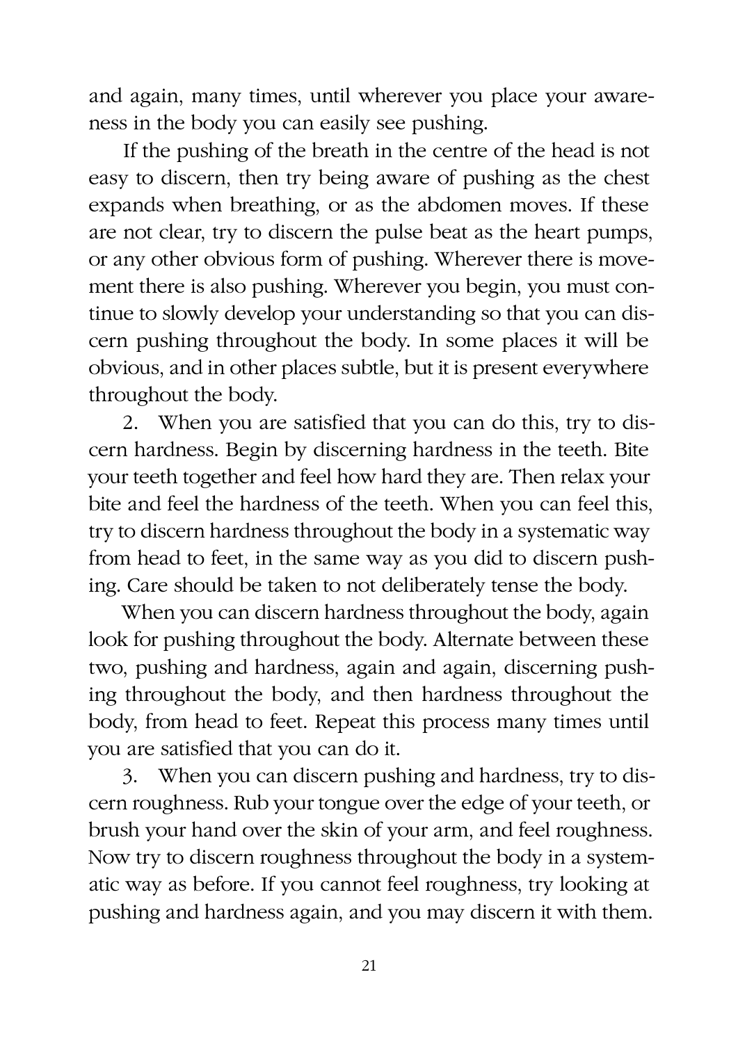and again, many times, until wherever you place your awareness in the body you can easily see pushing.

If the pushing of the breath in the centre of the head is not easy to discern, then try being aware of pushing as the chest expands when breathing, or as the abdomen moves. If these are not clear, try to discern the pulse beat as the heart pumps, or any other obvious form of pushing. Wherever there is movement there is also pushing. Wherever you begin, you must continue to slowly develop your understanding so that you can discern pushing throughout the body. In some places it will be obvious, and in other places subtle, but it is present everywhere throughout the body.

2. When you are satisfied that you can do this, try to discern hardness. Begin by discerning hardness in the teeth. Bite your teeth together and feel how hard they are. Then relax your bite and feel the hardness of the teeth. When you can feel this, try to discern hardness throughout the body in a systematic way from head to feet, in the same way as you did to discern pushing. Care should be taken to not deliberately tense the body.

When you can discern hardness throughout the body, again look for pushing throughout the body. Alternate between these two, pushing and hardness, again and again, discerning pushing throughout the body, and then hardness throughout the body, from head to feet. Repeat this process many times until you are satisfied that you can do it.

3. When you can discern pushing and hardness, try to discern roughness. Rub your tongue over the edge of your teeth, or brush your hand over the skin of your arm, and feel roughness. Now try to discern roughness throughout the body in a systematic way as before. If you cannot feel roughness, try looking at pushing and hardness again, and you may discern it with them.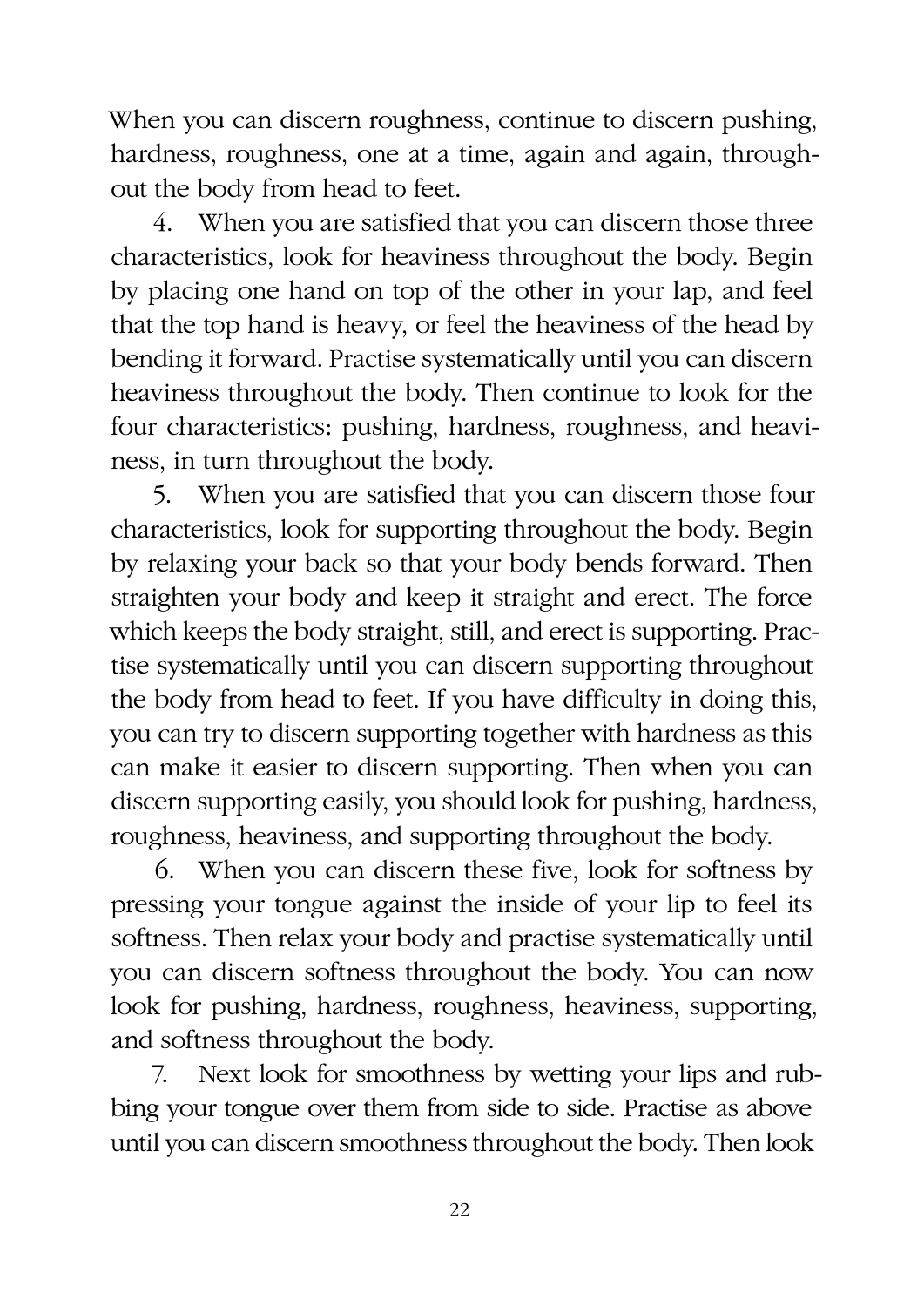When you can discern roughness, continue to discern pushing, hardness, roughness, one at a time, again and again, throughout the body from head to feet.

4. When you are satisfied that you can discern those three characteristics, look for heaviness throughout the body. Begin by placing one hand on top of the other in your lap, and feel that the top hand is heavy, or feel the heaviness of the head by bending it forward. Practise systematically until you can discern heaviness throughout the body. Then continue to look for the four characteristics: pushing, hardness, roughness, and heaviness, in turn throughout the body.

5. When you are satisfied that you can discern those four characteristics, look for supporting throughout the body. Begin by relaxing your back so that your body bends forward. Then straighten your body and keep it straight and erect. The force which keeps the body straight, still, and erect is supporting. Practise systematically until you can discern supporting throughout the body from head to feet. If you have difficulty in doing this, you can try to discern supporting together with hardness as this can make it easier to discern supporting. Then when you can discern supporting easily, you should look for pushing, hardness, roughness, heaviness, and supporting throughout the body.

6. When you can discern these five, look for softness by pressing your tongue against the inside of your lip to feel its softness. Then relax your body and practise systematically until you can discern softness throughout the body. You can now look for pushing, hardness, roughness, heaviness, supporting, and softness throughout the body.

7. Next look for smoothness by wetting your lips and rubbing your tongue over them from side to side. Practise as above until you can discern smoothness throughout the body. Then look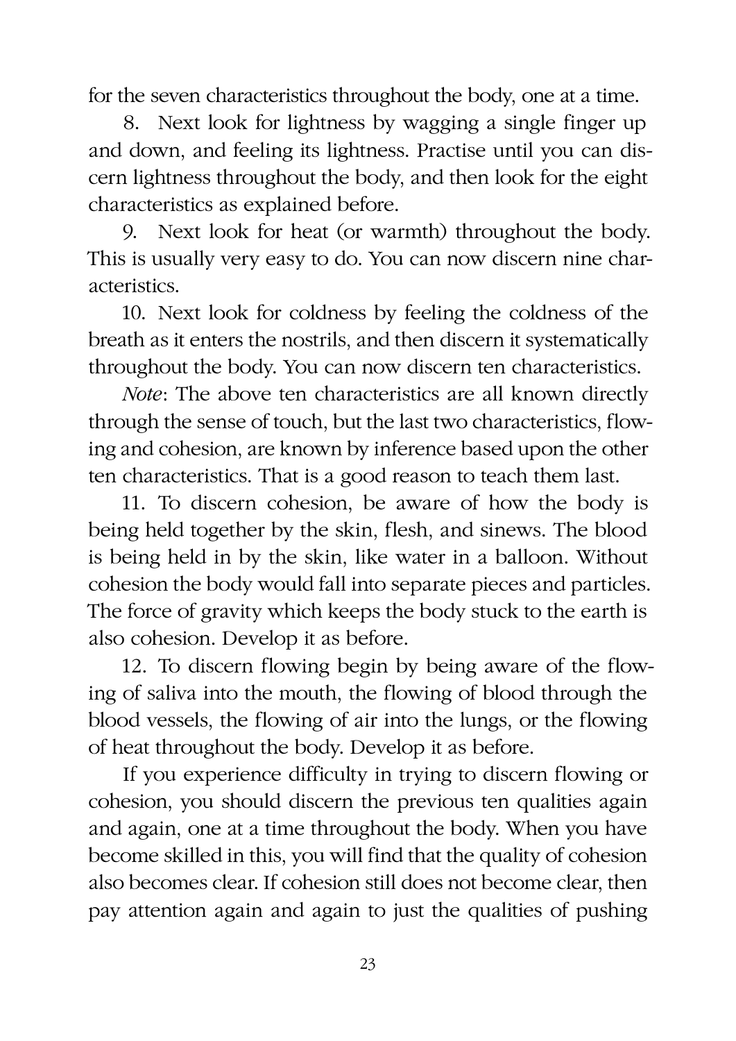for the seven characteristics throughout the body, one at a time.

8. Next look for lightness by wagging a single finger up and down, and feeling its lightness. Practise until you can discern lightness throughout the body, and then look for the eight characteristics as explained before.

9. Next look for heat (or warmth) throughout the body. This is usually very easy to do. You can now discern nine characteristics.

10. Next look for coldness by feeling the coldness of the breath as it enters the nostrils, and then discern it systematically throughout the body. You can now discern ten characteristics.

*Note*: The above ten characteristics are all known directly through the sense of touch, but the last two characteristics, flowing and cohesion, are known by inference based upon the other ten characteristics. That is a good reason to teach them last.

11. To discern cohesion, be aware of how the body is being held together by the skin, flesh, and sinews. The blood is being held in by the skin, like water in a balloon. Without cohesion the body would fall into separate pieces and particles. The force of gravity which keeps the body stuck to the earth is also cohesion. Develop it as before.

12. To discern flowing begin by being aware of the flowing of saliva into the mouth, the flowing of blood through the blood vessels, the flowing of air into the lungs, or the flowing of heat throughout the body. Develop it as before.

If you experience difficulty in trying to discern flowing or cohesion, you should discern the previous ten qualities again and again, one at a time throughout the body. When you have become skilled in this, you will find that the quality of cohesion also becomes clear. If cohesion still does not become clear, then pay attention again and again to just the qualities of pushing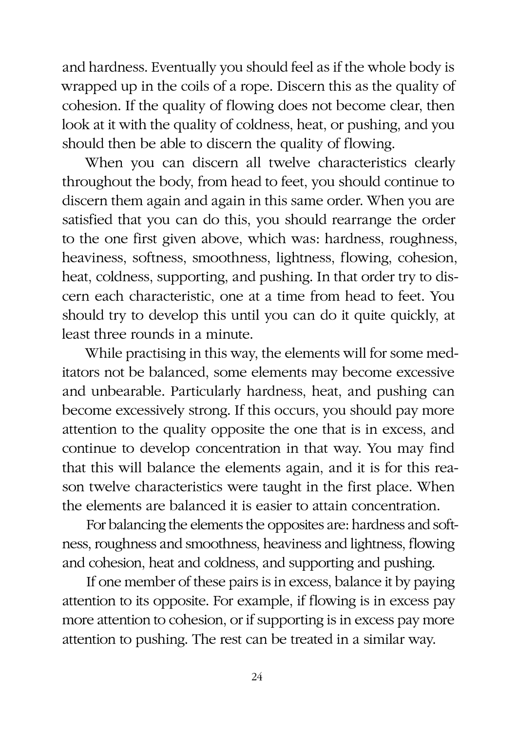and hardness. Eventually you should feel as if the whole body is wrapped up in the coils of a rope. Discern this as the quality of cohesion. If the quality of flowing does not become clear, then look at it with the quality of coldness, heat, or pushing, and you should then be able to discern the quality of flowing.

When you can discern all twelve characteristics clearly throughout the body, from head to feet, you should continue to discern them again and again in this same order. When you are satisfied that you can do this, you should rearrange the order to the one first given above, which was: hardness, roughness, heaviness, softness, smoothness, lightness, flowing, cohesion, heat, coldness, supporting, and pushing. In that order try to discern each characteristic, one at a time from head to feet. You should try to develop this until you can do it quite quickly, at least three rounds in a minute.

While practising in this way, the elements will for some meditators not be balanced, some elements may become excessive and unbearable. Particularly hardness, heat, and pushing can become excessively strong. If this occurs, you should pay more attention to the quality opposite the one that is in excess, and continue to develop concentration in that way. You may find that this will balance the elements again, and it is for this reason twelve characteristics were taught in the first place. When the elements are balanced it is easier to attain concentration.

For balancing the elements the opposites are: hardness and softness, roughness and smoothness, heaviness and lightness, flowing and cohesion, heat and coldness, and supporting and pushing.

If one member of these pairs is in excess, balance it by paying attention to its opposite. For example, if flowing is in excess pay more attention to cohesion, or if supporting is in excess pay more attention to pushing. The rest can be treated in a similar way.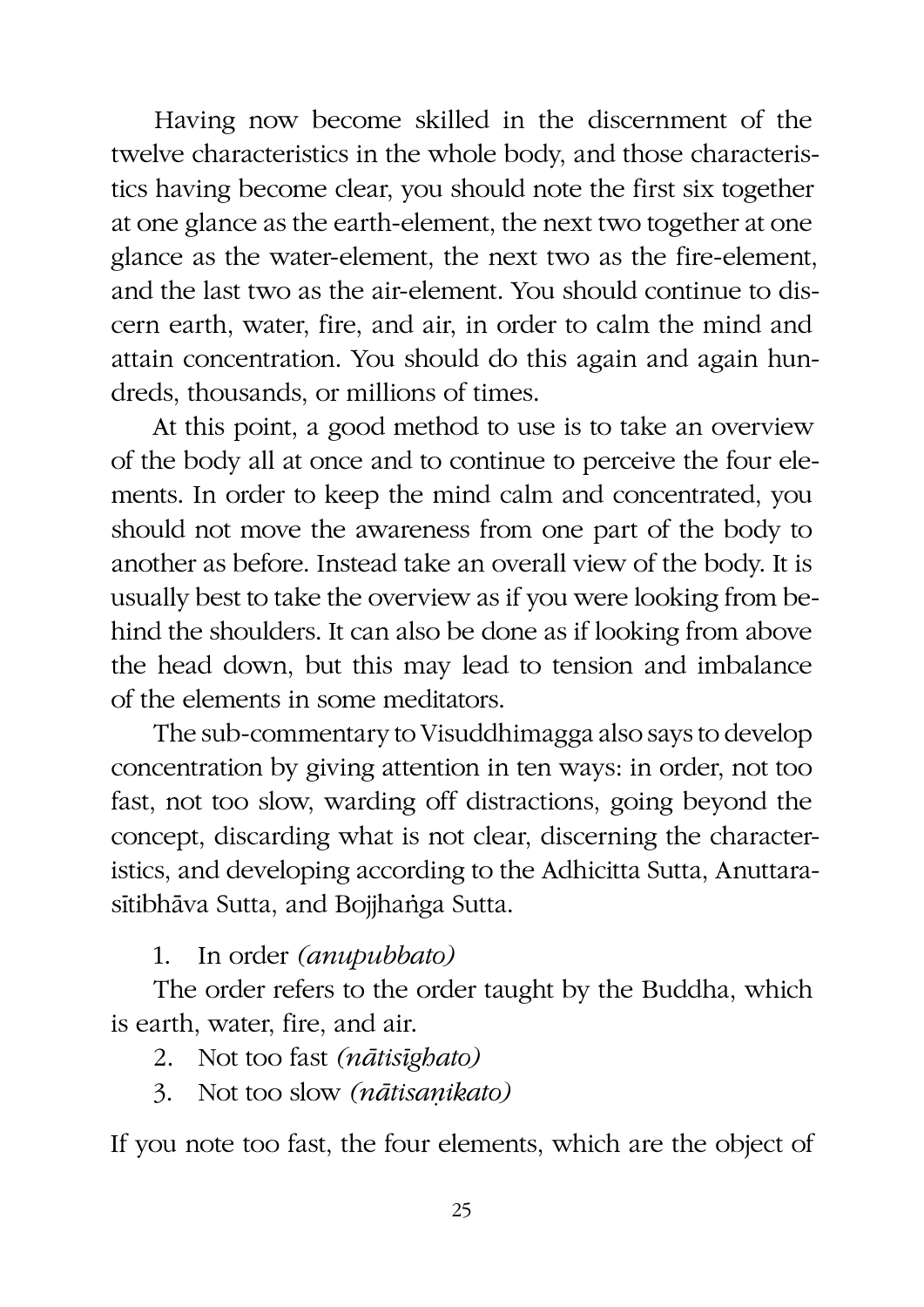Having now become skilled in the discernment of the twelve characteristics in the whole body, and those characteristics having become clear, you should note the first six together at one glance as the earth-element, the next two together at one glance as the water-element, the next two as the fire-element, and the last two as the air-element. You should continue to discern earth, water, fire, and air, in order to calm the mind and attain concentration. You should do this again and again hundreds, thousands, or millions of times.

At this point, a good method to use is to take an overview of the body all at once and to continue to perceive the four elements. In order to keep the mind calm and concentrated, you should not move the awareness from one part of the body to another as before. Instead take an overall view of the body. It is usually best to take the overview as if you were looking from behind the shoulders. It can also be done as if looking from above the head down, but this may lead to tension and imbalance of the elements in some meditators.

The sub-commentary to Visuddhimagga also says to develop concentration by giving attention in ten ways: in order, not too fast, not too slow, warding off distractions, going beyond the concept, discarding what is not clear, discerning the characteristics, and developing according to the Adhicitta Sutta, Anuttarasītibhāva Sutta, and Bojjhaṅga Sutta.

1. In order *(anupubbato)*

The order refers to the order taught by the Buddha, which is earth, water, fire, and air.

2. Not too fast *(nātisīghato)*
3. Not too slow *(nātisaṇikato)*

If you note too fast, the four elements, which are the object of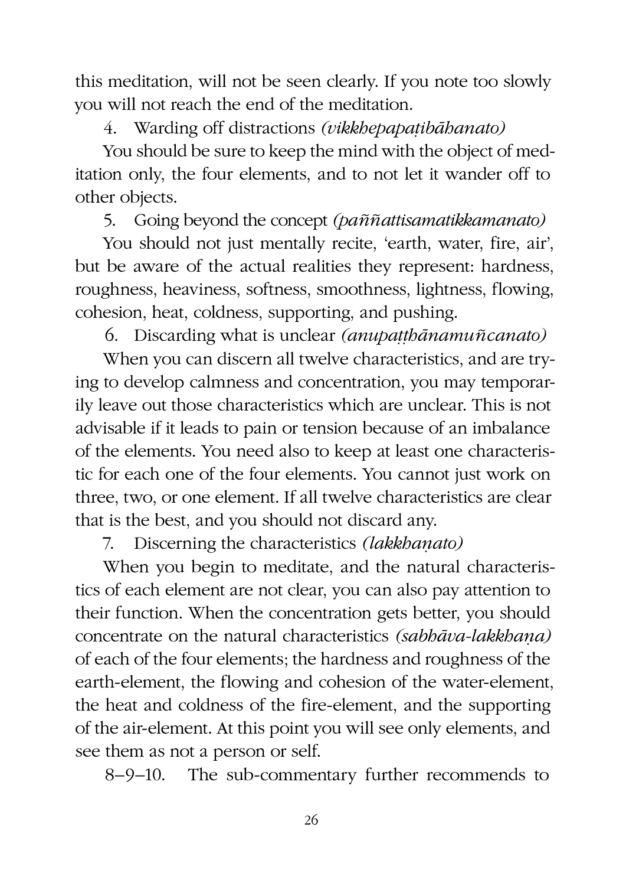this meditation, will not be seen clearly. If you note too slowly you will not reach the end of the meditation.

4. Warding off distractions *(vikkhepapaṭibāhanato)*

You should be sure to keep the mind with the object of meditation only, the four elements, and to not let it wander off to other objects.

5. Going beyond the concept *(paññattisamatikkamanato)*

You should not just mentally recite, 'earth, water, fire, air', but be aware of the actual realities they represent: hardness, roughness, heaviness, softness, smoothness, lightness, flowing, cohesion, heat, coldness, supporting, and pushing.

6. Discarding what is unclear *(anupaṭṭhānamuñcanato)*

When you can discern all twelve characteristics, and are trying to develop calmness and concentration, you may temporarily leave out those characteristics which are unclear. This is not advisable if it leads to pain or tension because of an imbalance of the elements. You need also to keep at least one characteristic for each one of the four elements. You cannot just work on three, two, or one element. If all twelve characteristics are clear that is the best, and you should not discard any.

7. Discerning the characteristics *(lakkhaṇato)*

When you begin to meditate, and the natural characteristics of each element are not clear, you can also pay attention to their function. When the concentration gets better, you should concentrate on the natural characteristics *(sabhāva-lakkhaṇa)* of each of the four elements; the hardness and roughness of the earth-element, the flowing and cohesion of the water-element, the heat and coldness of the fire-element, and the supporting of the air-element. At this point you will see only elements, and see them as not a person or self.

8–9–10. The sub-commentary further recommends to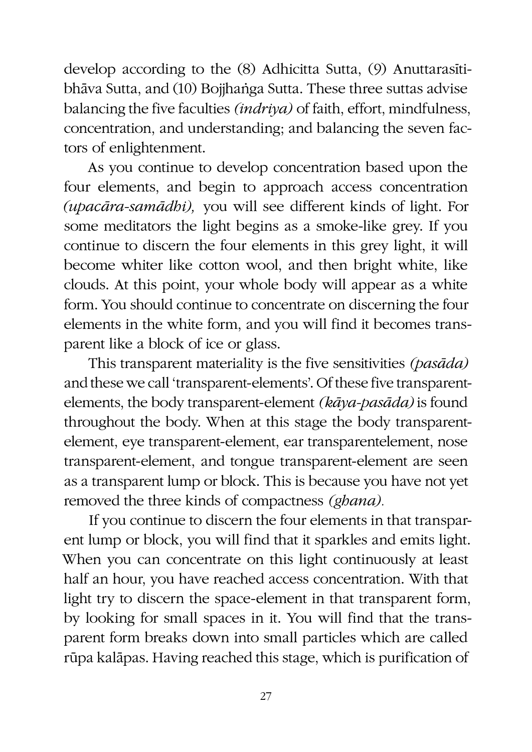develop according to the (8) Adhicitta Sutta, (9) Anuttarasīti-bhāva Sutta, and (10) Bojjhaṅga Sutta. These three suttas advise balancing the five faculties *(indriya)* of faith, effort, mindfulness, concentration, and understanding; and balancing the seven factors of enlightenment.

As you continue to develop concentration based upon the four elements, and begin to approach access concentration *(upacāra-samādhi),* you will see different kinds of light. For some meditators the light begins as a smoke-like grey. If you continue to discern the four elements in this grey light, it will become whiter like cotton wool, and then bright white, like clouds. At this point, your whole body will appear as a white form. You should continue to concentrate on discerning the four elements in the white form, and you will find it becomes transparent like a block of ice or glass.

This transparent materiality is the five sensitivities *(pasāda)* and these we call 'transparent-elements'. Of these five transparent-elements, the body transparent-element *(kāya-pasāda)* is found throughout the body. When at this stage the body transparent-element, eye transparent-element, ear transparentelement, nose transparent-element, and tongue transparent-element are seen as a transparent lump or block. This is because you have not yet removed the three kinds of compactness *(ghana).*

If you continue to discern the four elements in that transparent lump or block, you will find that it sparkles and emits light. When you can concentrate on this light continuously at least half an hour, you have reached access concentration. With that light try to discern the space-element in that transparent form, by looking for small spaces in it. You will find that the transparent form breaks down into small particles which are called rūpa kalāpas. Having reached this stage, which is purification of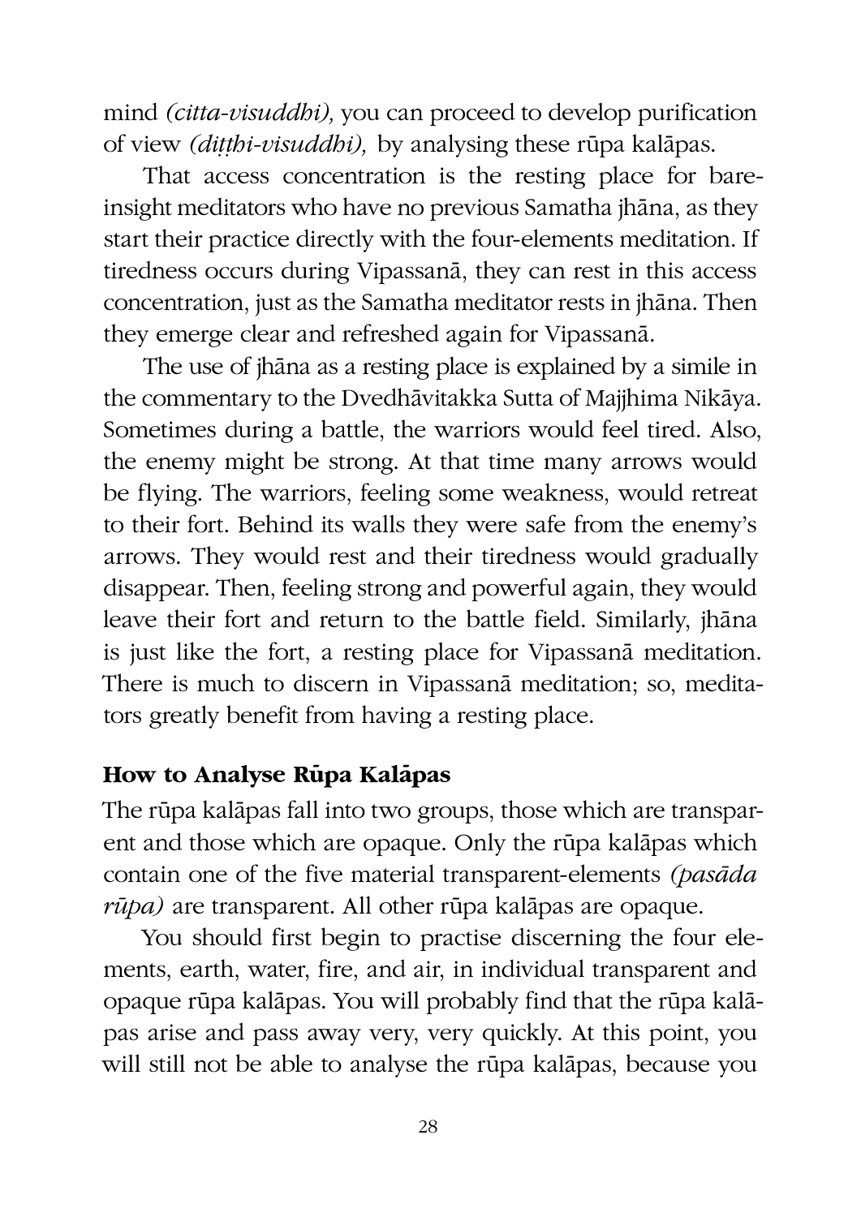mind *(citta-visuddhi),* you can proceed to develop purification of view *(diṭṭhi-visuddhi),* by analysing these rūpa kalāpas.

That access concentration is the resting place for bare-insight meditators who have no previous Samatha jhāna, as they start their practice directly with the four-elements meditation. If tiredness occurs during Vipassanā, they can rest in this access concentration, just as the Samatha meditator rests in jhāna. Then they emerge clear and refreshed again for Vipassanā.

The use of jhāna as a resting place is explained by a simile in the commentary to the Dvedhāvitakka Sutta of Majjhima Nikāya. Sometimes during a battle, the warriors would feel tired. Also, the enemy might be strong. At that time many arrows would be flying. The warriors, feeling some weakness, would retreat to their fort. Behind its walls they were safe from the enemy's arrows. They would rest and their tiredness would gradually disappear. Then, feeling strong and powerful again, they would leave their fort and return to the battle field. Similarly, jhāna is just like the fort, a resting place for Vipassanā meditation. There is much to discern in Vipassanā meditation; so, meditators greatly benefit from having a resting place.

## How to Analyse Rūpa Kalāpas

The rūpa kalāpas fall into two groups, those which are transparent and those which are opaque. Only the rūpa kalāpas which contain one of the five material transparent-elements *(pasāda rūpa)* are transparent. All other rūpa kalāpas are opaque.

You should first begin to practise discerning the four elements, earth, water, fire, and air, in individual transparent and opaque rūpa kalāpas. You will probably find that the rūpa kalāpas arise and pass away very, very quickly. At this point, you will still not be able to analyse the rūpa kalāpas, because you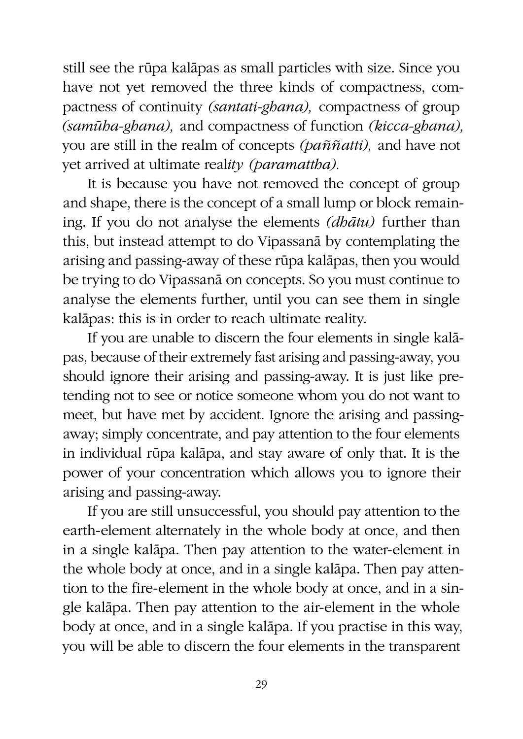still see the rūpa kalāpas as small particles with size. Since you have not yet removed the three kinds of compactness, compactness of continuity *(santati-ghana),* compactness of group *(samūha-ghana),* and compactness of function *(kicca-ghana),* you are still in the realm of concepts *(paññatti),* and have not yet arrived at ultimate real*ity (paramattha).*

It is because you have not removed the concept of group and shape, there is the concept of a small lump or block remaining. If you do not analyse the elements *(dhātu)* further than this, but instead attempt to do Vipassanā by contemplating the arising and passing-away of these rūpa kalāpas, then you would be trying to do Vipassanā on concepts. So you must continue to analyse the elements further, until you can see them in single kalāpas: this is in order to reach ultimate reality.

If you are unable to discern the four elements in single kalāpas, because of their extremely fast arising and passing-away, you should ignore their arising and passing-away. It is just like pretending not to see or notice someone whom you do not want to meet, but have met by accident. Ignore the arising and passing-away; simply concentrate, and pay attention to the four elements in individual rūpa kalāpa, and stay aware of only that. It is the power of your concentration which allows you to ignore their arising and passing-away.

If you are still unsuccessful, you should pay attention to the earth-element alternately in the whole body at once, and then in a single kalāpa. Then pay attention to the water-element in the whole body at once, and in a single kalāpa. Then pay attention to the fire-element in the whole body at once, and in a single kalāpa. Then pay attention to the air-element in the whole body at once, and in a single kalāpa. If you practise in this way, you will be able to discern the four elements in the transparent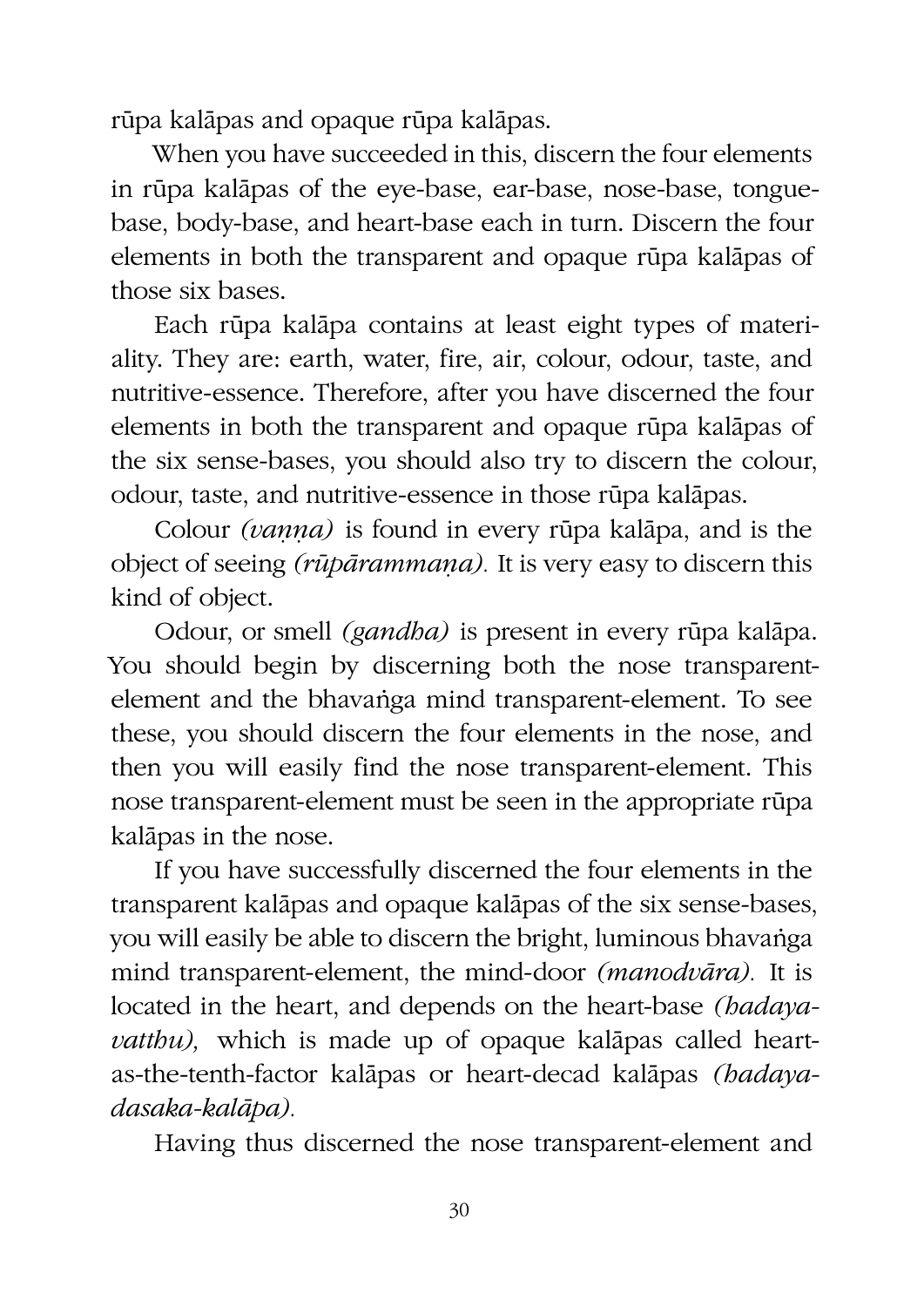rūpa kalāpas and opaque rūpa kalāpas.

When you have succeeded in this, discern the four elements in rūpa kalāpas of the eye-base, ear-base, nose-base, tongue-base, body-base, and heart-base each in turn. Discern the four elements in both the transparent and opaque rūpa kalāpas of those six bases.

Each rūpa kalāpa contains at least eight types of materiality. They are: earth, water, fire, air, colour, odour, taste, and nutritive-essence. Therefore, after you have discerned the four elements in both the transparent and opaque rūpa kalāpas of the six sense-bases, you should also try to discern the colour, odour, taste, and nutritive-essence in those rūpa kalāpas.

Colour *(vaṇṇa)* is found in every rūpa kalāpa, and is the object of seeing *(rūpārammaṇa).* It is very easy to discern this kind of object.

Odour, or smell *(gandha)* is present in every rūpa kalāpa. You should begin by discerning both the nose transparent-element and the bhavaṅga mind transparent-element. To see these, you should discern the four elements in the nose, and then you will easily find the nose transparent-element. This nose transparent-element must be seen in the appropriate rūpa kalāpas in the nose.

If you have successfully discerned the four elements in the transparent kalāpas and opaque kalāpas of the six sense-bases, you will easily be able to discern the bright, luminous bhavaṅga mind transparent-element, the mind-door *(manodvāra).* It is located in the heart, and depends on the heart-base *(hadaya-vatthu),* which is made up of opaque kalāpas called heart-as-the-tenth-factor kalāpas or heart-decad kalāpas *(hadaya-dasaka-kalāpa).*

Having thus discerned the nose transparent-element and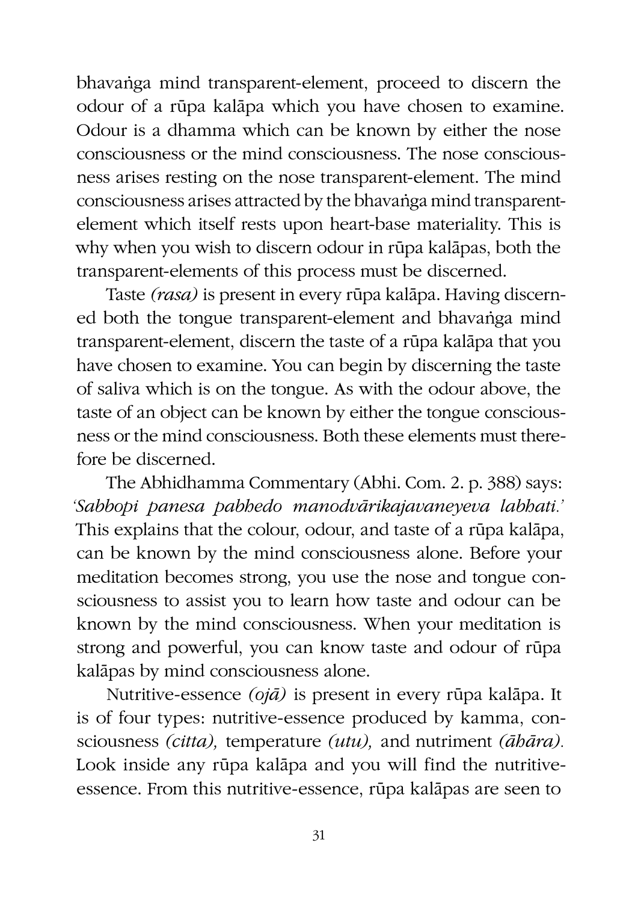bhavaṅga mind transparent-element, proceed to discern the odour of a rūpa kalāpa which you have chosen to examine. Odour is a dhamma which can be known by either the nose consciousness or the mind consciousness. The nose consciousness arises resting on the nose transparent-element. The mind consciousness arises attracted by the bhavaṅga mind transparent-element which itself rests upon heart-base materiality. This is why when you wish to discern odour in rūpa kalāpas, both the transparent-elements of this process must be discerned.

Taste *(rasa)* is present in every rūpa kalāpa. Having discerned both the tongue transparent-element and bhavaṅga mind transparent-element, discern the taste of a rūpa kalāpa that you have chosen to examine. You can begin by discerning the taste of saliva which is on the tongue. As with the odour above, the taste of an object can be known by either the tongue consciousness or the mind consciousness. Both these elements must therefore be discerned.

The Abhidhamma Commentary (Abhi. Com. 2. p. 388) says: *'Sabbopi panesa pabhedo manodvārikajavaneyeva labhati.'* This explains that the colour, odour, and taste of a rūpa kalāpa, can be known by the mind consciousness alone. Before your meditation becomes strong, you use the nose and tongue consciousness to assist you to learn how taste and odour can be known by the mind consciousness. When your meditation is strong and powerful, you can know taste and odour of rūpa kalāpas by mind consciousness alone.

Nutritive-essence *(ojā)* is present in every rūpa kalāpa. It is of four types: nutritive-essence produced by kamma, consciousness *(citta),* temperature *(utu),* and nutriment *(āhāra).* Look inside any rūpa kalāpa and you will find the nutritive-essence. From this nutritive-essence, rūpa kalāpas are seen to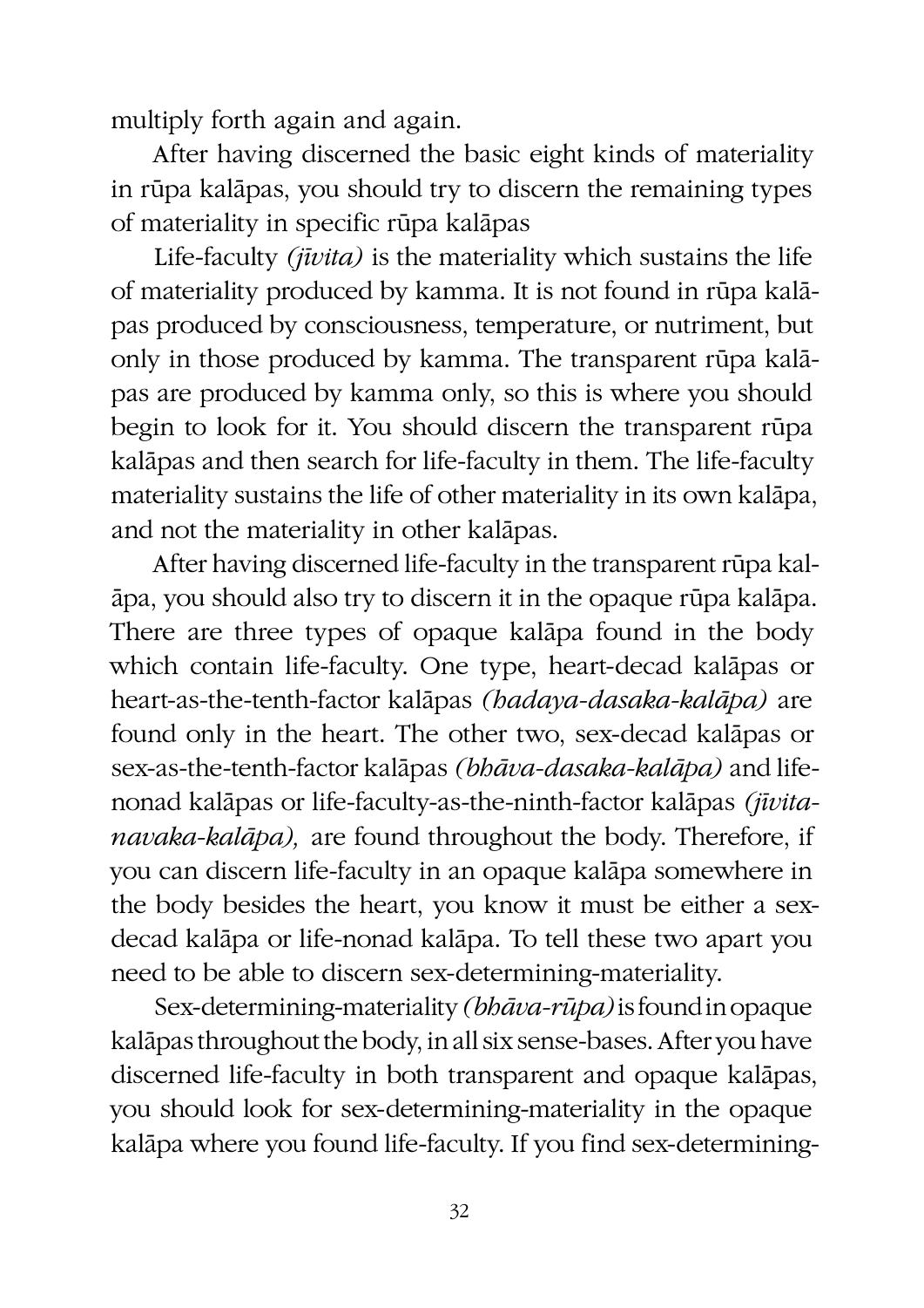multiply forth again and again.

After having discerned the basic eight kinds of materiality in rūpa kalāpas, you should try to discern the remaining types of materiality in specific rūpa kalāpas

Life-faculty *(jīvita)* is the materiality which sustains the life of materiality produced by kamma. It is not found in rūpa kalāpas produced by consciousness, temperature, or nutriment, but only in those produced by kamma. The transparent rūpa kalāpas are produced by kamma only, so this is where you should begin to look for it. You should discern the transparent rūpa kalāpas and then search for life-faculty in them. The life-faculty materiality sustains the life of other materiality in its own kalāpa, and not the materiality in other kalāpas.

After having discerned life-faculty in the transparent rūpa kalāpa, you should also try to discern it in the opaque rūpa kalāpa. There are three types of opaque kalāpa found in the body which contain life-faculty. One type, heart-decad kalāpas or heart-as-the-tenth-factor kalāpas *(hadaya-dasaka-kalāpa)* are found only in the heart. The other two, sex-decad kalāpas or sex-as-the-tenth-factor kalāpas *(bhāva-dasaka-kalāpa)* and life-nonad kalāpas or life-faculty-as-the-ninth-factor kalāpas *(jīvita-navaka-kalāpa),* are found throughout the body. Therefore, if you can discern life-faculty in an opaque kalāpa somewhere in the body besides the heart, you know it must be either a sex-decad kalāpa or life-nonad kalāpa. To tell these two apart you need to be able to discern sex-determining-materiality.

Sex-determining-materiality *(bhāva-rūpa)* is found in opaque kalāpas throughout the body, in all six sense-bases. After you have discerned life-faculty in both transparent and opaque kalāpas, you should look for sex-determining-materiality in the opaque kalāpa where you found life-faculty. If you find sex-determining-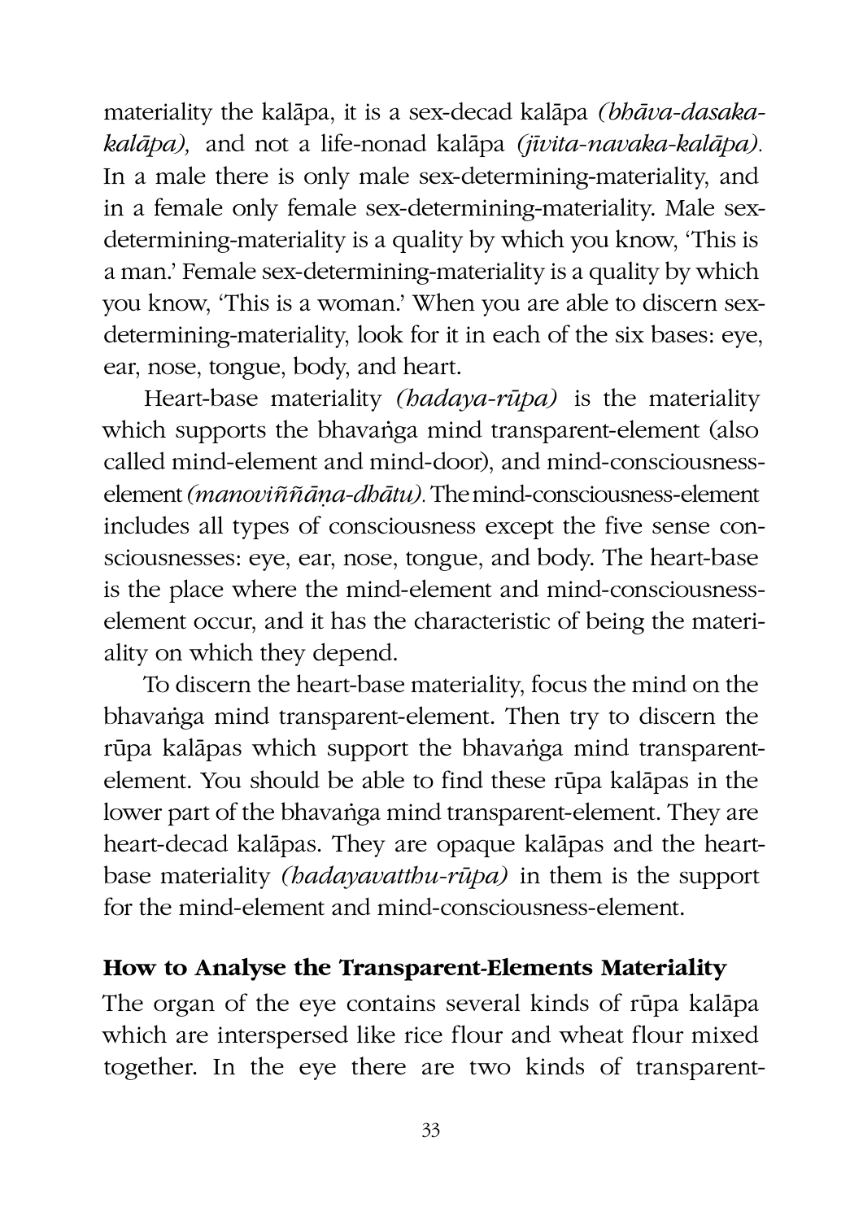materiality the kalāpa, it is a sex-decad kalāpa *(bhāva-dasaka-kalāpa),* and not a life-nonad kalāpa *(jīvita-navaka-kalāpa).* In a male there is only male sex-determining-materiality, and in a female only female sex-determining-materiality. Male sex-determining-materiality is a quality by which you know, 'This is a man.' Female sex-determining-materiality is a quality by which you know, 'This is a woman.' When you are able to discern sex-determining-materiality, look for it in each of the six bases: eye, ear, nose, tongue, body, and heart.

Heart-base materiality *(hadaya-rūpa)* is the materiality which supports the bhavaṅga mind transparent-element (also called mind-element and mind-door), and mind-consciousness-element *(manoviññāṇa-dhātu).* The mind-consciousness-element includes all types of consciousness except the five sense consciousnesses: eye, ear, nose, tongue, and body. The heart-base is the place where the mind-element and mind-consciousness-element occur, and it has the characteristic of being the materiality on which they depend.

To discern the heart-base materiality, focus the mind on the bhavaṅga mind transparent-element. Then try to discern the rūpa kalāpas which support the bhavaṅga mind transparent-element. You should be able to find these rūpa kalāpas in the lower part of the bhavaṅga mind transparent-element. They are heart-decad kalāpas. They are opaque kalāpas and the heart-base materiality *(hadayavatthu-rūpa)* in them is the support for the mind-element and mind-consciousness-element.

## How to Analyse the Transparent-Elements Materiality

The organ of the eye contains several kinds of rūpa kalāpa which are interspersed like rice flour and wheat flour mixed together. In the eye there are two kinds of transparent-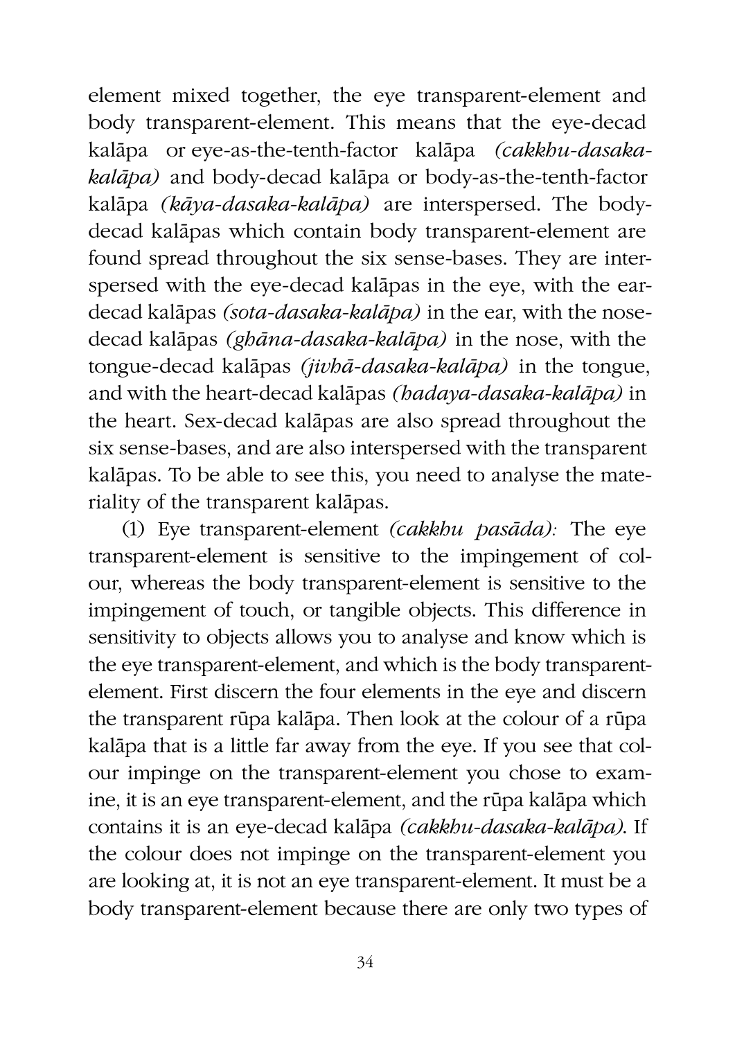element mixed together, the eye transparent-element and body transparent-element. This means that the eye-decad kalāpa or eye-as-the-tenth-factor kalāpa *(cakkhu-dasaka-kalāpa)* and body-decad kalāpa or body-as-the-tenth-factor kalāpa *(kāya-dasaka-kalāpa)* are interspersed. The body-decad kalāpas which contain body transparent-element are found spread throughout the six sense-bases. They are interspersed with the eye-decad kalāpas in the eye, with the ear-decad kalāpas *(sota-dasaka-kalāpa)* in the ear, with the nose-decad kalāpas *(ghāna-dasaka-kalāpa)* in the nose, with the tongue-decad kalāpas *(jivhā-dasaka-kalāpa)* in the tongue, and with the heart-decad kalāpas *(hadaya-dasaka-kalāpa)* in the heart. Sex-decad kalāpas are also spread throughout the six sense-bases, and are also interspersed with the transparent kalāpas. To be able to see this, you need to analyse the materiality of the transparent kalāpas.

(1) Eye transparent-element *(cakkhu pasāda):* The eye transparent-element is sensitive to the impingement of colour, whereas the body transparent-element is sensitive to the impingement of touch, or tangible objects. This difference in sensitivity to objects allows you to analyse and know which is the eye transparent-element, and which is the body transparent-element. First discern the four elements in the eye and discern the transparent rūpa kalāpa. Then look at the colour of a rūpa kalāpa that is a little far away from the eye. If you see that colour impinge on the transparent-element you chose to examine, it is an eye transparent-element, and the rūpa kalāpa which contains it is an eye-decad kalāpa *(cakkhu-dasaka-kalāpa)*. If the colour does not impinge on the transparent-element you are looking at, it is not an eye transparent-element. It must be a body transparent-element because there are only two types of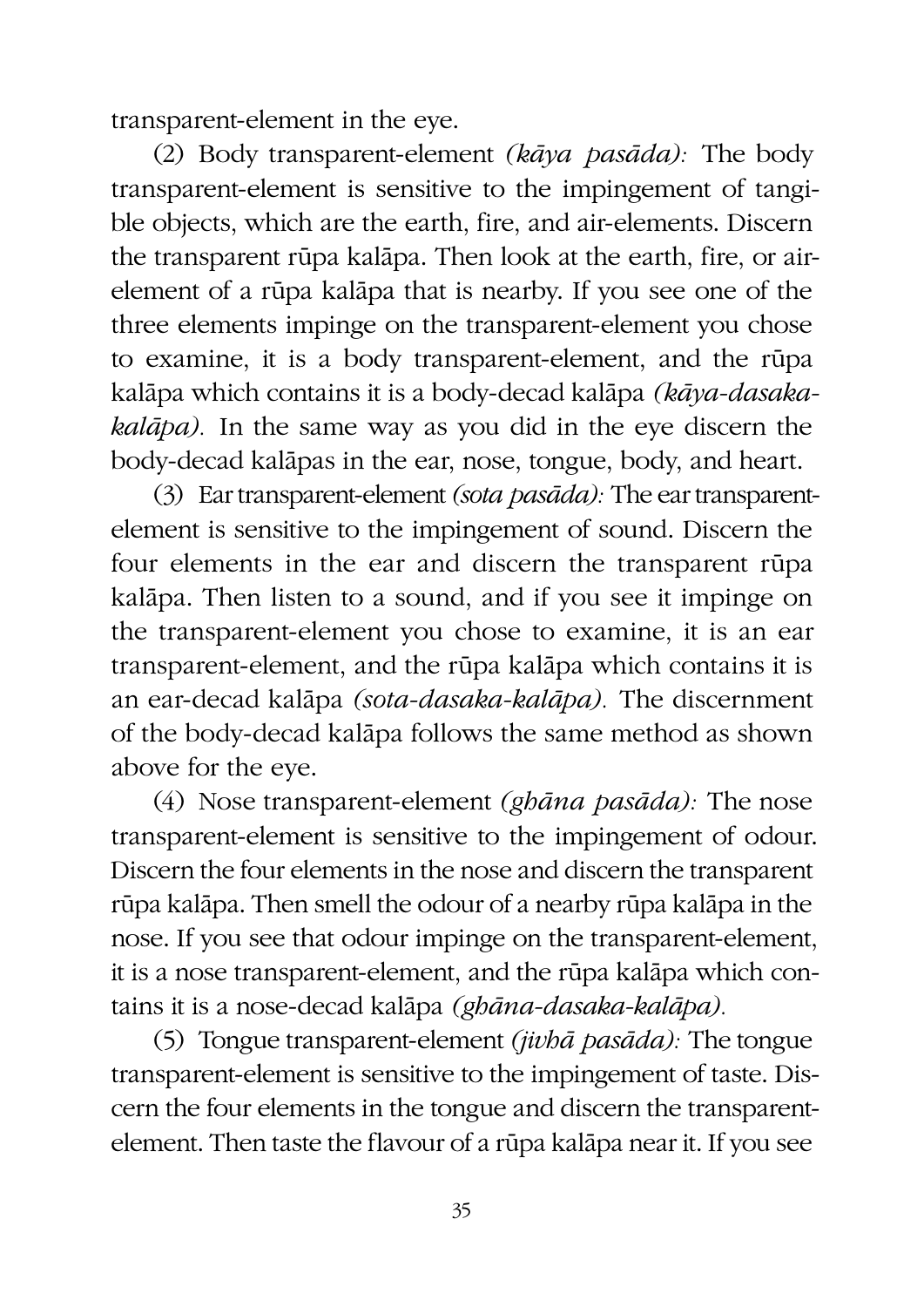transparent-element in the eye.

(2) Body transparent-element *(kāya pasāda):* The body transparent-element is sensitive to the impingement of tangible objects, which are the earth, fire, and air-elements. Discern the transparent rūpa kalāpa. Then look at the earth, fire, or air-element of a rūpa kalāpa that is nearby. If you see one of the three elements impinge on the transparent-element you chose to examine, it is a body transparent-element, and the rūpa kalāpa which contains it is a body-decad kalāpa *(kāya-dasaka-kalāpa).* In the same way as you did in the eye discern the body-decad kalāpas in the ear, nose, tongue, body, and heart.

(3) Ear transparent-element *(sota pasāda):* The ear transparent-element is sensitive to the impingement of sound. Discern the four elements in the ear and discern the transparent rūpa kalāpa. Then listen to a sound, and if you see it impinge on the transparent-element you chose to examine, it is an ear transparent-element, and the rūpa kalāpa which contains it is an ear-decad kalāpa *(sota-dasaka-kalāpa).* The discernment of the body-decad kalāpa follows the same method as shown above for the eye.

(4) Nose transparent-element *(ghāna pasāda):* The nose transparent-element is sensitive to the impingement of odour. Discern the four elements in the nose and discern the transparent rūpa kalāpa. Then smell the odour of a nearby rūpa kalāpa in the nose. If you see that odour impinge on the transparent-element, it is a nose transparent-element, and the rūpa kalāpa which contains it is a nose-decad kalāpa *(ghāna-dasaka-kalāpa).*

(5) Tongue transparent-element *(jivhā pasāda):* The tongue transparent-element is sensitive to the impingement of taste. Discern the four elements in the tongue and discern the transparent-element. Then taste the flavour of a rūpa kalāpa near it. If you see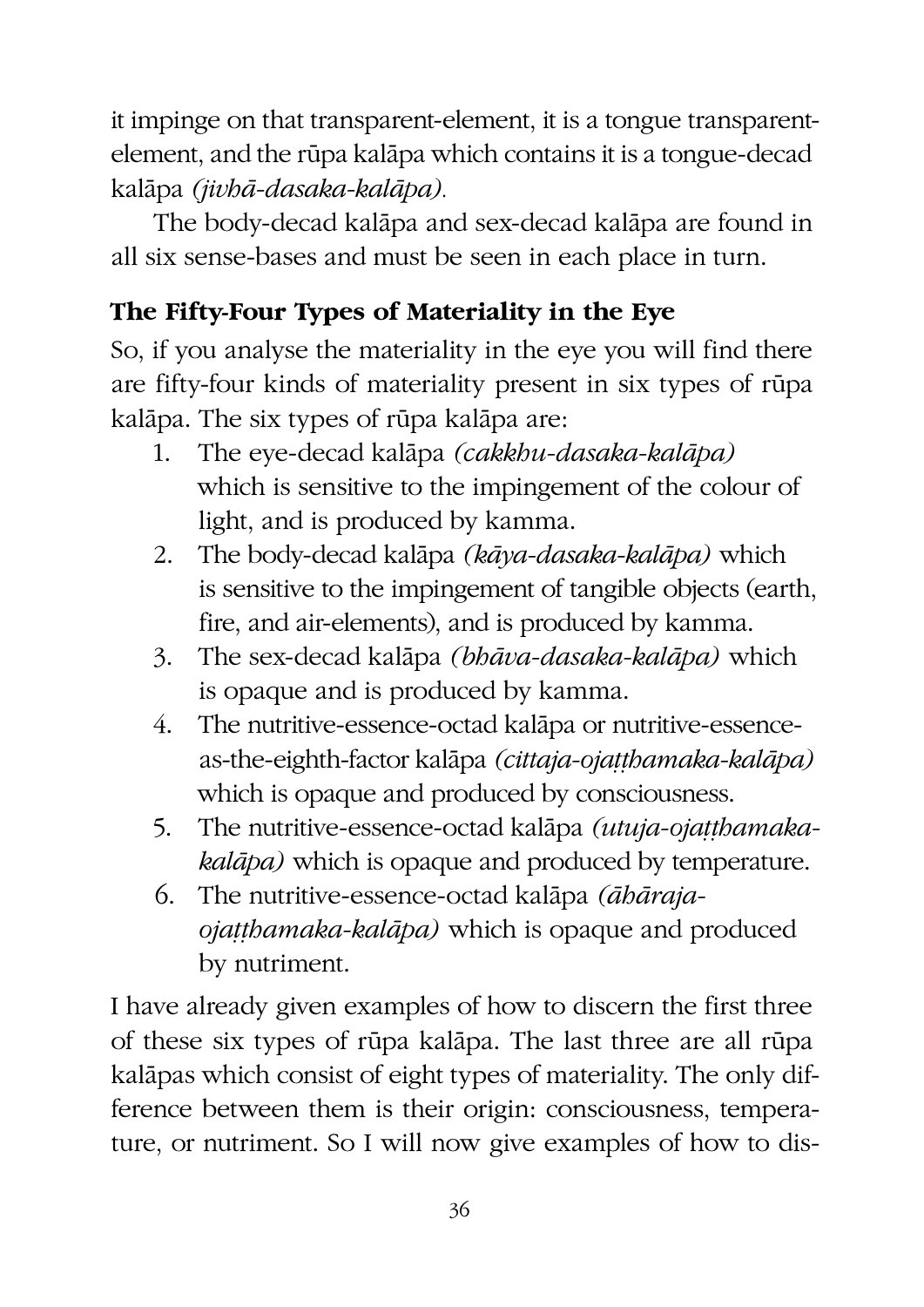it impinge on that transparent-element, it is a tongue transparent-element, and the rūpa kalāpa which contains it is a tongue-decad kalāpa *(jivhā-dasaka-kalāpa).*

The body-decad kalāpa and sex-decad kalāpa are found in all six sense-bases and must be seen in each place in turn.

### The Fifty-Four Types of Materiality in the Eye

So, if you analyse the materiality in the eye you will find there are fifty-four kinds of materiality present in six types of rūpa kalāpa. The six types of rūpa kalāpa are:

1. The eye-decad kalāpa *(cakkhu-dasaka-kalāpa)* which is sensitive to the impingement of the colour of light, and is produced by kamma.
2. The body-decad kalāpa *(kāya-dasaka-kalāpa)* which is sensitive to the impingement of tangible objects (earth, fire, and air-elements), and is produced by kamma.
3. The sex-decad kalāpa *(bhāva-dasaka-kalāpa)* which is opaque and is produced by kamma.
4. The nutritive-essence-octad kalāpa or nutritive-essence-as-the-eighth-factor kalāpa *(cittaja-ojaṭṭhamaka-kalāpa)* which is opaque and produced by consciousness.
5. The nutritive-essence-octad kalāpa *(utuja-ojaṭṭhamaka-kalāpa)* which is opaque and produced by temperature.
6. The nutritive-essence-octad kalāpa *(āhāraja-ojaṭṭhamaka-kalāpa)* which is opaque and produced by nutriment.

I have already given examples of how to discern the first three of these six types of rūpa kalāpa. The last three are all rūpa kalāpas which consist of eight types of materiality. The only difference between them is their origin: consciousness, temperature, or nutriment. So I will now give examples of how to dis-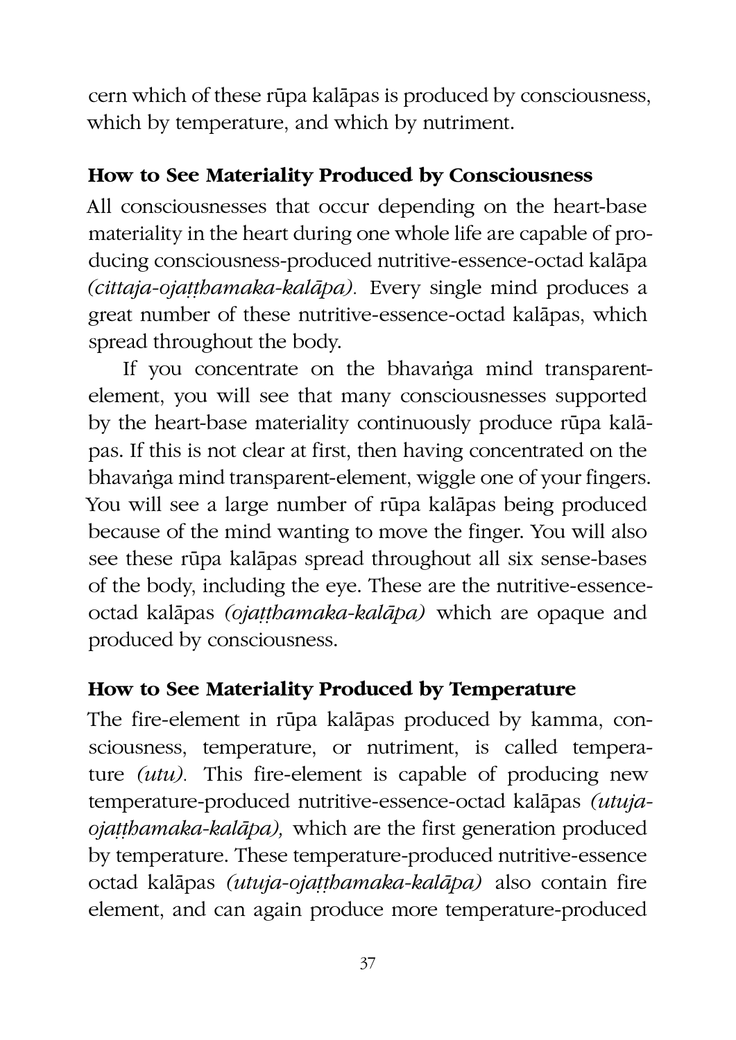cern which of these rūpa kalāpas is produced by consciousness, which by temperature, and which by nutriment.

### How to See Materiality Produced by Consciousness

All consciousnesses that occur depending on the heart-base materiality in the heart during one whole life are capable of producing consciousness-produced nutritive-essence-octad kalāpa *(cittaja-ojaṭṭhamaka-kalāpa).* Every single mind produces a great number of these nutritive-essence-octad kalāpas, which spread throughout the body.

If you concentrate on the bhavaṅga mind transparent-element, you will see that many consciousnesses supported by the heart-base materiality continuously produce rūpa kalāpas. If this is not clear at first, then having concentrated on the bhavaṅga mind transparent-element, wiggle one of your fingers. You will see a large number of rūpa kalāpas being produced because of the mind wanting to move the finger. You will also see these rūpa kalāpas spread throughout all six sense-bases of the body, including the eye. These are the nutritive-essence-octad kalāpas *(ojaṭṭhamaka-kalāpa)* which are opaque and produced by consciousness.

### How to See Materiality Produced by Temperature

The fire-element in rūpa kalāpas produced by kamma, consciousness, temperature, or nutriment, is called temperature *(utu).* This fire-element is capable of producing new temperature-produced nutritive-essence-octad kalāpas *(utuja-ojaṭṭhamaka-kalāpa),* which are the first generation produced by temperature. These temperature-produced nutritive-essence octad kalāpas *(utuja-ojaṭṭhamaka-kalāpa)* also contain fire element, and can again produce more temperature-produced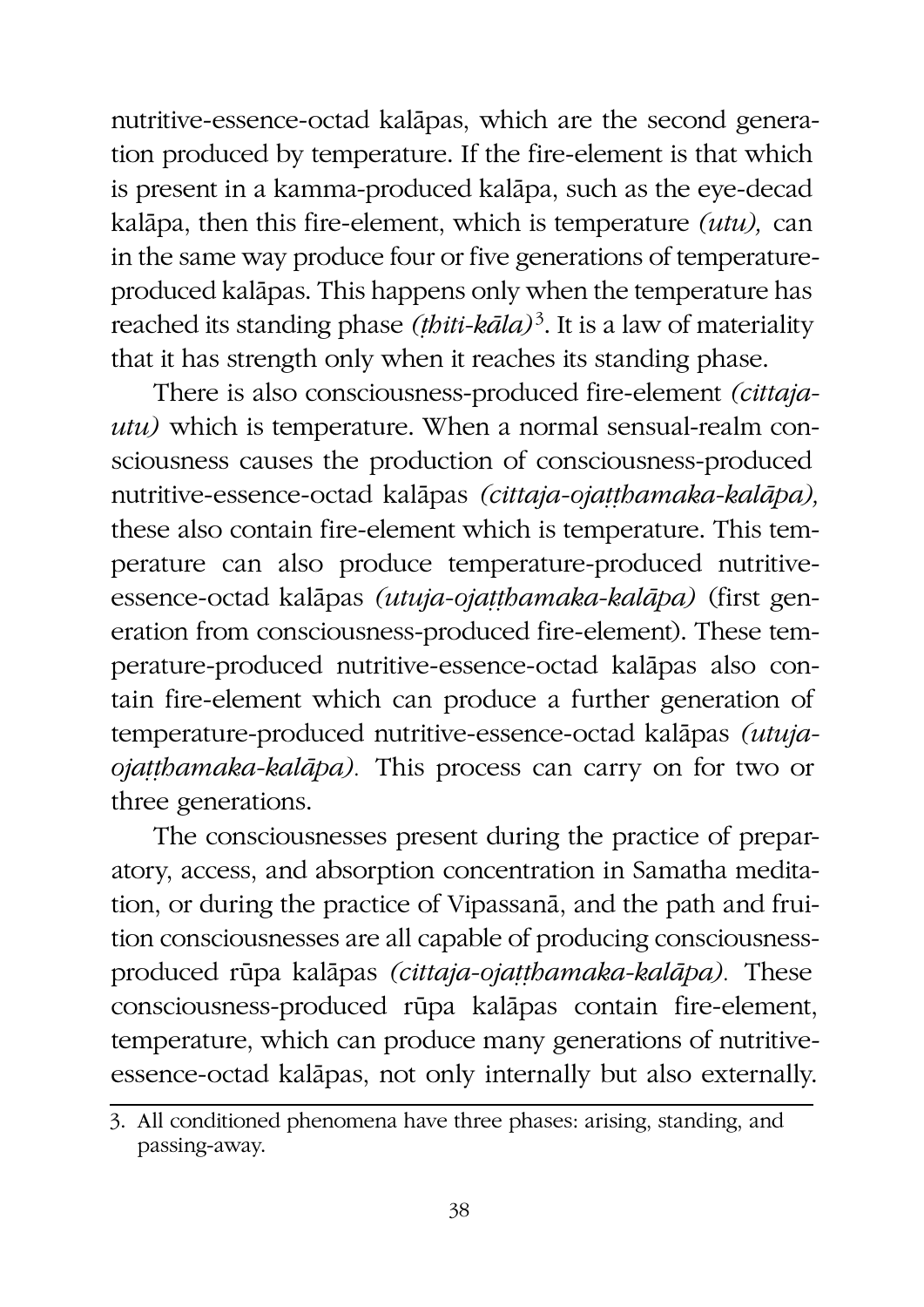nutritive-essence-octad kalāpas, which are the second generation produced by temperature. If the fire-element is that which is present in a kamma-produced kalāpa, such as the eye-decad kalāpa, then this fire-element, which is temperature *(utu),* can in the same way produce four or five generations of temperature-produced kalāpas. This happens only when the temperature has reached its standing phase *(ṭhiti-kāla)*[3]. It is a law of materiality that it has strength only when it reaches its standing phase.

There is also consciousness-produced fire-element *(cittaja-utu)* which is temperature. When a normal sensual-realm consciousness causes the production of consciousness-produced nutritive-essence-octad kalāpas *(cittaja-ojaṭṭhamaka-kalāpa),* these also contain fire-element which is temperature. This temperature can also produce temperature-produced nutritive-essence-octad kalāpas *(utuja-ojaṭṭhamaka-kalāpa)* (first generation from consciousness-produced fire-element). These temperature-produced nutritive-essence-octad kalāpas also contain fire-element which can produce a further generation of temperature-produced nutritive-essence-octad kalāpas *(utuja-ojaṭṭhamaka-kalāpa).* This process can carry on for two or three generations.

The consciousnesses present during the practice of preparatory, access, and absorption concentration in Samatha meditation, or during the practice of Vipassanā, and the path and fruition consciousnesses are all capable of producing consciousness-produced rūpa kalāpas *(cittaja-ojaṭṭhamaka-kalāpa).* These consciousness-produced rūpa kalāpas contain fire-element, temperature, which can produce many generations of nutritive-essence-octad kalāpas, not only internally but also externally.

---

3. All conditioned phenomena have three phases: arising, standing, and passing-away.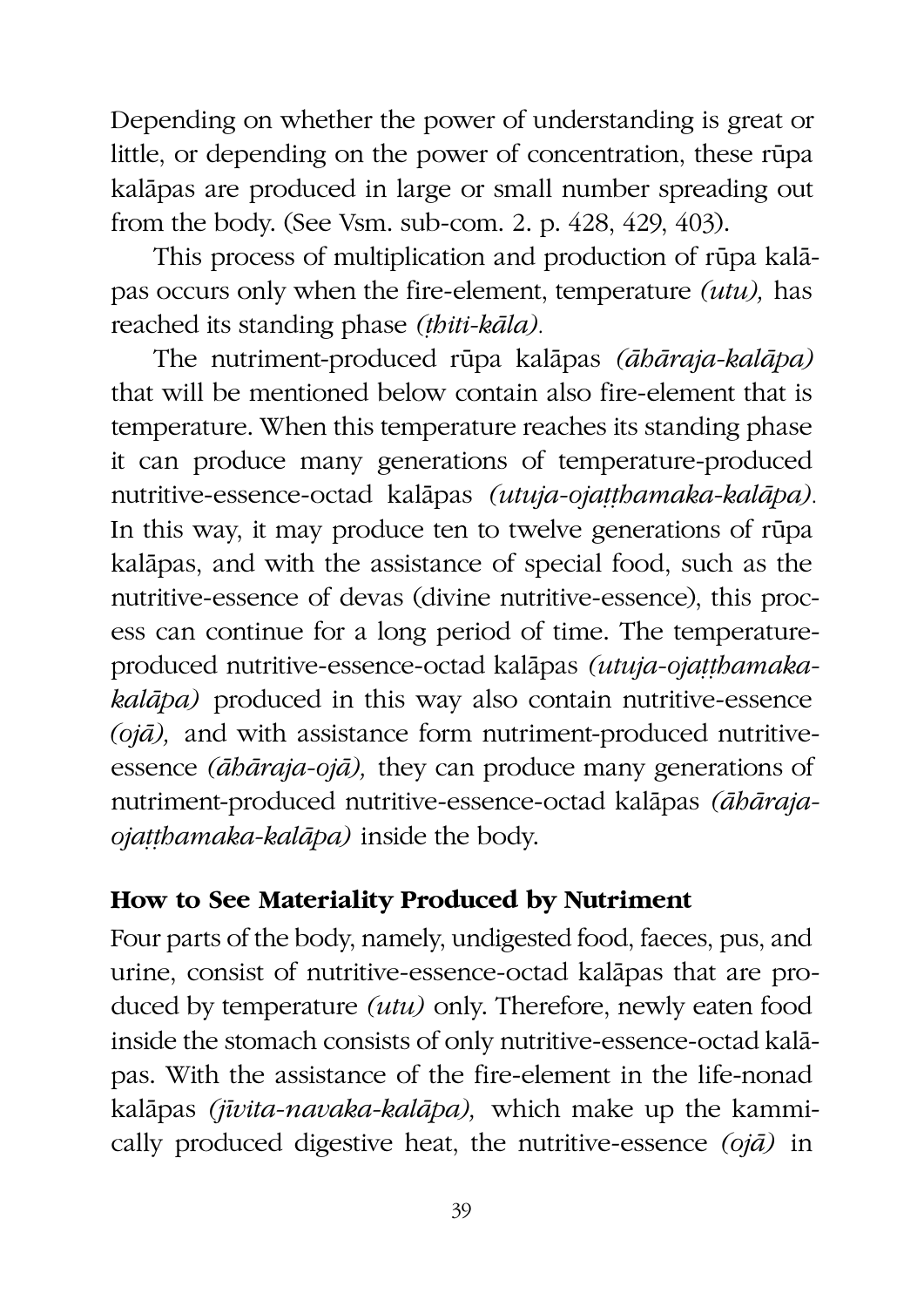Depending on whether the power of understanding is great or little, or depending on the power of concentration, these rūpa kalāpas are produced in large or small number spreading out from the body. (See Vsm. sub-com. 2. p. 428, 429, 403).

This process of multiplication and production of rūpa kalāpas occurs only when the fire-element, temperature *(utu),* has reached its standing phase *(ṭhiti-kāla).*

The nutriment-produced rūpa kalāpas *(āhāraja-kalāpa)* that will be mentioned below contain also fire-element that is temperature. When this temperature reaches its standing phase it can produce many generations of temperature-produced nutritive-essence-octad kalāpas *(utuja-ojaṭṭhamaka-kalāpa).* In this way, it may produce ten to twelve generations of rūpa kalāpas, and with the assistance of special food, such as the nutritive-essence of devas (divine nutritive-essence), this process can continue for a long period of time. The temperature-produced nutritive-essence-octad kalāpas *(utuja-ojaṭṭhamaka-kalāpa)* produced in this way also contain nutritive-essence *(ojā),* and with assistance form nutriment-produced nutritive-essence *(āhāraja-ojā),* they can produce many generations of nutriment-produced nutritive-essence-octad kalāpas *(āhāraja-ojaṭṭhamaka-kalāpa)* inside the body.

## How to See Materiality Produced by Nutriment

Four parts of the body, namely, undigested food, faeces, pus, and urine, consist of nutritive-essence-octad kalāpas that are produced by temperature *(utu)* only. Therefore, newly eaten food inside the stomach consists of only nutritive-essence-octad kalāpas. With the assistance of the fire-element in the life-nonad kalāpas *(jīvita-navaka-kalāpa),* which make up the kammically produced digestive heat, the nutritive-essence *(ojā)* in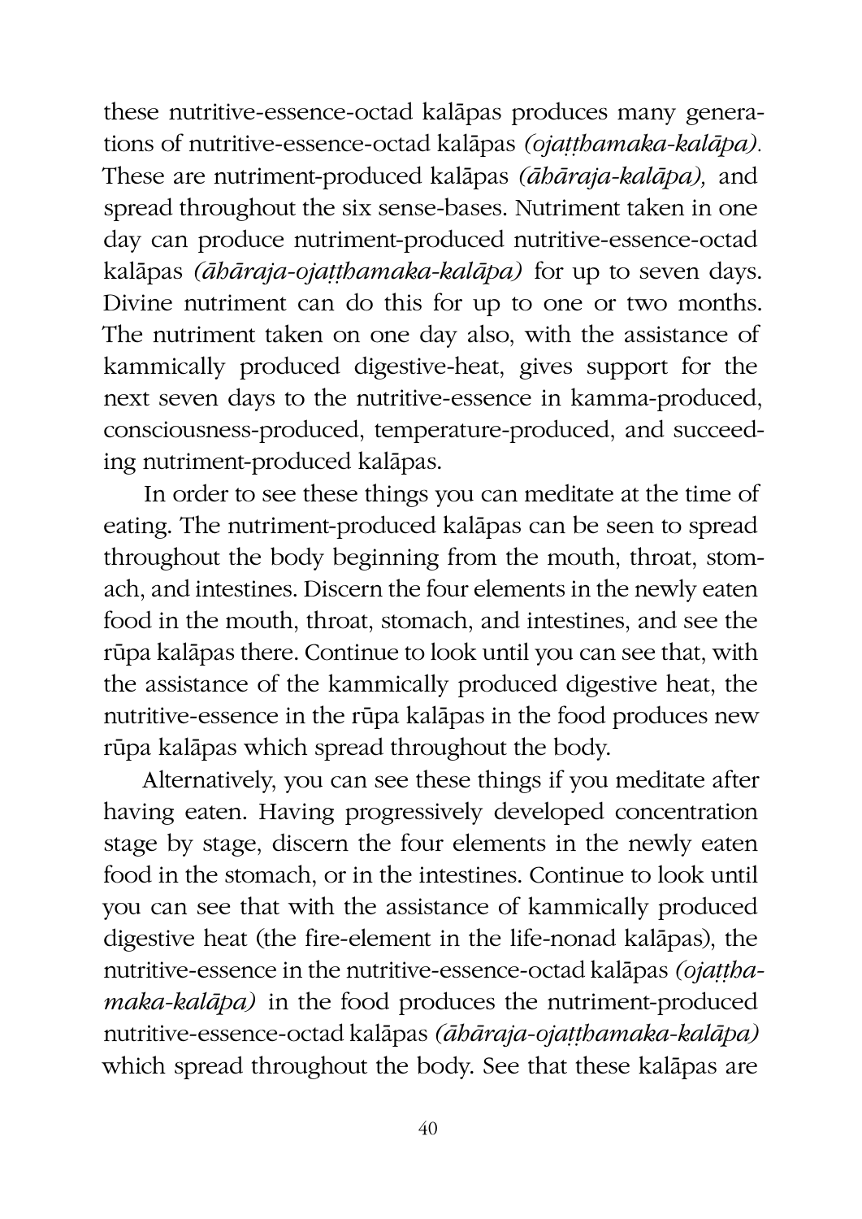these nutritive-essence-octad kalāpas produces many generations of nutritive-essence-octad kalāpas *(ojaṭṭhamaka-kalāpa).* These are nutriment-produced kalāpas *(āhāraja-kalāpa),* and spread throughout the six sense-bases. Nutriment taken in one day can produce nutriment-produced nutritive-essence-octad kalāpas *(āhāraja-ojaṭṭhamaka-kalāpa)* for up to seven days. Divine nutriment can do this for up to one or two months. The nutriment taken on one day also, with the assistance of kammically produced digestive-heat, gives support for the next seven days to the nutritive-essence in kamma-produced, consciousness-produced, temperature-produced, and succeeding nutriment-produced kalāpas.

In order to see these things you can meditate at the time of eating. The nutriment-produced kalāpas can be seen to spread throughout the body beginning from the mouth, throat, stomach, and intestines. Discern the four elements in the newly eaten food in the mouth, throat, stomach, and intestines, and see the rūpa kalāpas there. Continue to look until you can see that, with the assistance of the kammically produced digestive heat, the nutritive-essence in the rūpa kalāpas in the food produces new rūpa kalāpas which spread throughout the body.

Alternatively, you can see these things if you meditate after having eaten. Having progressively developed concentration stage by stage, discern the four elements in the newly eaten food in the stomach, or in the intestines. Continue to look until you can see that with the assistance of kammically produced digestive heat (the fire-element in the life-nonad kalāpas), the nutritive-essence in the nutritive-essence-octad kalāpas *(ojaṭṭhamaka-kalāpa)* in the food produces the nutriment-produced nutritive-essence-octad kalāpas *(āhāraja-ojaṭṭhamaka-kalāpa)* which spread throughout the body. See that these kalāpas are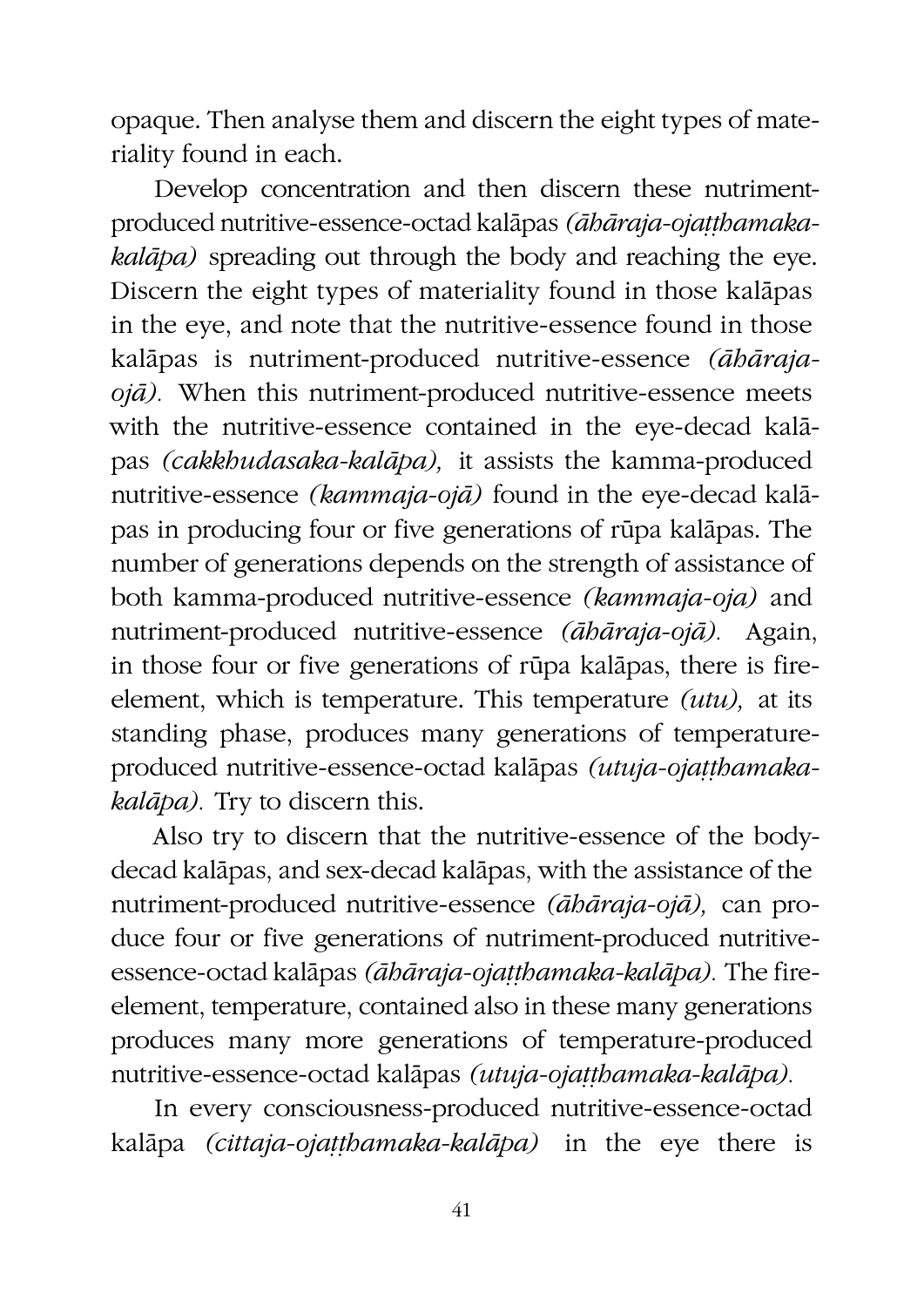opaque. Then analyse them and discern the eight types of materiality found in each.

Develop concentration and then discern these nutriment-produced nutritive-essence-octad kalāpas *(āhāraja-ojaṭṭhamaka-kalāpa)* spreading out through the body and reaching the eye. Discern the eight types of materiality found in those kalāpas in the eye, and note that the nutritive-essence found in those kalāpas is nutriment-produced nutritive-essence *(āhāraja-ojā).* When this nutriment-produced nutritive-essence meets with the nutritive-essence contained in the eye-decad kalāpas *(cakkhudasaka-kalāpa),* it assists the kamma-produced nutritive-essence *(kammaja-ojā)* found in the eye-decad kalāpas in producing four or five generations of rūpa kalāpas. The number of generations depends on the strength of assistance of both kamma-produced nutritive-essence *(kammaja-oja)* and nutriment-produced nutritive-essence *(āhāraja-ojā).* Again, in those four or five generations of rūpa kalāpas, there is fire-element, which is temperature. This temperature *(utu),* at its standing phase, produces many generations of temperature-produced nutritive-essence-octad kalāpas *(utuja-ojaṭṭhamaka-kalāpa).* Try to discern this.

Also try to discern that the nutritive-essence of the body-decad kalāpas, and sex-decad kalāpas, with the assistance of the nutriment-produced nutritive-essence *(āhāraja-ojā),* can produce four or five generations of nutriment-produced nutritive-essence-octad kalāpas *(āhāraja-ojaṭṭhamaka-kalāpa).* The fire-element, temperature, contained also in these many generations produces many more generations of temperature-produced nutritive-essence-octad kalāpas *(utuja-ojaṭṭhamaka-kalāpa).*

In every consciousness-produced nutritive-essence-octad kalāpa *(cittaja-ojaṭṭhamaka-kalāpa)* in the eye there is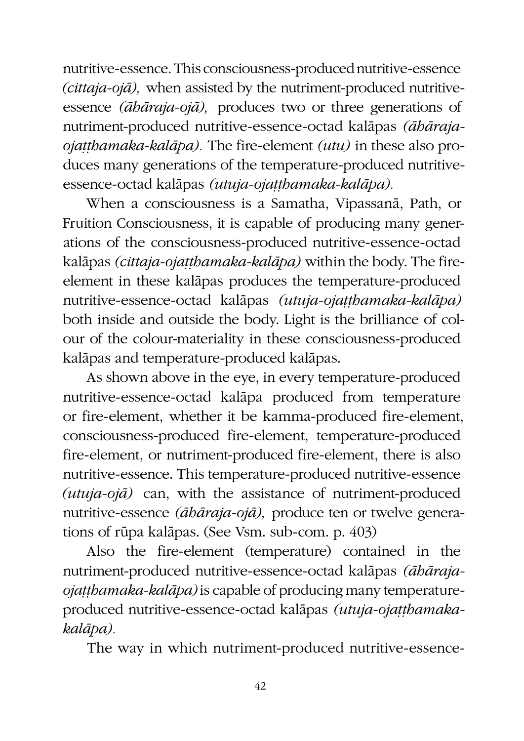nutritive-essence. This consciousness-produced nutritive-essence *(cittaja-ojā),* when assisted by the nutriment-produced nutritive-essence *(āhāraja-ojā),* produces two or three generations of nutriment-produced nutritive-essence-octad kalāpas *(āhāraja-ojaṭṭhamaka-kalāpa).* The fire-element *(utu)* in these also produces many generations of the temperature-produced nutritive-essence-octad kalāpas *(utuja-ojaṭṭhamaka-kalāpa).*

When a consciousness is a Samatha, Vipassanā, Path, or Fruition Consciousness, it is capable of producing many generations of the consciousness-produced nutritive-essence-octad kalāpas *(cittaja-ojaṭṭhamaka-kalāpa)* within the body. The fire-element in these kalāpas produces the temperature-produced nutritive-essence-octad kalāpas *(utuja-ojaṭṭhamaka-kalāpa)* both inside and outside the body. Light is the brilliance of colour of the colour-materiality in these consciousness-produced kalāpas and temperature-produced kalāpas.

As shown above in the eye, in every temperature-produced nutritive-essence-octad kalāpa produced from temperature or fire-element, whether it be kamma-produced fire-element, consciousness-produced fire-element, temperature-produced fire-element, or nutriment-produced fire-element, there is also nutritive-essence. This temperature-produced nutritive-essence *(utuja-ojā)* can, with the assistance of nutriment-produced nutritive-essence *(āhāraja-ojā),* produce ten or twelve generations of rūpa kalāpas. (See Vsm. sub-com. p. 403)

Also the fire-element (temperature) contained in the nutriment-produced nutritive-essence-octad kalāpas *(āhāraja-ojaṭṭhamaka-kalāpa)* is capable of producing many temperature-produced nutritive-essence-octad kalāpas *(utuja-ojaṭṭhamaka-kalāpa).*

The way in which nutriment-produced nutritive-essence-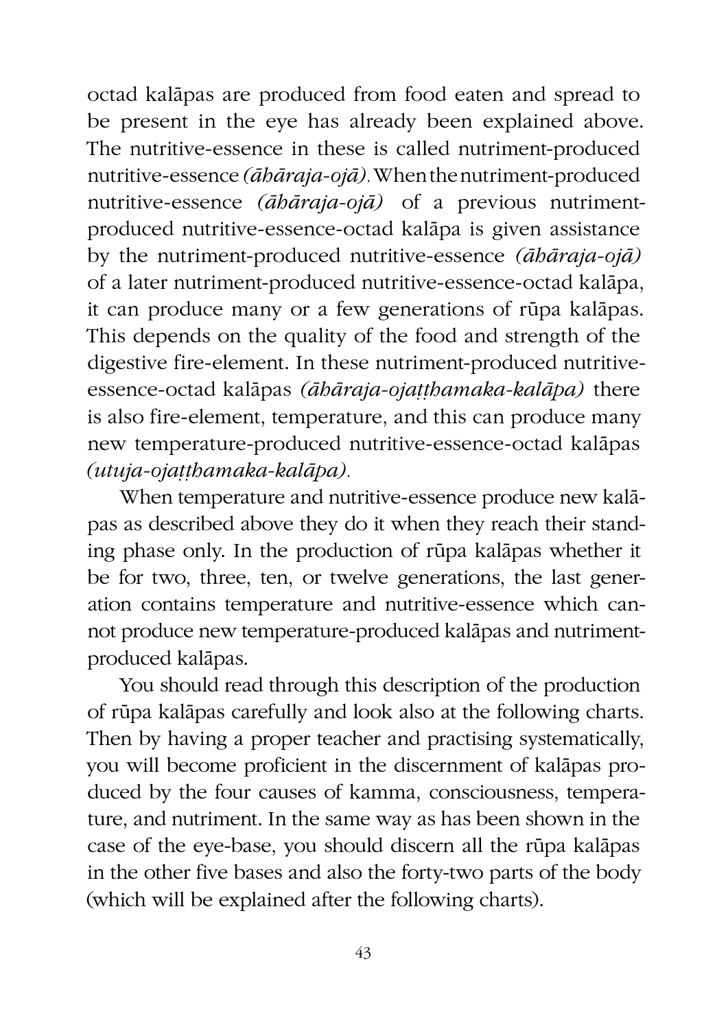octad kalāpas are produced from food eaten and spread to be present in the eye has already been explained above. The nutritive-essence in these is called nutriment-produced nutritive-essence *(āhāraja-ojā)*. When the nutriment-produced nutritive-essence *(āhāraja-ojā)* of a previous nutriment-produced nutritive-essence-octad kalāpa is given assistance by the nutriment-produced nutritive-essence *(āhāraja-ojā)* of a later nutriment-produced nutritive-essence-octad kalāpa, it can produce many or a few generations of rūpa kalāpas. This depends on the quality of the food and strength of the digestive fire-element. In these nutriment-produced nutritive-essence-octad kalāpas *(āhāraja-ojaṭṭhamaka-kalāpa)* there is also fire-element, temperature, and this can produce many new temperature-produced nutritive-essence-octad kalāpas *(utuja-ojaṭṭhamaka-kalāpa)*.

When temperature and nutritive-essence produce new kalāpas as described above they do it when they reach their standing phase only. In the production of rūpa kalāpas whether it be for two, three, ten, or twelve generations, the last generation contains temperature and nutritive-essence which cannot produce new temperature-produced kalāpas and nutriment-produced kalāpas.

You should read through this description of the production of rūpa kalāpas carefully and look also at the following charts. Then by having a proper teacher and practising systematically, you will become proficient in the discernment of kalāpas produced by the four causes of kamma, consciousness, temperature, and nutriment. In the same way as has been shown in the case of the eye-base, you should discern all the rūpa kalāpas in the other five bases and also the forty-two parts of the body (which will be explained after the following charts).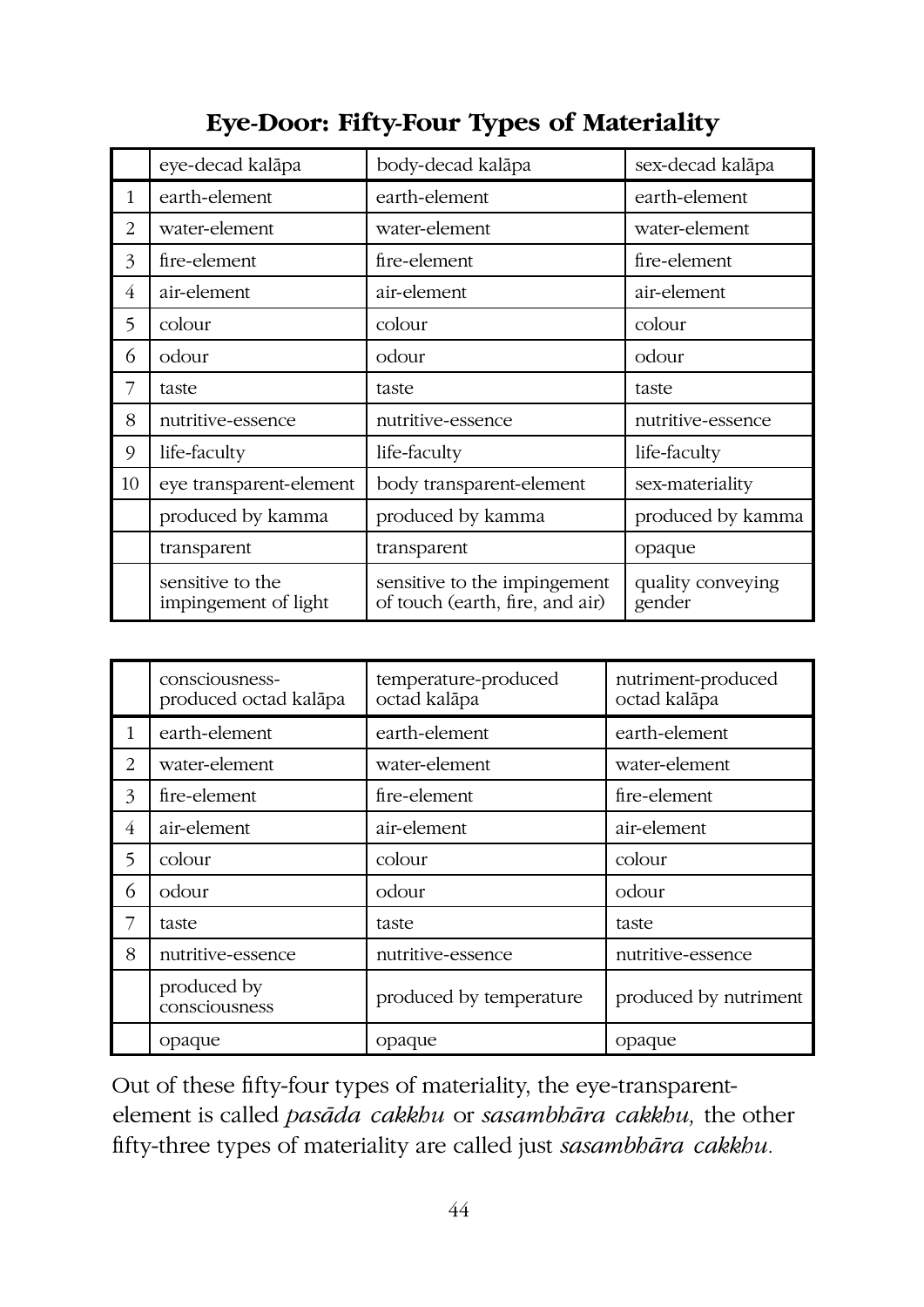## Eye-Door: Fifty-Four Types of Materiality

| | eye-decad kalāpa | body-decad kalāpa | sex-decad kalāpa |
|---|---|---|---|
| 1 | earth-element | earth-element | earth-element |
| 2 | water-element | water-element | water-element |
| 3 | fire-element | fire-element | fire-element |
| 4 | air-element | air-element | air-element |
| 5 | colour | colour | colour |
| 6 | odour | odour | odour |
| 7 | taste | taste | taste |
| 8 | nutritive-essence | nutritive-essence | nutritive-essence |
| 9 | life-faculty | life-faculty | life-faculty |
| 10 | eye transparent-element | body transparent-element | sex-materiality |
| | produced by kamma | produced by kamma | produced by kamma |
| | transparent | transparent | opaque |
| | sensitive to the impingement of light | sensitive to the impingement of touch (earth, fire, and air) | quality conveying gender |

| | consciousness-produced octad kalāpa | temperature-produced octad kalāpa | nutriment-produced octad kalāpa |
|---|---|---|---|
| 1 | earth-element | earth-element | earth-element |
| 2 | water-element | water-element | water-element |
| 3 | fire-element | fire-element | fire-element |
| 4 | air-element | air-element | air-element |
| 5 | colour | colour | colour |
| 6 | odour | odour | odour |
| 7 | taste | taste | taste |
| 8 | nutritive-essence | nutritive-essence | nutritive-essence |
| | produced by consciousness | produced by temperature | produced by nutriment |
| | opaque | opaque | opaque |

Out of these fifty-four types of materiality, the eye-transparent-element is called *pasāda cakkhu* or *sasambhāra cakkhu,* the other fifty-three types of materiality are called just *sasambhāra cakkhu.*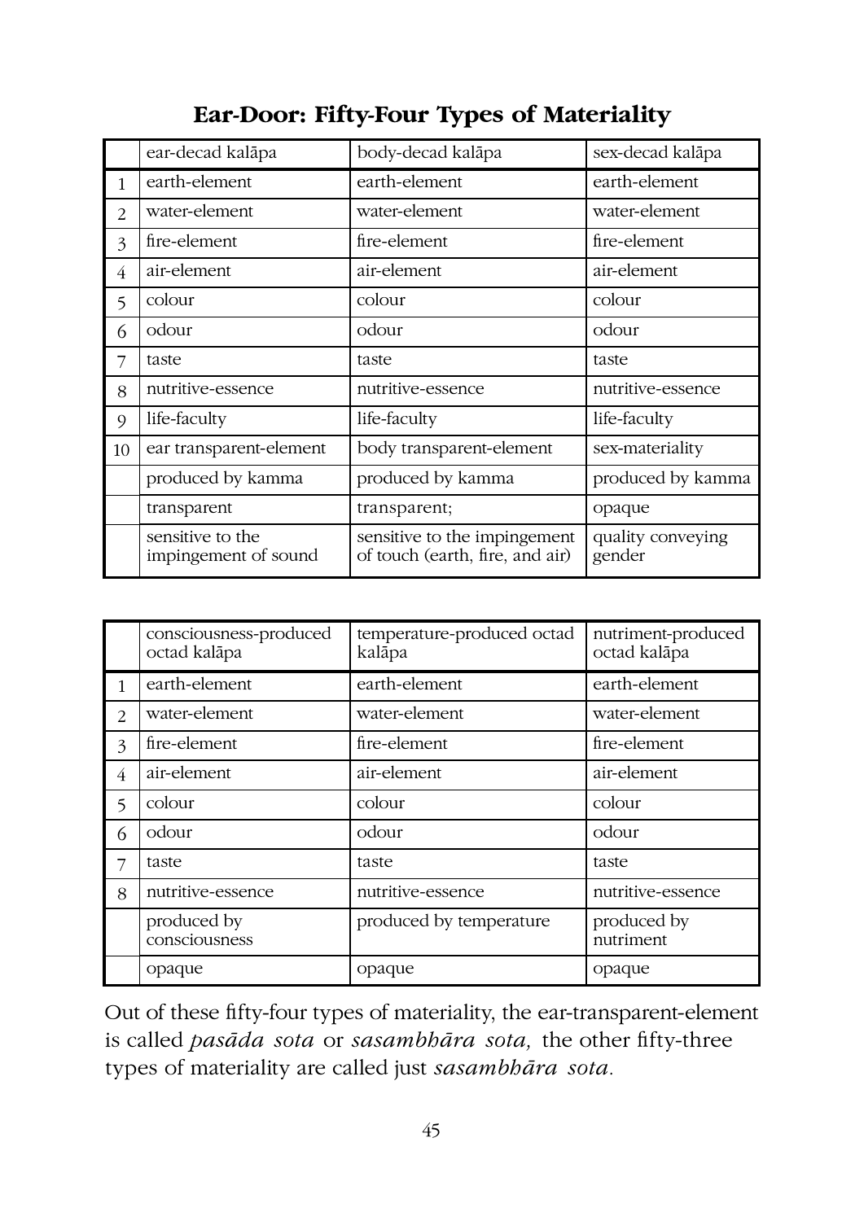## Ear-Door: Fifty-Four Types of Materiality

| | ear-decad kalāpa | body-decad kalāpa | sex-decad kalāpa |
|---|---|---|---|
| 1 | earth-element | earth-element | earth-element |
| 2 | water-element | water-element | water-element |
| 3 | fire-element | fire-element | fire-element |
| 4 | air-element | air-element | air-element |
| 5 | colour | colour | colour |
| 6 | odour | odour | odour |
| 7 | taste | taste | taste |
| 8 | nutritive-essence | nutritive-essence | nutritive-essence |
| 9 | life-faculty | life-faculty | life-faculty |
| 10 | ear transparent-element | body transparent-element | sex-materiality |
| | produced by kamma | produced by kamma | produced by kamma |
| | transparent | transparent; | opaque |
| | sensitive to the impingement of sound | sensitive to the impingement of touch (earth, fire, and air) | quality conveying gender |

| | consciousness-produced octad kalāpa | temperature-produced octad kalāpa | nutriment-produced octad kalāpa |
|---|---|---|---|
| 1 | earth-element | earth-element | earth-element |
| 2 | water-element | water-element | water-element |
| 3 | fire-element | fire-element | fire-element |
| 4 | air-element | air-element | air-element |
| 5 | colour | colour | colour |
| 6 | odour | odour | odour |
| 7 | taste | taste | taste |
| 8 | nutritive-essence | nutritive-essence | nutritive-essence |
| | produced by consciousness | produced by temperature | produced by nutriment |
| | opaque | opaque | opaque |

Out of these fifty-four types of materiality, the ear-transparent-element is called *pasāda sota* or *sasambhāra sota,* the other fifty-three types of materiality are called just *sasambhāra sota.*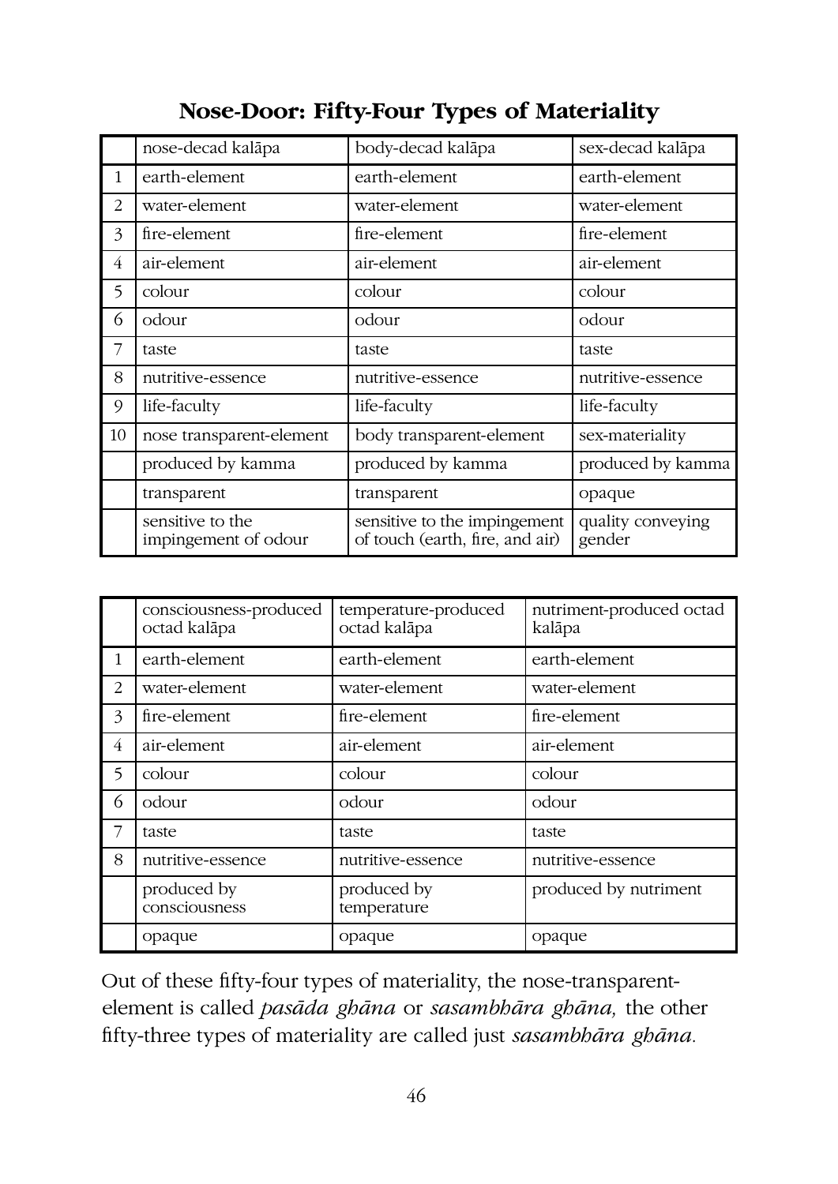## Nose-Door: Fifty-Four Types of Materiality

| | nose-decad kalāpa | body-decad kalāpa | sex-decad kalāpa |
|---|---|---|---|
| 1 | earth-element | earth-element | earth-element |
| 2 | water-element | water-element | water-element |
| 3 | fire-element | fire-element | fire-element |
| 4 | air-element | air-element | air-element |
| 5 | colour | colour | colour |
| 6 | odour | odour | odour |
| 7 | taste | taste | taste |
| 8 | nutritive-essence | nutritive-essence | nutritive-essence |
| 9 | life-faculty | life-faculty | life-faculty |
| 10 | nose transparent-element | body transparent-element | sex-materiality |
| | produced by kamma | produced by kamma | produced by kamma |
| | transparent | transparent | opaque |
| | sensitive to the impingement of odour | sensitive to the impingement of touch (earth, fire, and air) | quality conveying gender |

| | consciousness-produced octad kalāpa | temperature-produced octad kalāpa | nutriment-produced octad kalāpa |
|---|---|---|---|
| 1 | earth-element | earth-element | earth-element |
| 2 | water-element | water-element | water-element |
| 3 | fire-element | fire-element | fire-element |
| 4 | air-element | air-element | air-element |
| 5 | colour | colour | colour |
| 6 | odour | odour | odour |
| 7 | taste | taste | taste |
| 8 | nutritive-essence | nutritive-essence | nutritive-essence |
| | produced by consciousness | produced by temperature | produced by nutriment |
| | opaque | opaque | opaque |

Out of these fifty-four types of materiality, the nose-transparent-element is called *pasāda ghāna* or *sasambhāra ghāna,* the other fifty-three types of materiality are called just *sasambhāra ghāna.*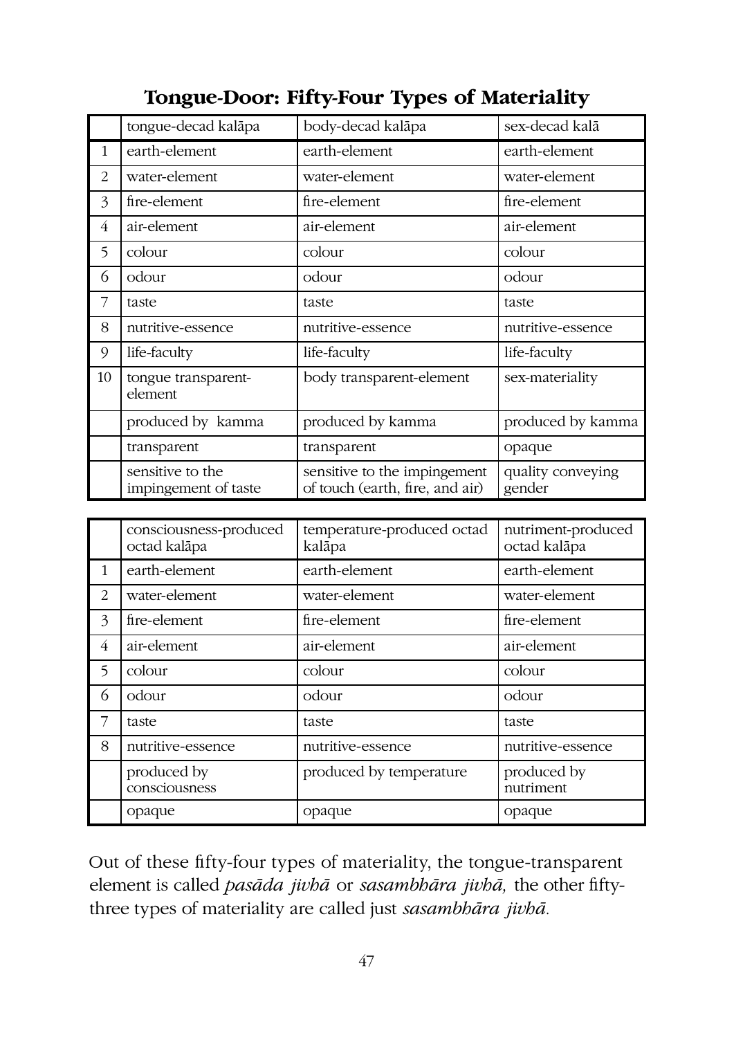## Tongue-Door: Fifty-Four Types of Materiality

| | tongue-decad kalāpa | body-decad kalāpa | sex-decad kalā |
|---|---|---|---|
| 1 | earth-element | earth-element | earth-element |
| 2 | water-element | water-element | water-element |
| 3 | fire-element | fire-element | fire-element |
| 4 | air-element | air-element | air-element |
| 5 | colour | colour | colour |
| 6 | odour | odour | odour |
| 7 | taste | taste | taste |
| 8 | nutritive-essence | nutritive-essence | nutritive-essence |
| 9 | life-faculty | life-faculty | life-faculty |
| 10 | tongue transparent-element | body transparent-element | sex-materiality |
| | produced by kamma | produced by kamma | produced by kamma |
| | transparent | transparent | opaque |
| | sensitive to the impingement of taste | sensitive to the impingement of touch (earth, fire, and air) | quality conveying gender |

| | consciousness-produced octad kalāpa | temperature-produced octad kalāpa | nutriment-produced octad kalāpa |
|---|---|---|---|
| 1 | earth-element | earth-element | earth-element |
| 2 | water-element | water-element | water-element |
| 3 | fire-element | fire-element | fire-element |
| 4 | air-element | air-element | air-element |
| 5 | colour | colour | colour |
| 6 | odour | odour | odour |
| 7 | taste | taste | taste |
| 8 | nutritive-essence | nutritive-essence | nutritive-essence |
| | produced by consciousness | produced by temperature | produced by nutriment |
| | opaque | opaque | opaque |

Out of these fifty-four types of materiality, the tongue-transparent element is called *pasāda jivhā* or *sasambhāra jivhā,* the other fifty-three types of materiality are called just *sasambhāra jivhā.*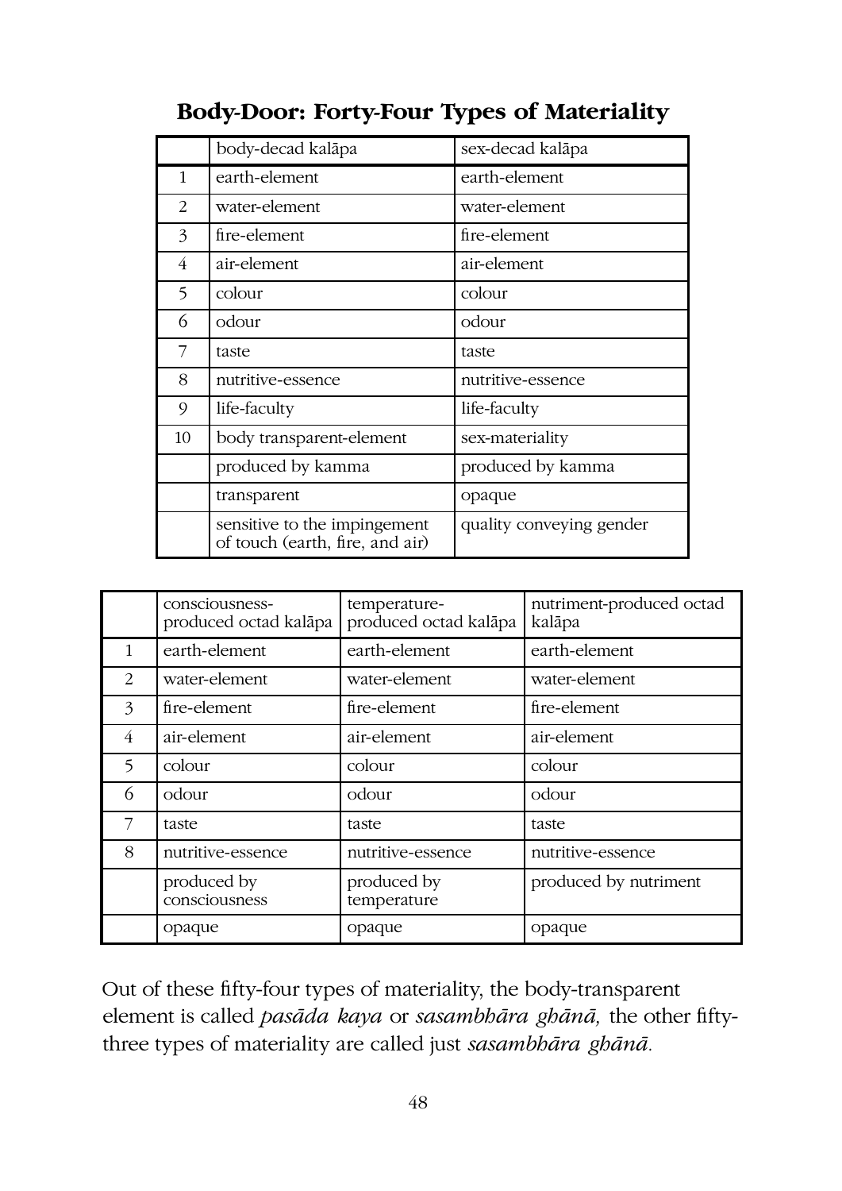## Body-Door: Forty-Four Types of Materiality

| | body-decad kalāpa | sex-decad kalāpa |
|---|---|---|
| 1 | earth-element | earth-element |
| 2 | water-element | water-element |
| 3 | fire-element | fire-element |
| 4 | air-element | air-element |
| 5 | colour | colour |
| 6 | odour | odour |
| 7 | taste | taste |
| 8 | nutritive-essence | nutritive-essence |
| 9 | life-faculty | life-faculty |
| 10 | body transparent-element | sex-materiality |
| | produced by kamma | produced by kamma |
| | transparent | opaque |
| | sensitive to the impingement of touch (earth, fire, and air) | quality conveying gender |

| | consciousness-produced octad kalāpa | temperature-produced octad kalāpa | nutriment-produced octad kalāpa |
|---|---|---|---|
| 1 | earth-element | earth-element | earth-element |
| 2 | water-element | water-element | water-element |
| 3 | fire-element | fire-element | fire-element |
| 4 | air-element | air-element | air-element |
| 5 | colour | colour | colour |
| 6 | odour | odour | odour |
| 7 | taste | taste | taste |
| 8 | nutritive-essence | nutritive-essence | nutritive-essence |
| | produced by consciousness | produced by temperature | produced by nutriment |
| | opaque | opaque | opaque |

Out of these fifty-four types of materiality, the body-transparent element is called *pasāda kaya* or *sasambhāra ghānā,* the other fifty-three types of materiality are called just *sasambhāra ghānā.*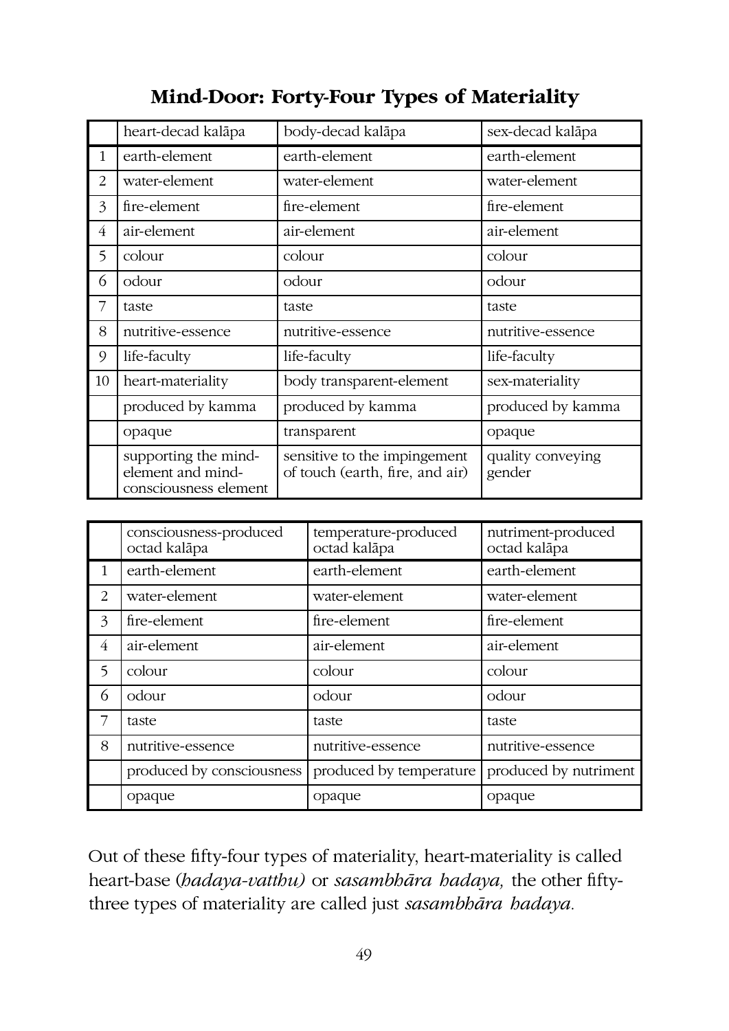## Mind-Door: Forty-Four Types of Materiality

| | heart-decad kalāpa | body-decad kalāpa | sex-decad kalāpa |
|---|---|---|---|
| 1 | earth-element | earth-element | earth-element |
| 2 | water-element | water-element | water-element |
| 3 | fire-element | fire-element | fire-element |
| 4 | air-element | air-element | air-element |
| 5 | colour | colour | colour |
| 6 | odour | odour | odour |
| 7 | taste | taste | taste |
| 8 | nutritive-essence | nutritive-essence | nutritive-essence |
| 9 | life-faculty | life-faculty | life-faculty |
| 10 | heart-materiality | body transparent-element | sex-materiality |
| | produced by kamma | produced by kamma | produced by kamma |
| | opaque | transparent | opaque |
| | supporting the mind-element and mind-consciousness element | sensitive to the impingement of touch (earth, fire, and air) | quality conveying gender |

| | consciousness-produced octad kalāpa | temperature-produced octad kalāpa | nutriment-produced octad kalāpa |
|---|---|---|---|
| 1 | earth-element | earth-element | earth-element |
| 2 | water-element | water-element | water-element |
| 3 | fire-element | fire-element | fire-element |
| 4 | air-element | air-element | air-element |
| 5 | colour | colour | colour |
| 6 | odour | odour | odour |
| 7 | taste | taste | taste |
| 8 | nutritive-essence | nutritive-essence | nutritive-essence |
| | produced by consciousness | produced by temperature | produced by nutriment |
| | opaque | opaque | opaque |

Out of these fifty-four types of materiality, heart-materiality is called heart-base (*hadaya-vatthu)* or *sasambhāra hadaya,* the other fifty-three types of materiality are called just *sasambhāra hadaya.*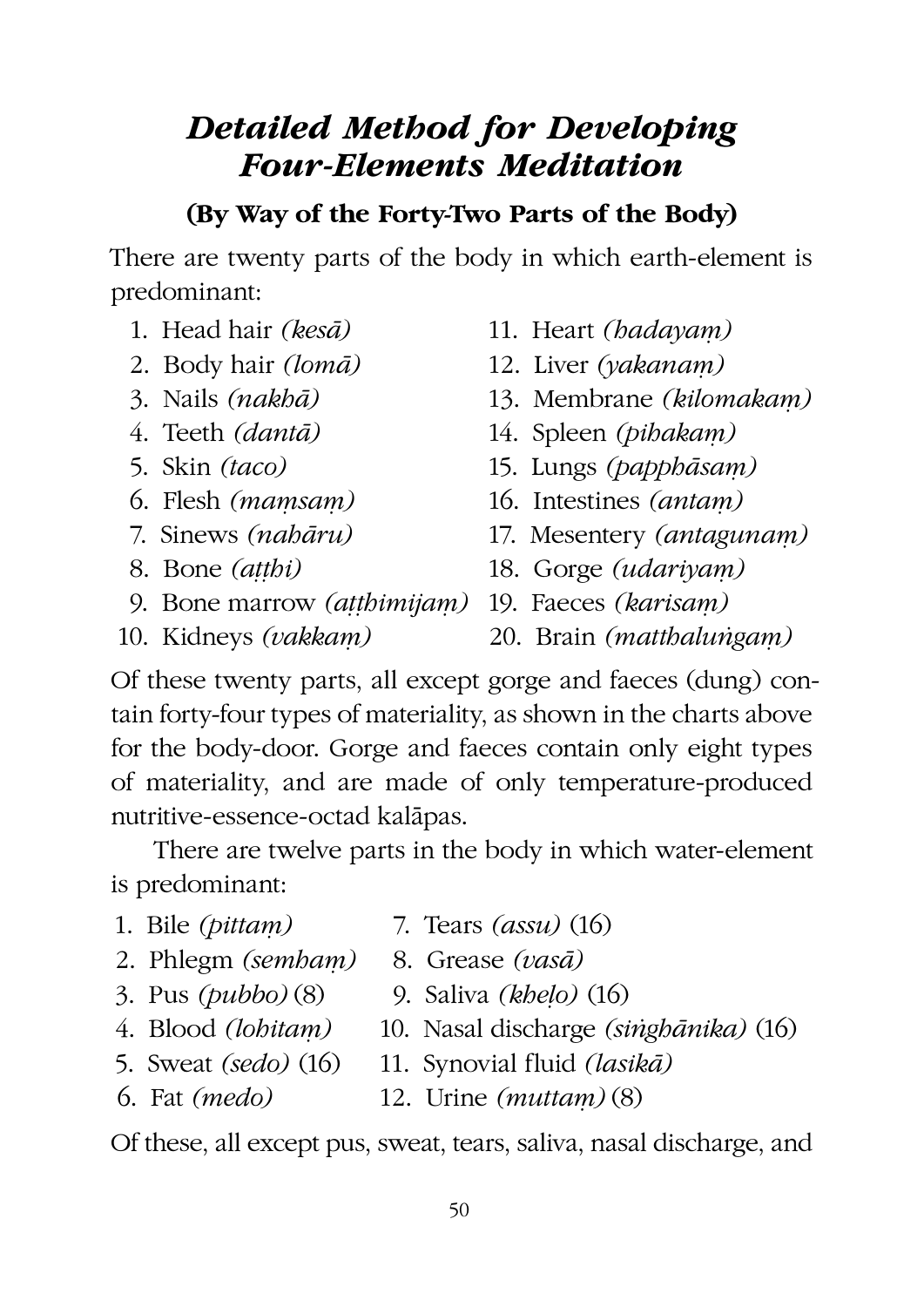## *Detailed Method for Developing Four-Elements Meditation*

### (By Way of the Forty-Two Parts of the Body)

There are twenty parts of the body in which earth-element is predominant:

1. Head hair *(kesā)*
2. Body hair *(lomā)*
3. Nails *(nakhā)*
4. Teeth *(dantā)*
5. Skin *(taco)*
6. Flesh *(maṃsaṃ)*
7. Sinews *(nahāru)*
8. Bone *(aṭṭhi)*
9. Bone marrow *(aṭṭhimijaṃ)*
10. Kidneys *(vakkaṃ)*
11. Heart *(hadayaṃ)*
12. Liver *(yakanaṃ)*
13. Membrane *(kilomakaṃ)*
14. Spleen *(pihakaṃ)*
15. Lungs *(papphāsaṃ)*
16. Intestines *(antaṃ)*
17. Mesentery *(antagunaṃ)*
18. Gorge *(udariyaṃ)*
19. Faeces *(karisaṃ)*
20. Brain *(matthaluṅgaṃ)*

Of these twenty parts, all except gorge and faeces (dung) contain forty-four types of materiality, as shown in the charts above for the body-door. Gorge and faeces contain only eight types of materiality, and are made of only temperature-produced nutritive-essence-octad kalāpas.

There are twelve parts in the body in which water-element is predominant:

1. Bile *(pittaṃ)*
2. Phlegm *(semhaṃ)*
3. Pus *(pubbo)* (8)
4. Blood *(lohitaṃ)*
5. Sweat *(sedo)* (16)
6. Fat *(medo)*
7. Tears *(assu)* (16)
8. Grease *(vasā)*
9. Saliva *(kheḷo)* (16)
10. Nasal discharge *(siṅghānika)* (16)
11. Synovial fluid *(lasikā)*
12. Urine *(muttaṃ)* (8)

Of these, all except pus, sweat, tears, saliva, nasal discharge, and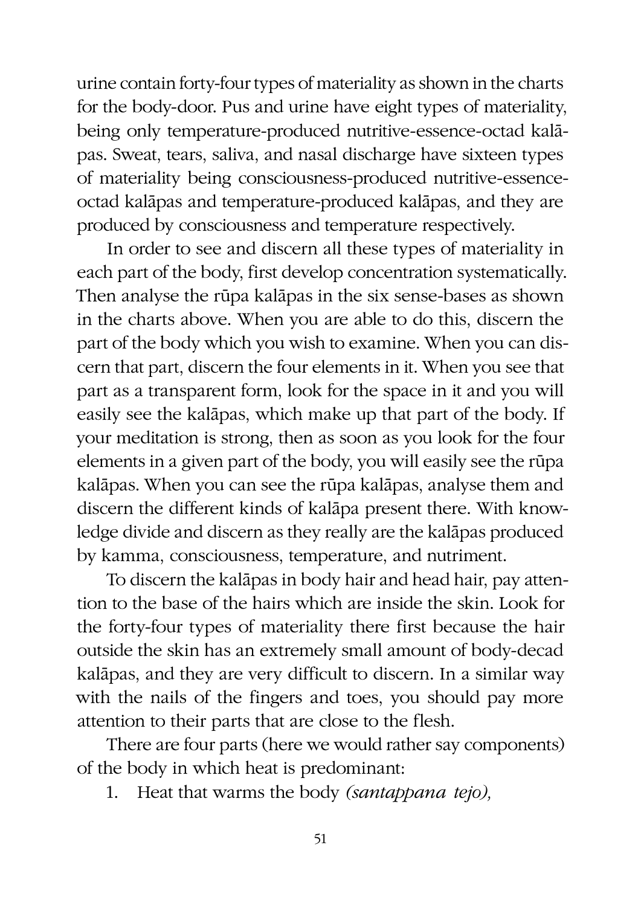urine contain forty-four types of materiality as shown in the charts for the body-door. Pus and urine have eight types of materiality, being only temperature-produced nutritive-essence-octad kalāpas. Sweat, tears, saliva, and nasal discharge have sixteen types of materiality being consciousness-produced nutritive-essence-octad kalāpas and temperature-produced kalāpas, and they are produced by consciousness and temperature respectively.

In order to see and discern all these types of materiality in each part of the body, first develop concentration systematically. Then analyse the rūpa kalāpas in the six sense-bases as shown in the charts above. When you are able to do this, discern the part of the body which you wish to examine. When you can discern that part, discern the four elements in it. When you see that part as a transparent form, look for the space in it and you will easily see the kalāpas, which make up that part of the body. If your meditation is strong, then as soon as you look for the four elements in a given part of the body, you will easily see the rūpa kalāpas. When you can see the rūpa kalāpas, analyse them and discern the different kinds of kalāpa present there. With knowledge divide and discern as they really are the kalāpas produced by kamma, consciousness, temperature, and nutriment.

To discern the kalāpas in body hair and head hair, pay attention to the base of the hairs which are inside the skin. Look for the forty-four types of materiality there first because the hair outside the skin has an extremely small amount of body-decad kalāpas, and they are very difficult to discern. In a similar way with the nails of the fingers and toes, you should pay more attention to their parts that are close to the flesh.

There are four parts (here we would rather say components) of the body in which heat is predominant:

1. Heat that warms the body *(santappana tejo),*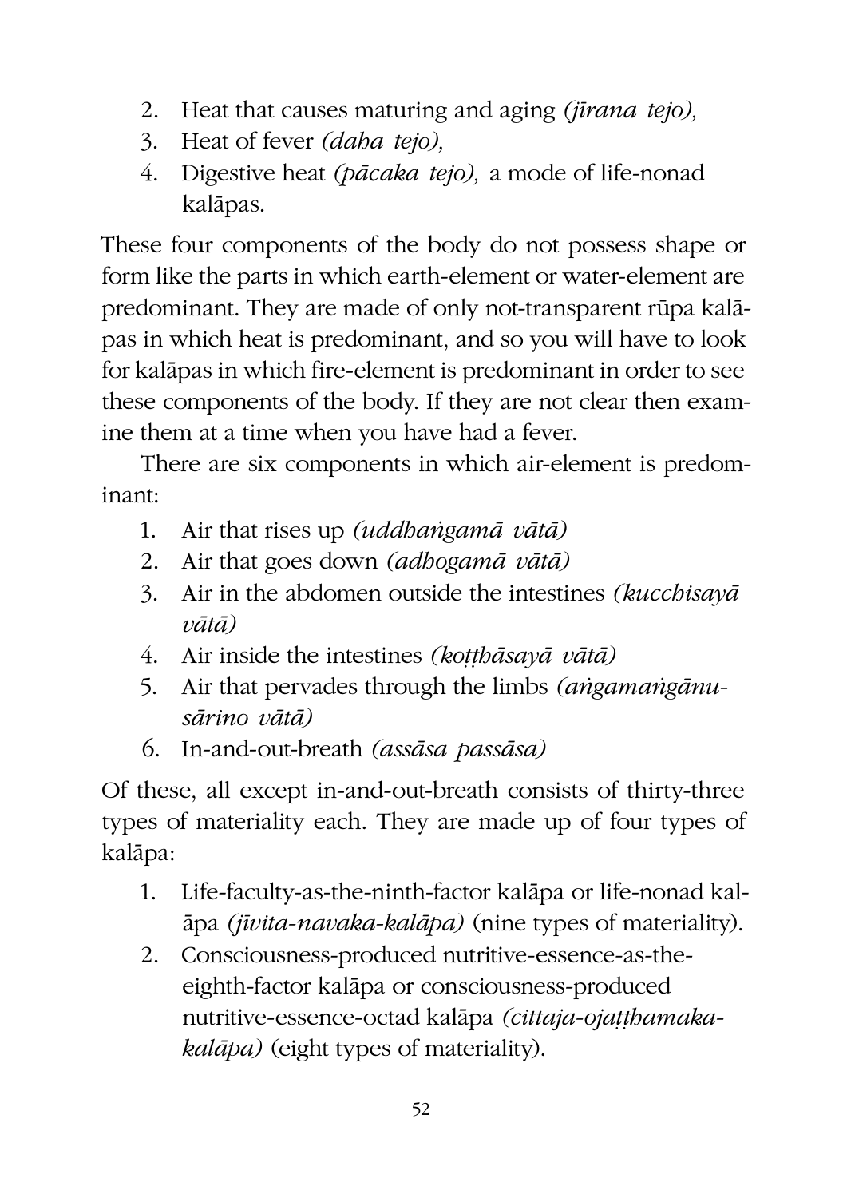2. Heat that causes maturing and aging *(jīrana tejo),*
3. Heat of fever *(daha tejo),*
4. Digestive heat *(pācaka tejo),* a mode of life-nonad kalāpas.

These four components of the body do not possess shape or form like the parts in which earth-element or water-element are predominant. They are made of only not-transparent rūpa kalāpas in which heat is predominant, and so you will have to look for kalāpas in which fire-element is predominant in order to see these components of the body. If they are not clear then examine them at a time when you have had a fever.

There are six components in which air-element is predominant:

1. Air that rises up *(uddhaṅgamā vātā)*
2. Air that goes down *(adhogamā vātā)*
3. Air in the abdomen outside the intestines *(kucchisayā vātā)*
4. Air inside the intestines *(koṭṭhāsayā vātā)*
5. Air that pervades through the limbs *(aṅgamaṅgānusārino vātā)*
6. In-and-out-breath *(assāsa passāsa)*

Of these, all except in-and-out-breath consists of thirty-three types of materiality each. They are made up of four types of kalāpa:

1. Life-faculty-as-the-ninth-factor kalāpa or life-nonad kalāpa *(jīvita-navaka-kalāpa)* (nine types of materiality).
2. Consciousness-produced nutritive-essence-as-the-eighth-factor kalāpa or consciousness-produced nutritive-essence-octad kalāpa *(cittaja-ojaṭṭhamaka-kalāpa)* (eight types of materiality).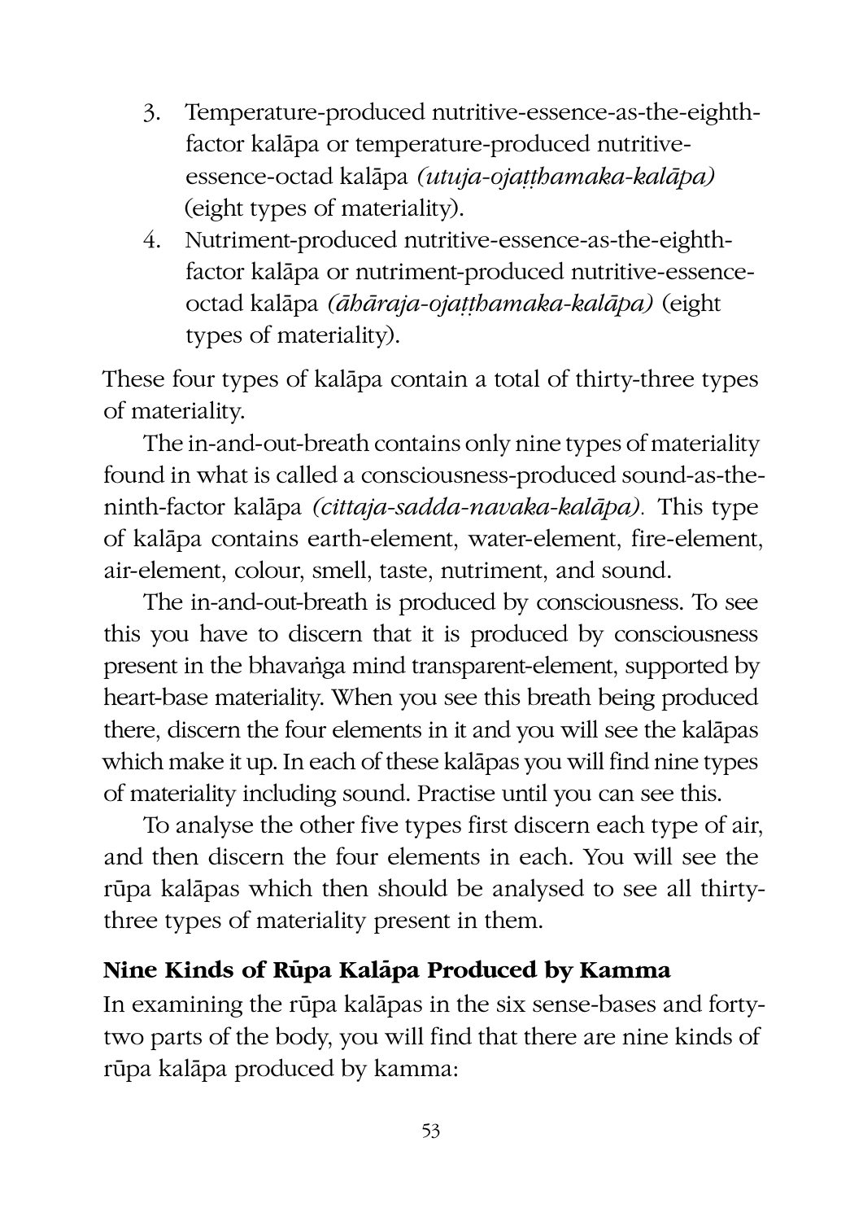3. Temperature-produced nutritive-essence-as-the-eighth-factor kalāpa or temperature-produced nutritive-essence-octad kalāpa *(utuja-ojaṭṭhamaka-kalāpa)* (eight types of materiality).
4. Nutriment-produced nutritive-essence-as-the-eighth-factor kalāpa or nutriment-produced nutritive-essence-octad kalāpa *(āhāraja-ojaṭṭhamaka-kalāpa)* (eight types of materiality).

These four types of kalāpa contain a total of thirty-three types of materiality.

The in-and-out-breath contains only nine types of materiality found in what is called a consciousness-produced sound-as-the-ninth-factor kalāpa *(cittaja-sadda-navaka-kalāpa).* This type of kalāpa contains earth-element, water-element, fire-element, air-element, colour, smell, taste, nutriment, and sound.

The in-and-out-breath is produced by consciousness. To see this you have to discern that it is produced by consciousness present in the bhavaṅga mind transparent-element, supported by heart-base materiality. When you see this breath being produced there, discern the four elements in it and you will see the kalāpas which make it up. In each of these kalāpas you will find nine types of materiality including sound. Practise until you can see this.

To analyse the other five types first discern each type of air, and then discern the four elements in each. You will see the rūpa kalāpas which then should be analysed to see all thirty-three types of materiality present in them.

### Nine Kinds of Rūpa Kalāpa Produced by Kamma

In examining the rūpa kalāpas in the six sense-bases and forty-two parts of the body, you will find that there are nine kinds of rūpa kalāpa produced by kamma: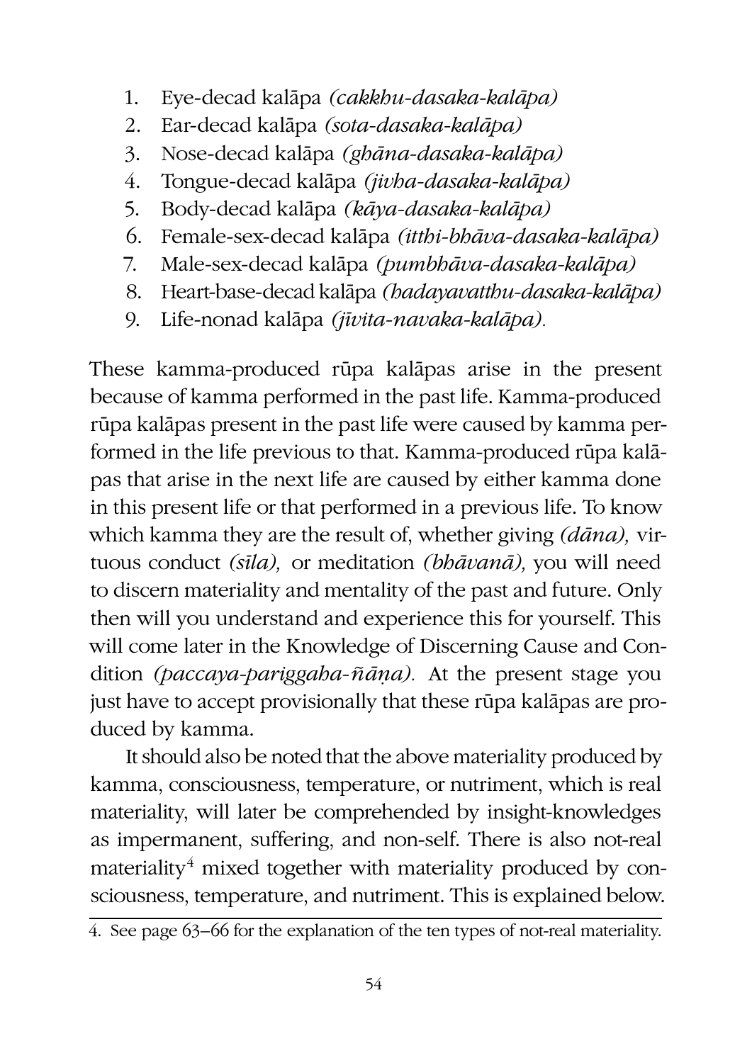1. Eye-decad kalāpa *(cakkhu-dasaka-kalāpa)*
2. Ear-decad kalāpa *(sota-dasaka-kalāpa)*
3. Nose-decad kalāpa *(ghāna-dasaka-kalāpa)*
4. Tongue-decad kalāpa *(jivha-dasaka-kalāpa)*
5. Body-decad kalāpa *(kāya-dasaka-kalāpa)*
6. Female-sex-decad kalāpa *(itthi-bhāva-dasaka-kalāpa)*
7. Male-sex-decad kalāpa *(pumbhāva-dasaka-kalāpa)*
8. Heart-base-decad kalāpa *(hadayavatthu-dasaka-kalāpa)*
9. Life-nonad kalāpa *(jīvita-navaka-kalāpa)*.

These kamma-produced rūpa kalāpas arise in the present because of kamma performed in the past life. Kamma-produced rūpa kalāpas present in the past life were caused by kamma performed in the life previous to that. Kamma-produced rūpa kalāpas that arise in the next life are caused by either kamma done in this present life or that performed in a previous life. To know which kamma they are the result of, whether giving *(dāna),* virtuous conduct *(sīla),* or meditation *(bhāvanā),* you will need to discern materiality and mentality of the past and future. Only then will you understand and experience this for yourself. This will come later in the Knowledge of Discerning Cause and Condition *(paccaya-pariggaha-ñāṇa).* At the present stage you just have to accept provisionally that these rūpa kalāpas are produced by kamma.

It should also be noted that the above materiality produced by kamma, consciousness, temperature, or nutriment, which is real materiality, will later be comprehended by insight-knowledges as impermanent, suffering, and non-self. There is also not-real materiality[4] mixed together with materiality produced by consciousness, temperature, and nutriment. This is explained below.

4. See page 63–66 for the explanation of the ten types of not-real materiality.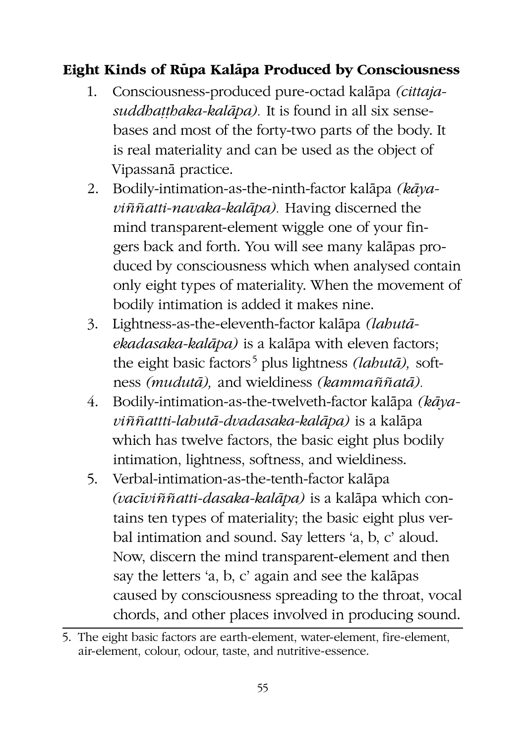### Eight Kinds of Rūpa Kalāpa Produced by Consciousness

1. Consciousness-produced pure-octad kalāpa *(cittaja-suddhaṭṭhaka-kalāpa).* It is found in all six sense-bases and most of the forty-two parts of the body. It is real materiality and can be used as the object of Vipassanā practice.
2. Bodily-intimation-as-the-ninth-factor kalāpa *(kāya-viññatti-navaka-kalāpa).* Having discerned the mind transparent-element wiggle one of your fingers back and forth. You will see many kalāpas produced by consciousness which when analysed contain only eight types of materiality. When the movement of bodily intimation is added it makes nine.
3. Lightness-as-the-eleventh-factor kalāpa *(lahutā-ekadasaka-kalāpa)* is a kalāpa with eleven factors; the eight basic factors[5] plus lightness *(lahutā),* softness *(mudutā),* and wieldiness *(kammaññatā).*
4. Bodily-intimation-as-the-twelveth-factor kalāpa *(kāya-viññattti-lahutā-dvadasaka-kalāpa)* is a kalāpa which has twelve factors, the basic eight plus bodily intimation, lightness, softness, and wieldiness.
5. Verbal-intimation-as-the-tenth-factor kalāpa *(vacīviññatti-dasaka-kalāpa)* is a kalāpa which contains ten types of materiality; the basic eight plus verbal intimation and sound. Say letters 'a, b, c' aloud. Now, discern the mind transparent-element and then say the letters 'a, b, c' again and see the kalāpas caused by consciousness spreading to the throat, vocal chords, and other places involved in producing sound.

---

5. The eight basic factors are earth-element, water-element, fire-element, air-element, colour, odour, taste, and nutritive-essence.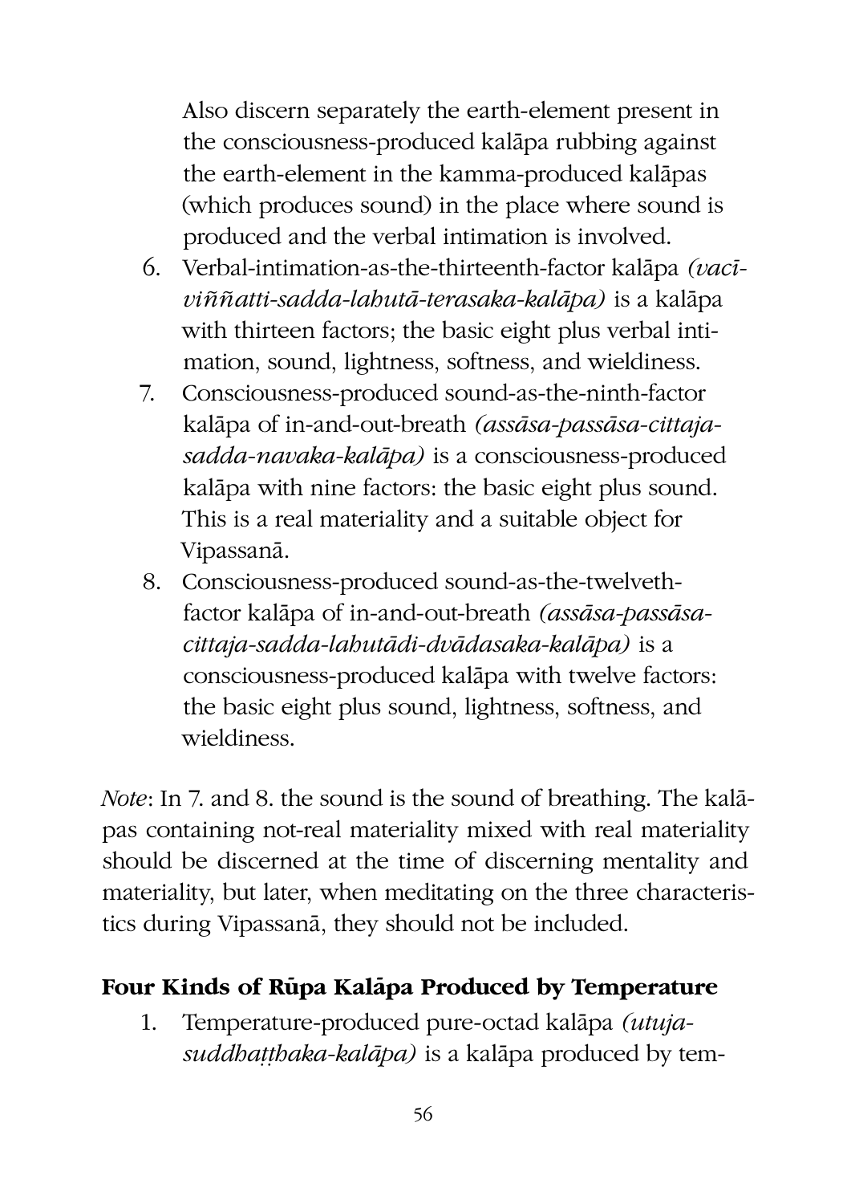Also discern separately the earth-element present in the consciousness-produced kalāpa rubbing against the earth-element in the kamma-produced kalāpas (which produces sound) in the place where sound is produced and the verbal intimation is involved.

6. Verbal-intimation-as-the-thirteenth-factor kalāpa *(vacī-viññatti-sadda-lahutā-terasaka-kalāpa)* is a kalāpa with thirteen factors; the basic eight plus verbal intimation, sound, lightness, softness, and wieldiness.
7. Consciousness-produced sound-as-the-ninth-factor kalāpa of in-and-out-breath *(assāsa-passāsa-cittaja-sadda-navaka-kalāpa)* is a consciousness-produced kalāpa with nine factors: the basic eight plus sound. This is a real materiality and a suitable object for Vipassanā.
8. Consciousness-produced sound-as-the-twelveth-factor kalāpa of in-and-out-breath *(assāsa-passāsa-cittaja-sadda-lahutādi-dvādasaka-kalāpa)* is a consciousness-produced kalāpa with twelve factors: the basic eight plus sound, lightness, softness, and wieldiness.

*Note*: In 7. and 8. the sound is the sound of breathing. The kalāpas containing not-real materiality mixed with real materiality should be discerned at the time of discerning mentality and materiality, but later, when meditating on the three characteristics during Vipassanā, they should not be included.

### Four Kinds of Rūpa Kalāpa Produced by Temperature

1. Temperature-produced pure-octad kalāpa *(utuja-suddhaṭṭhaka-kalāpa)* is a kalāpa produced by tem-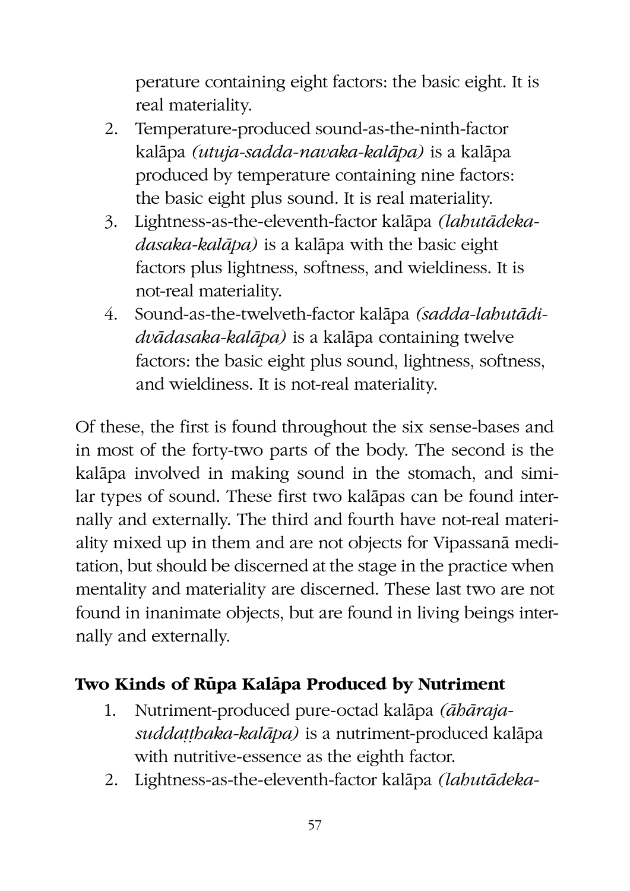perature containing eight factors: the basic eight. It is real materiality.

2. Temperature-produced sound-as-the-ninth-factor kalāpa *(utuja-sadda-navaka-kalāpa)* is a kalāpa produced by temperature containing nine factors: the basic eight plus sound. It is real materiality.
3. Lightness-as-the-eleventh-factor kalāpa *(lahutādeka-dasaka-kalāpa)* is a kalāpa with the basic eight factors plus lightness, softness, and wieldiness. It is not-real materiality.
4. Sound-as-the-twelveth-factor kalāpa *(sadda-lahutādi-dvādasaka-kalāpa)* is a kalāpa containing twelve factors: the basic eight plus sound, lightness, softness, and wieldiness. It is not-real materiality.

Of these, the first is found throughout the six sense-bases and in most of the forty-two parts of the body. The second is the kalāpa involved in making sound in the stomach, and similar types of sound. These first two kalāpas can be found internally and externally. The third and fourth have not-real materiality mixed up in them and are not objects for Vipassanā meditation, but should be discerned at the stage in the practice when mentality and materiality are discerned. These last two are not found in inanimate objects, but are found in living beings internally and externally.

**Two Kinds of Rūpa Kalāpa Produced by Nutriment**

1. Nutriment-produced pure-octad kalāpa *(āhāraja-suddaṭṭhaka-kalāpa)* is a nutriment-produced kalāpa with nutritive-essence as the eighth factor.
2. Lightness-as-the-eleventh-factor kalāpa *(lahutādeka-*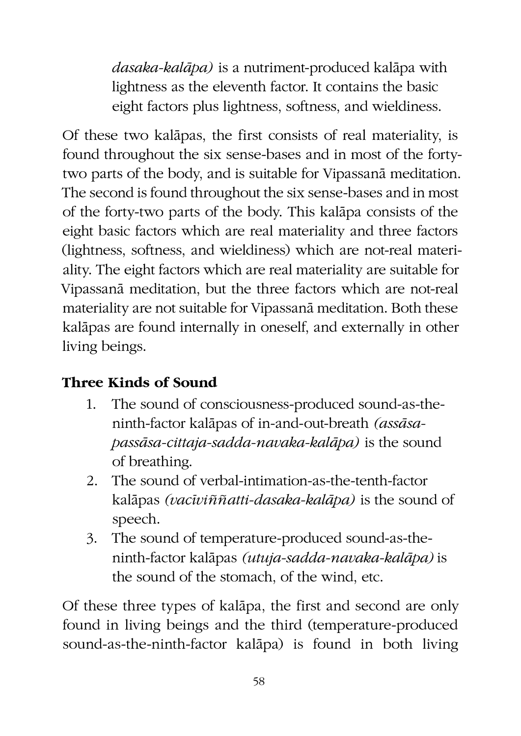*dasaka-kalāpa)* is a nutriment-produced kalāpa with lightness as the eleventh factor. It contains the basic eight factors plus lightness, softness, and wieldiness.

Of these two kalāpas, the first consists of real materiality, is found throughout the six sense-bases and in most of the forty-two parts of the body, and is suitable for Vipassanā meditation. The second is found throughout the six sense-bases and in most of the forty-two parts of the body. This kalāpa consists of the eight basic factors which are real materiality and three factors (lightness, softness, and wieldiness) which are not-real materiality. The eight factors which are real materiality are suitable for Vipassanā meditation, but the three factors which are not-real materiality are not suitable for Vipassanā meditation. Both these kalāpas are found internally in oneself, and externally in other living beings.

**Three Kinds of Sound**

1. The sound of consciousness-produced sound-as-the-ninth-factor kalāpas of in-and-out-breath *(assāsa-passāsa-cittaja-sadda-navaka-kalāpa)* is the sound of breathing.
2. The sound of verbal-intimation-as-the-tenth-factor kalāpas *(vacīviññatti-dasaka-kalāpa)* is the sound of speech.
3. The sound of temperature-produced sound-as-the-ninth-factor kalāpas *(utuja-sadda-navaka-kalāpa)* is the sound of the stomach, of the wind, etc.

Of these three types of kalāpa, the first and second are only found in living beings and the third (temperature-produced sound-as-the-ninth-factor kalāpa) is found in both living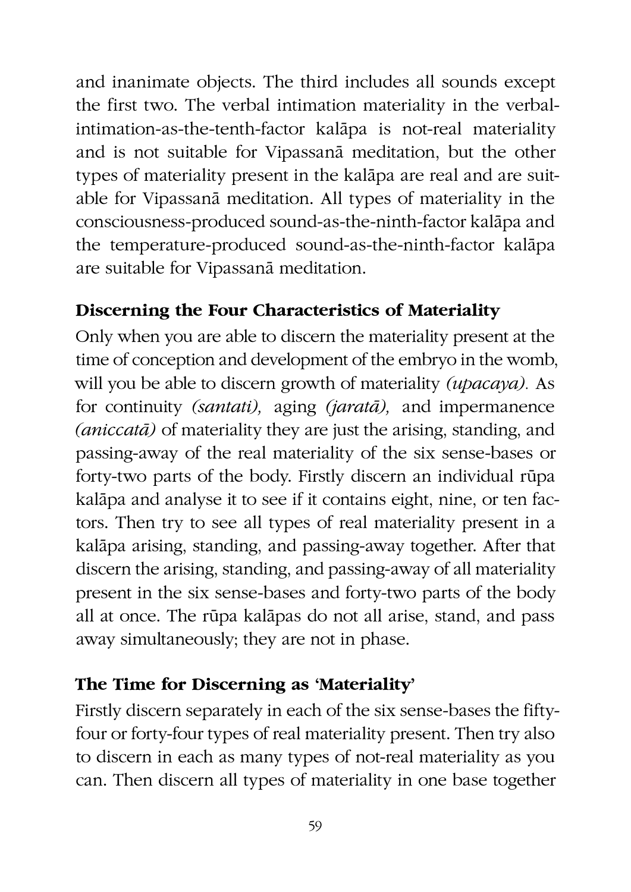and inanimate objects. The third includes all sounds except the first two. The verbal intimation materiality in the verbal-intimation-as-the-tenth-factor kalāpa is not-real materiality and is not suitable for Vipassanā meditation, but the other types of materiality present in the kalāpa are real and are suitable for Vipassanā meditation. All types of materiality in the consciousness-produced sound-as-the-ninth-factor kalāpa and the temperature-produced sound-as-the-ninth-factor kalāpa are suitable for Vipassanā meditation.

### Discerning the Four Characteristics of Materiality

Only when you are able to discern the materiality present at the time of conception and development of the embryo in the womb, will you be able to discern growth of materiality *(upacaya).* As for continuity *(santati),* aging *(jaratā),* and impermanence *(aniccatā)* of materiality they are just the arising, standing, and passing-away of the real materiality of the six sense-bases or forty-two parts of the body. Firstly discern an individual rūpa kalāpa and analyse it to see if it contains eight, nine, or ten factors. Then try to see all types of real materiality present in a kalāpa arising, standing, and passing-away together. After that discern the arising, standing, and passing-away of all materiality present in the six sense-bases and forty-two parts of the body all at once. The rūpa kalāpas do not all arise, stand, and pass away simultaneously; they are not in phase.

### The Time for Discerning as 'Materiality'

Firstly discern separately in each of the six sense-bases the fifty-four or forty-four types of real materiality present. Then try also to discern in each as many types of not-real materiality as you can. Then discern all types of materiality in one base together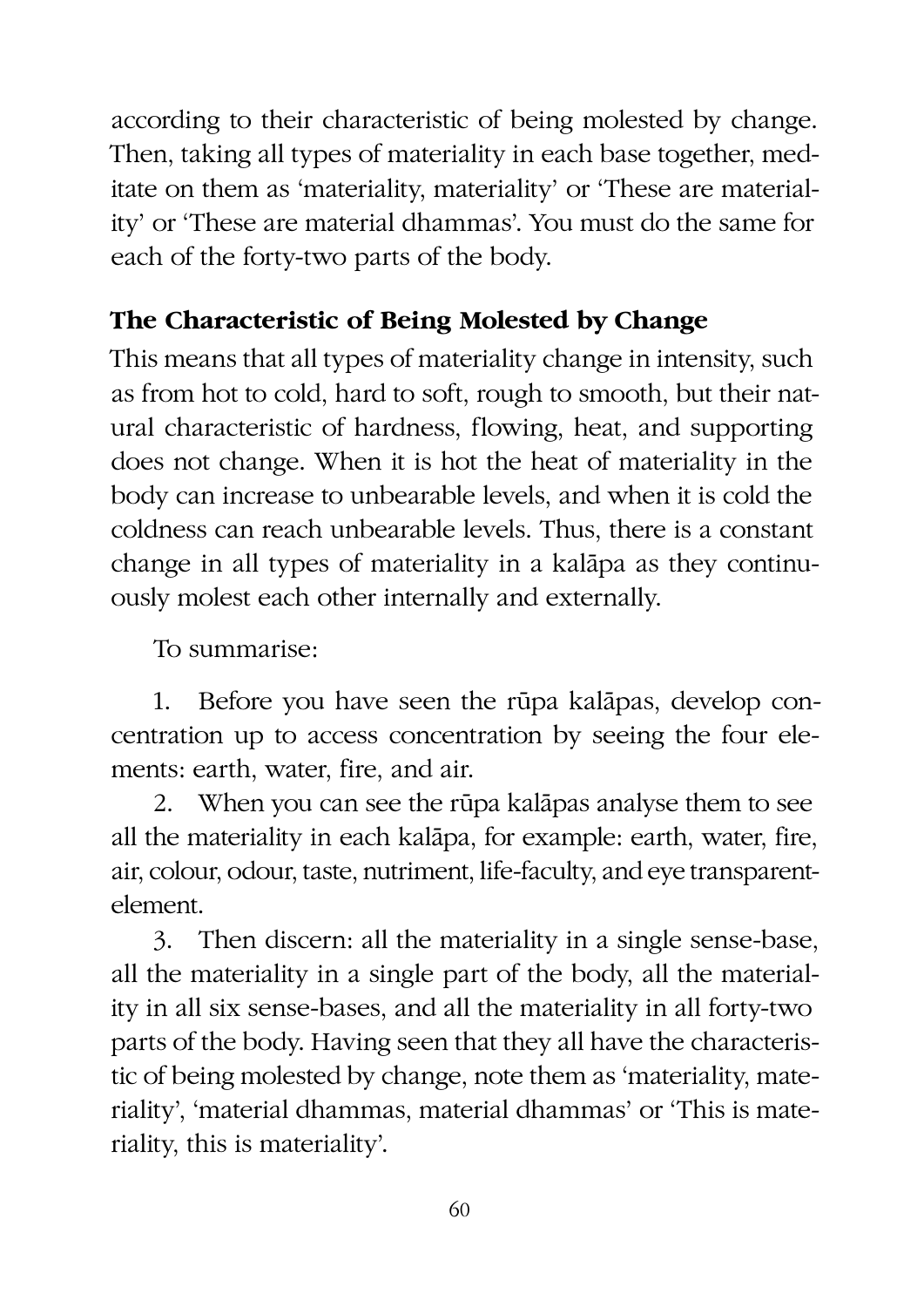according to their characteristic of being molested by change. Then, taking all types of materiality in each base together, meditate on them as 'materiality, materiality' or 'These are materiality' or 'These are material dhammas'. You must do the same for each of the forty-two parts of the body.

### The Characteristic of Being Molested by Change

This means that all types of materiality change in intensity, such as from hot to cold, hard to soft, rough to smooth, but their natural characteristic of hardness, flowing, heat, and supporting does not change. When it is hot the heat of materiality in the body can increase to unbearable levels, and when it is cold the coldness can reach unbearable levels. Thus, there is a constant change in all types of materiality in a kalāpa as they continuously molest each other internally and externally.

To summarise:

1. Before you have seen the rūpa kalāpas, develop concentration up to access concentration by seeing the four elements: earth, water, fire, and air.
2. When you can see the rūpa kalāpas analyse them to see all the materiality in each kalāpa, for example: earth, water, fire, air, colour, odour, taste, nutriment, life-faculty, and eye transparent-element.
3. Then discern: all the materiality in a single sense-base, all the materiality in a single part of the body, all the materiality in all six sense-bases, and all the materiality in all forty-two parts of the body. Having seen that they all have the characteristic of being molested by change, note them as 'materiality, materiality', 'material dhammas, material dhammas' or 'This is materiality, this is materiality'.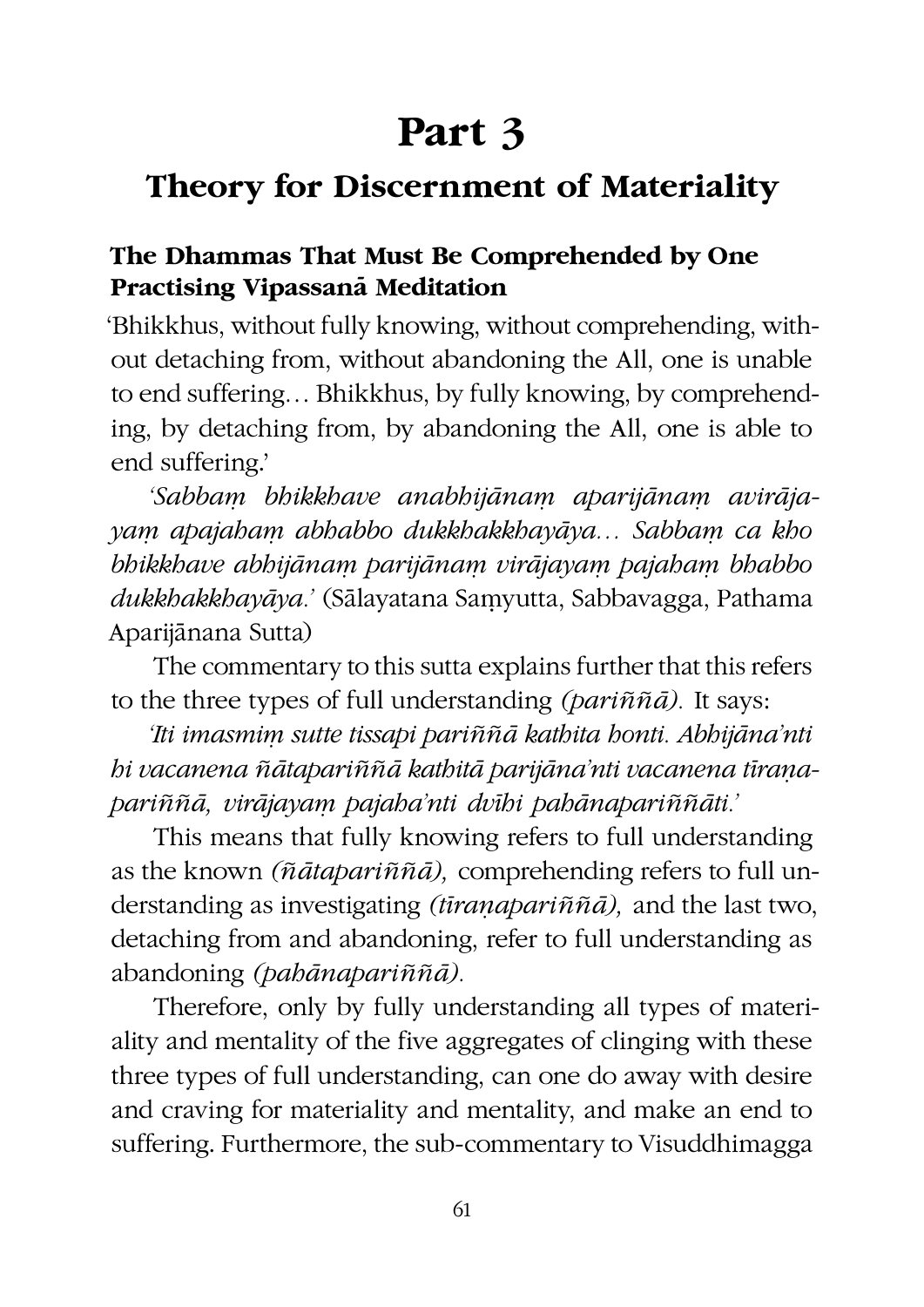# Part 3

## Theory for Discernment of Materiality

### The Dhammas That Must Be Comprehended by One Practising Vipassanā Meditation

'Bhikkhus, without fully knowing, without comprehending, without detaching from, without abandoning the All, one is unable to end suffering… Bhikkhus, by fully knowing, by comprehending, by detaching from, by abandoning the All, one is able to end suffering.'

*'Sabbaṃ bhikkhave anabhijānaṃ aparijānaṃ avirājayaṃ apajahaṃ abhabbo dukkhakkhayāya… Sabbaṃ ca kho bhikkhave abhijānaṃ parijānaṃ virājayaṃ pajahaṃ bhabbo dukkhakkhayāya.'* (Sālayatana Saṃyutta, Sabbavagga, Pathama Aparijānana Sutta)

The commentary to this sutta explains further that this refers to the three types of full understanding *(pariññā).* It says:

*'Iti imasmiṃ sutte tissapi pariññā kathita honti. Abhijāna'nti hi vacanena ñātapariññā kathitā parijāna'nti vacanena tīraṇapariññā, virājayaṃ pajaha'nti dvīhi pahānapariññāti.'*

This means that fully knowing refers to full understanding as the known *(ñātapariññā),* comprehending refers to full understanding as investigating *(tīraṇapariññā),* and the last two, detaching from and abandoning, refer to full understanding as abandoning *(pahānapariññā).*

Therefore, only by fully understanding all types of materiality and mentality of the five aggregates of clinging with these three types of full understanding, can one do away with desire and craving for materiality and mentality, and make an end to suffering. Furthermore, the sub-commentary to Visuddhimagga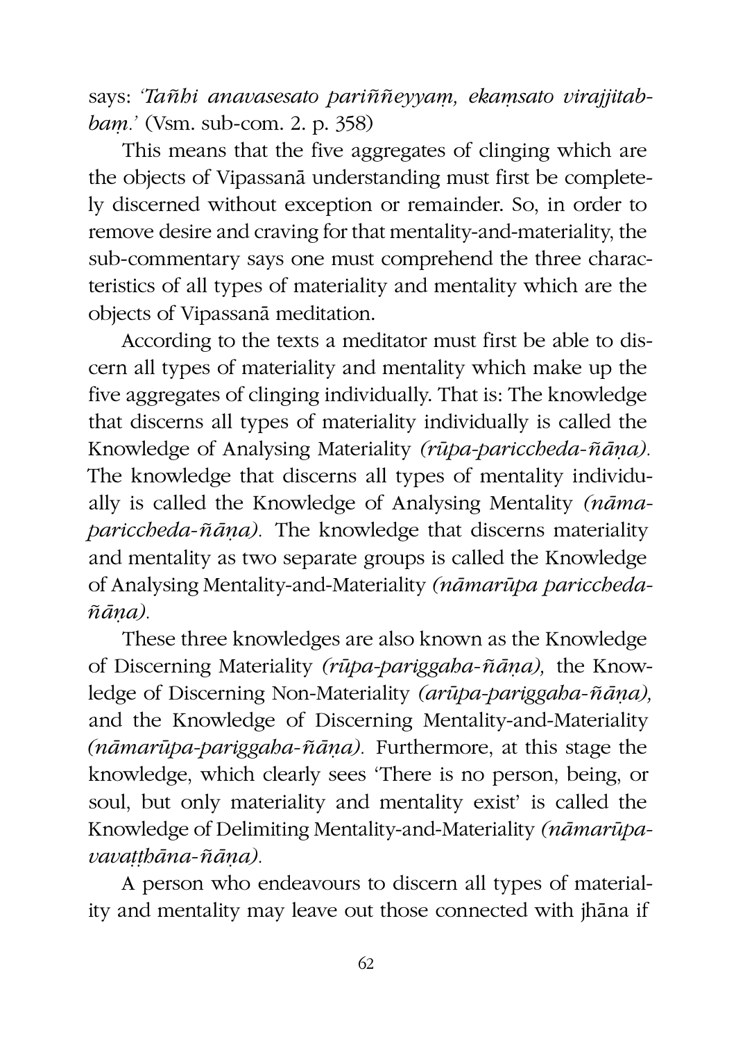says: *'Tañhi anavasesato pariññeyyaṃ, ekaṃsato virajjitabbaṃ.'* (Vsm. sub-com. 2. p. 358)

This means that the five aggregates of clinging which are the objects of Vipassanā understanding must first be completely discerned without exception or remainder. So, in order to remove desire and craving for that mentality-and-materiality, the sub-commentary says one must comprehend the three characteristics of all types of materiality and mentality which are the objects of Vipassanā meditation.

According to the texts a meditator must first be able to discern all types of materiality and mentality which make up the five aggregates of clinging individually. That is: The knowledge that discerns all types of materiality individually is called the Knowledge of Analysing Materiality *(rūpa-pariccheda-ñāṇa).* The knowledge that discerns all types of mentality individually is called the Knowledge of Analysing Mentality *(nāma-pariccheda-ñāṇa).* The knowledge that discerns materiality and mentality as two separate groups is called the Knowledge of Analysing Mentality-and-Materiality *(nāmarūpa pariccheda-ñāṇa).*

These three knowledges are also known as the Knowledge of Discerning Materiality *(rūpa-pariggaha-ñāṇa),* the Knowledge of Discerning Non-Materiality *(arūpa-pariggaha-ñāṇa),* and the Knowledge of Discerning Mentality-and-Materiality *(nāmarūpa-pariggaha-ñāṇa).* Furthermore, at this stage the knowledge, which clearly sees 'There is no person, being, or soul, but only materiality and mentality exist' is called the Knowledge of Delimiting Mentality-and-Materiality *(nāmarūpa-vavaṭṭhāna-ñāṇa).*

A person who endeavours to discern all types of materiality and mentality may leave out those connected with jhāna if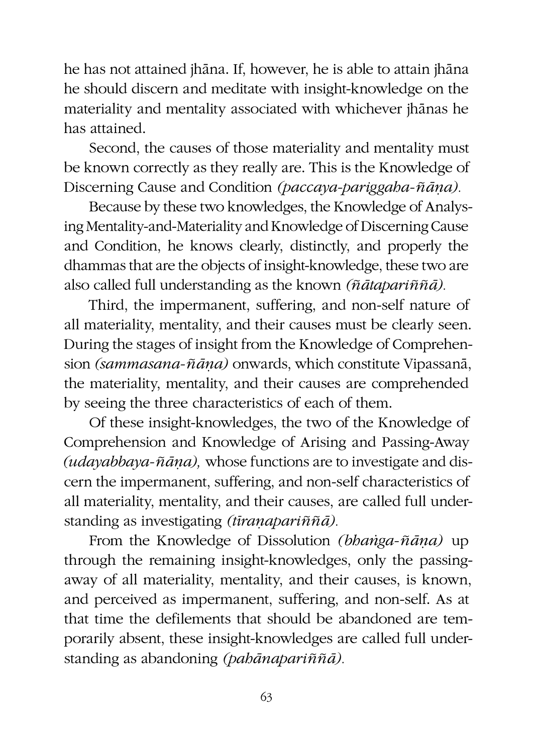he has not attained jhāna. If, however, he is able to attain jhāna he should discern and meditate with insight-knowledge on the materiality and mentality associated with whichever jhānas he has attained.

Second, the causes of those materiality and mentality must be known correctly as they really are. This is the Knowledge of Discerning Cause and Condition *(paccaya-pariggaha-ñāṇa).*

Because by these two knowledges, the Knowledge of Analysing Mentality-and-Materiality and Knowledge of Discerning Cause and Condition, he knows clearly, distinctly, and properly the dhammas that are the objects of insight-knowledge, these two are also called full understanding as the known *(ñātapariññā).*

Third, the impermanent, suffering, and non-self nature of all materiality, mentality, and their causes must be clearly seen. During the stages of insight from the Knowledge of Comprehension *(sammasana-ñāṇa)* onwards, which constitute Vipassanā, the materiality, mentality, and their causes are comprehended by seeing the three characteristics of each of them.

Of these insight-knowledges, the two of the Knowledge of Comprehension and Knowledge of Arising and Passing-Away *(udayabbaya-ñāṇa),* whose functions are to investigate and discern the impermanent, suffering, and non-self characteristics of all materiality, mentality, and their causes, are called full understanding as investigating *(tīraṇapariññā).*

From the Knowledge of Dissolution *(bhaṅga-ñāṇa)* up through the remaining insight-knowledges, only the passing-away of all materiality, mentality, and their causes, is known, and perceived as impermanent, suffering, and non-self. As at that time the defilements that should be abandoned are temporarily absent, these insight-knowledges are called full understanding as abandoning *(pahānapariññā).*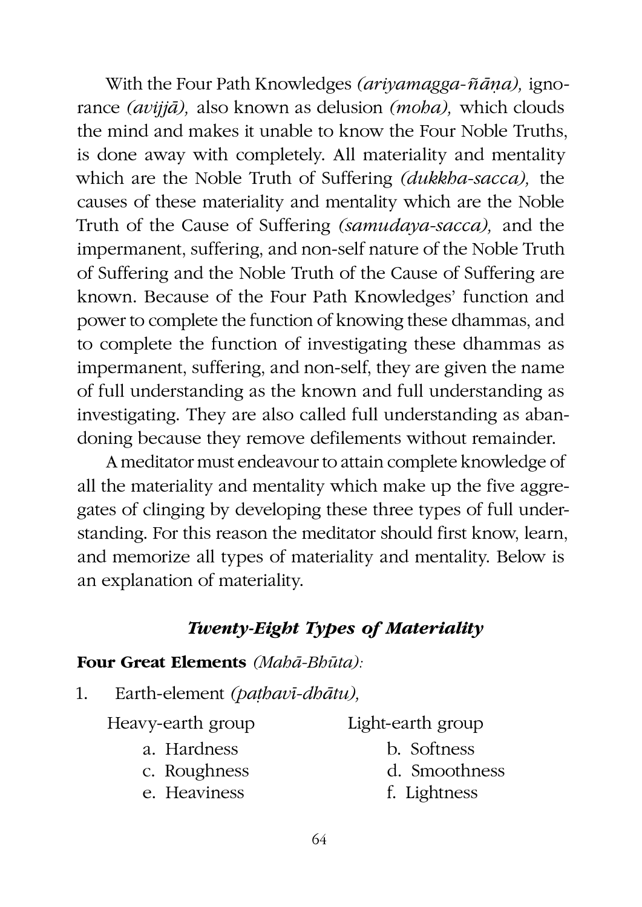With the Four Path Knowledges *(ariyamagga-ñāṇa),* ignorance *(avijjā),* also known as delusion *(moha),* which clouds the mind and makes it unable to know the Four Noble Truths, is done away with completely. All materiality and mentality which are the Noble Truth of Suffering *(dukkha-sacca),* the causes of these materiality and mentality which are the Noble Truth of the Cause of Suffering *(samudaya-sacca),* and the impermanent, suffering, and non-self nature of the Noble Truth of Suffering and the Noble Truth of the Cause of Suffering are known. Because of the Four Path Knowledges' function and power to complete the function of knowing these dhammas, and to complete the function of investigating these dhammas as impermanent, suffering, and non-self, they are given the name of full understanding as the known and full understanding as investigating. They are also called full understanding as abandoning because they remove defilements without remainder.

A meditator must endeavour to attain complete knowledge of all the materiality and mentality which make up the five aggregates of clinging by developing these three types of full understanding. For this reason the meditator should first know, learn, and memorize all types of materiality and mentality. Below is an explanation of materiality.

### *Twenty-Eight Types of Materiality*

**Four Great Elements** *(Mahā-Bhūta):*

1. Earth-element *(paṭhavī-dhātu),*

| Heavy-earth group | Light-earth group |
|---|---|
| a. Hardness | b. Softness |
| c. Roughness | d. Smoothness |
| e. Heaviness | f. Lightness |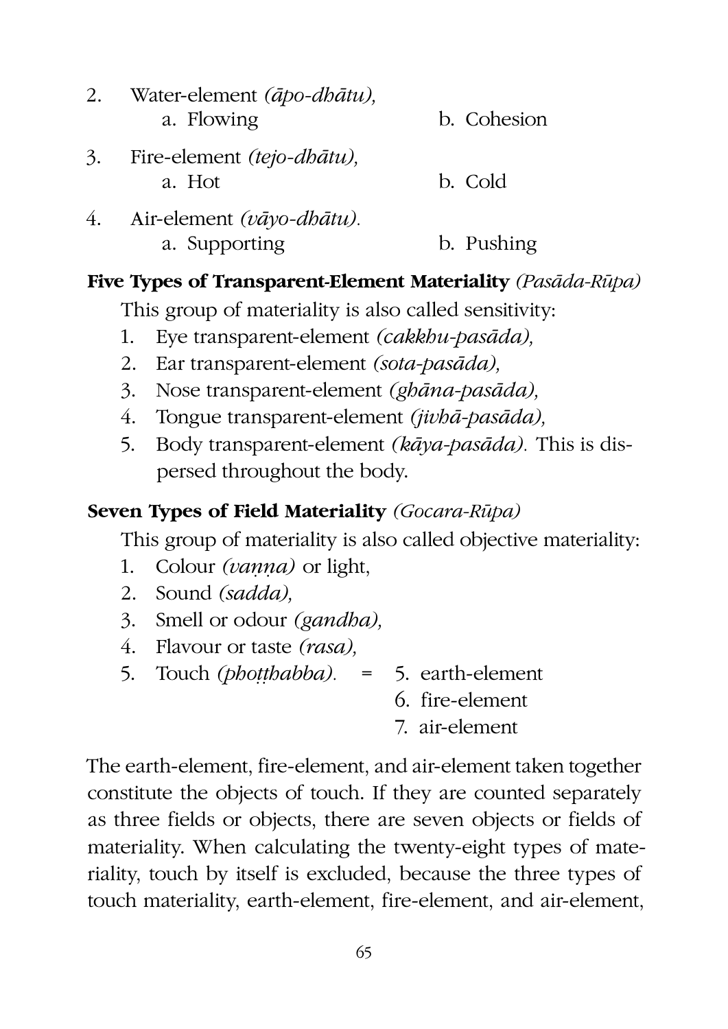2. Water-element *(āpo-dhātu),*
   a. Flowing b. Cohesion

3. Fire-element *(tejo-dhātu),*
   a. Hot b. Cold

4. Air-element *(vāyo-dhātu).*
   a. Supporting b. Pushing

**Five Types of Transparent-Element Materiality** *(Pasāda-Rūpa)*

This group of materiality is also called sensitivity:

1. Eye transparent-element *(cakkhu-pasāda),*
2. Ear transparent-element *(sota-pasāda),*
3. Nose transparent-element *(ghāna-pasāda),*
4. Tongue transparent-element *(jivhā-pasāda),*
5. Body transparent-element *(kāya-pasāda).* This is dispersed throughout the body.

**Seven Types of Field Materiality** *(Gocara-Rūpa)*

This group of materiality is also called objective materiality:

1. Colour *(vaṇṇa)* or light,
2. Sound *(sadda),*
3. Smell or odour *(gandha),*
4. Flavour or taste *(rasa),*
5. Touch *(phoṭṭhabba).* = 5. earth-element
   6. fire-element
   7. air-element

The earth-element, fire-element, and air-element taken together constitute the objects of touch. If they are counted separately as three fields or objects, there are seven objects or fields of materiality. When calculating the twenty-eight types of materiality, touch by itself is excluded, because the three types of touch materiality, earth-element, fire-element, and air-element,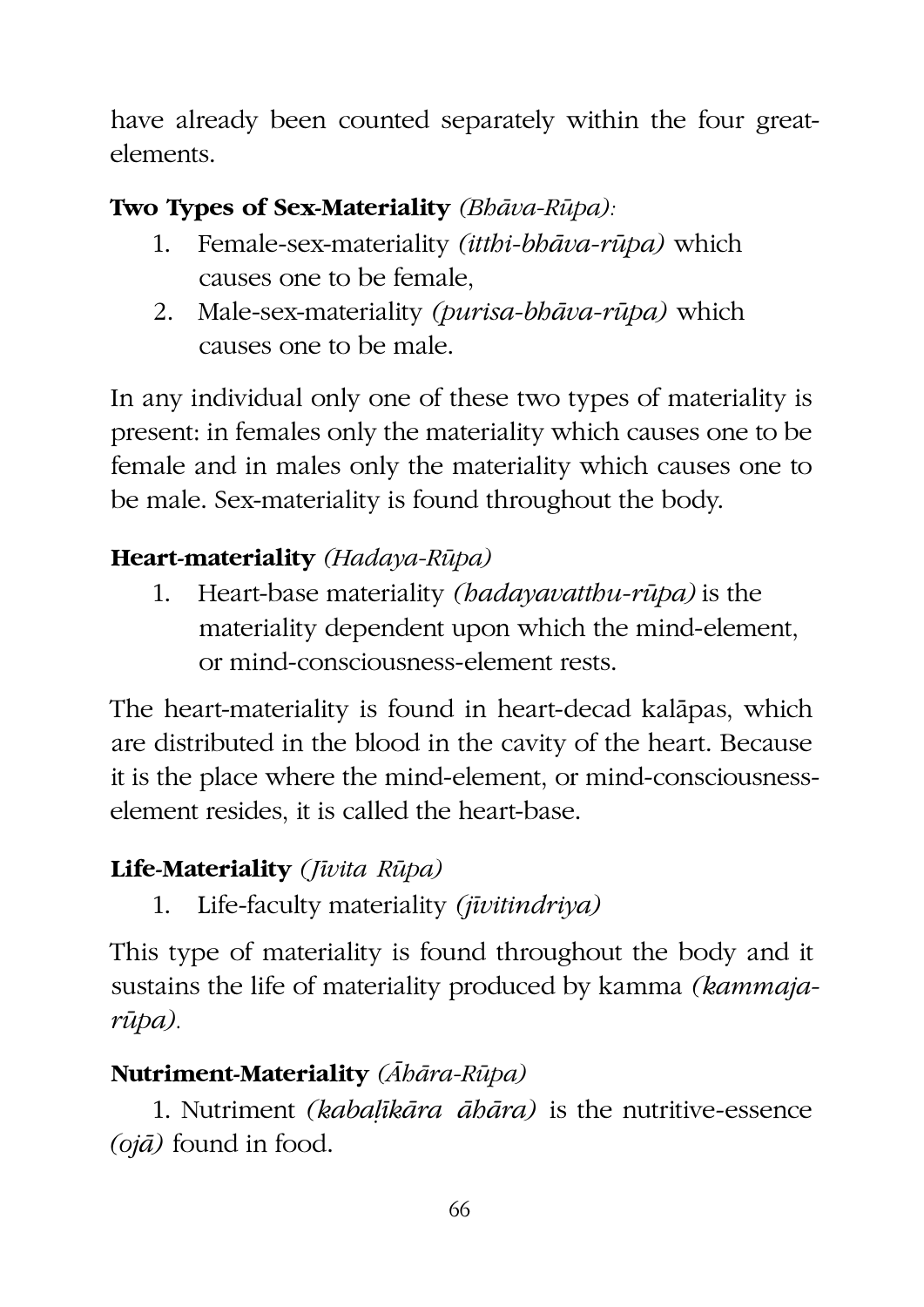have already been counted separately within the four great-elements.

**Two Types of Sex-Materiality** *(Bhāva-Rūpa):*

1. Female-sex-materiality *(itthi-bhāva-rūpa)* which causes one to be female,
2. Male-sex-materiality *(purisa-bhāva-rūpa)* which causes one to be male.

In any individual only one of these two types of materiality is present: in females only the materiality which causes one to be female and in males only the materiality which causes one to be male. Sex-materiality is found throughout the body.

**Heart-materiality** *(Hadaya-Rūpa)*

1. Heart-base materiality *(hadayavatthu-rūpa)* is the materiality dependent upon which the mind-element, or mind-consciousness-element rests.

The heart-materiality is found in heart-decad kalāpas, which are distributed in the blood in the cavity of the heart. Because it is the place where the mind-element, or mind-consciousness-element resides, it is called the heart-base.

**Life-Materiality** *(Jīvita Rūpa)*

1. Life-faculty materiality *(jīvitindriya)*

This type of materiality is found throughout the body and it sustains the life of materiality produced by kamma *(kammaja-rūpa).*

**Nutriment-Materiality** *(Āhāra-Rūpa)*

1. Nutriment *(kabaḷīkāra āhāra)* is the nutritive-essence *(ojā)* found in food.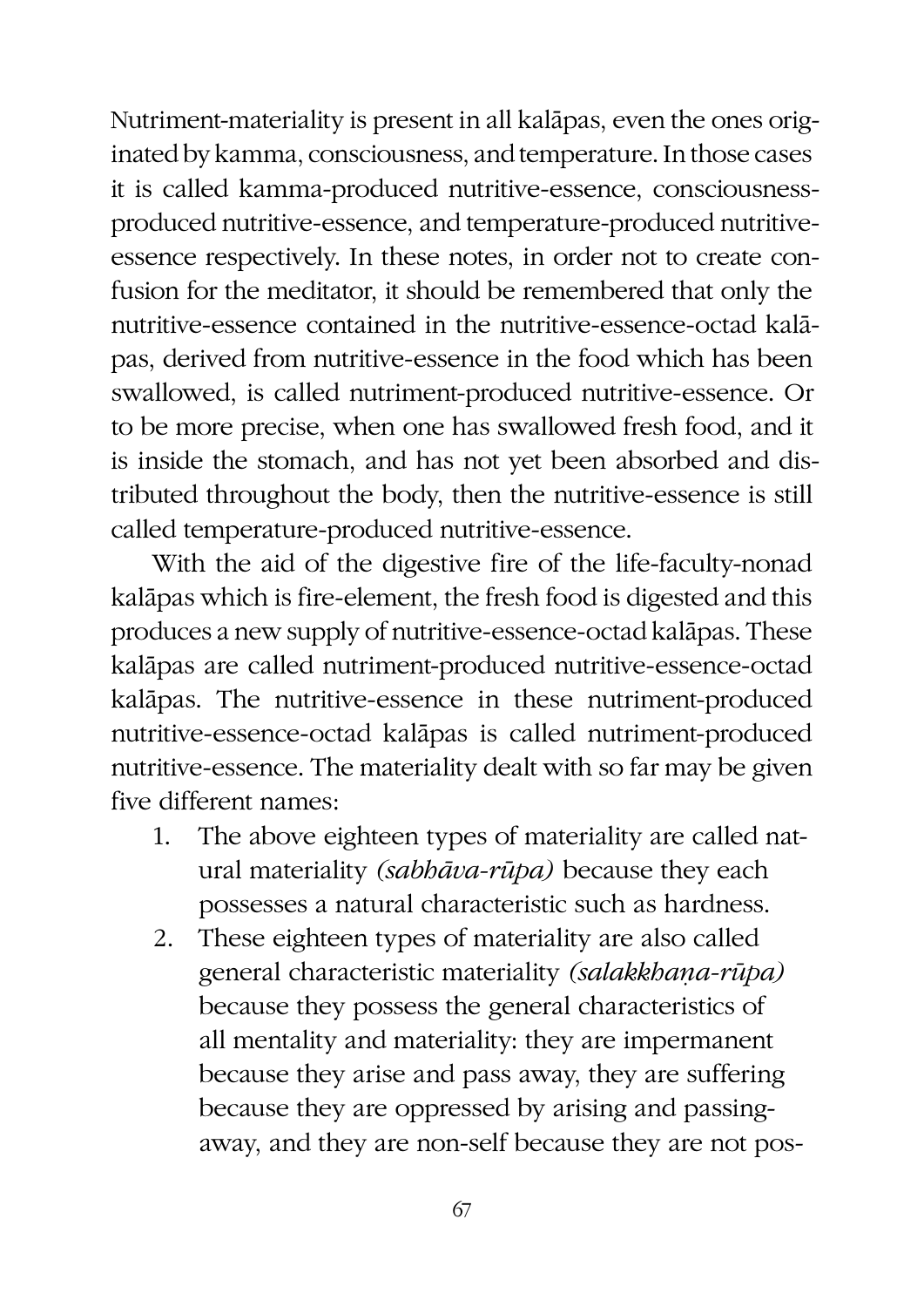Nutriment-materiality is present in all kalāpas, even the ones originated by kamma, consciousness, and temperature. In those cases it is called kamma-produced nutritive-essence, consciousness-produced nutritive-essence, and temperature-produced nutritive-essence respectively. In these notes, in order not to create confusion for the meditator, it should be remembered that only the nutritive-essence contained in the nutritive-essence-octad kalāpas, derived from nutritive-essence in the food which has been swallowed, is called nutriment-produced nutritive-essence. Or to be more precise, when one has swallowed fresh food, and it is inside the stomach, and has not yet been absorbed and distributed throughout the body, then the nutritive-essence is still called temperature-produced nutritive-essence.

With the aid of the digestive fire of the life-faculty-nonad kalāpas which is fire-element, the fresh food is digested and this produces a new supply of nutritive-essence-octad kalāpas. These kalāpas are called nutriment-produced nutritive-essence-octad kalāpas. The nutritive-essence in these nutriment-produced nutritive-essence-octad kalāpas is called nutriment-produced nutritive-essence. The materiality dealt with so far may be given five different names:

1. The above eighteen types of materiality are called natural materiality *(sabhāva-rūpa)* because they each possesses a natural characteristic such as hardness.
2. These eighteen types of materiality are also called general characteristic materiality *(salakkhaṇa-rūpa)* because they possess the general characteristics of all mentality and materiality: they are impermanent because they arise and pass away, they are suffering because they are oppressed by arising and passing-away, and they are non-self because they are not pos-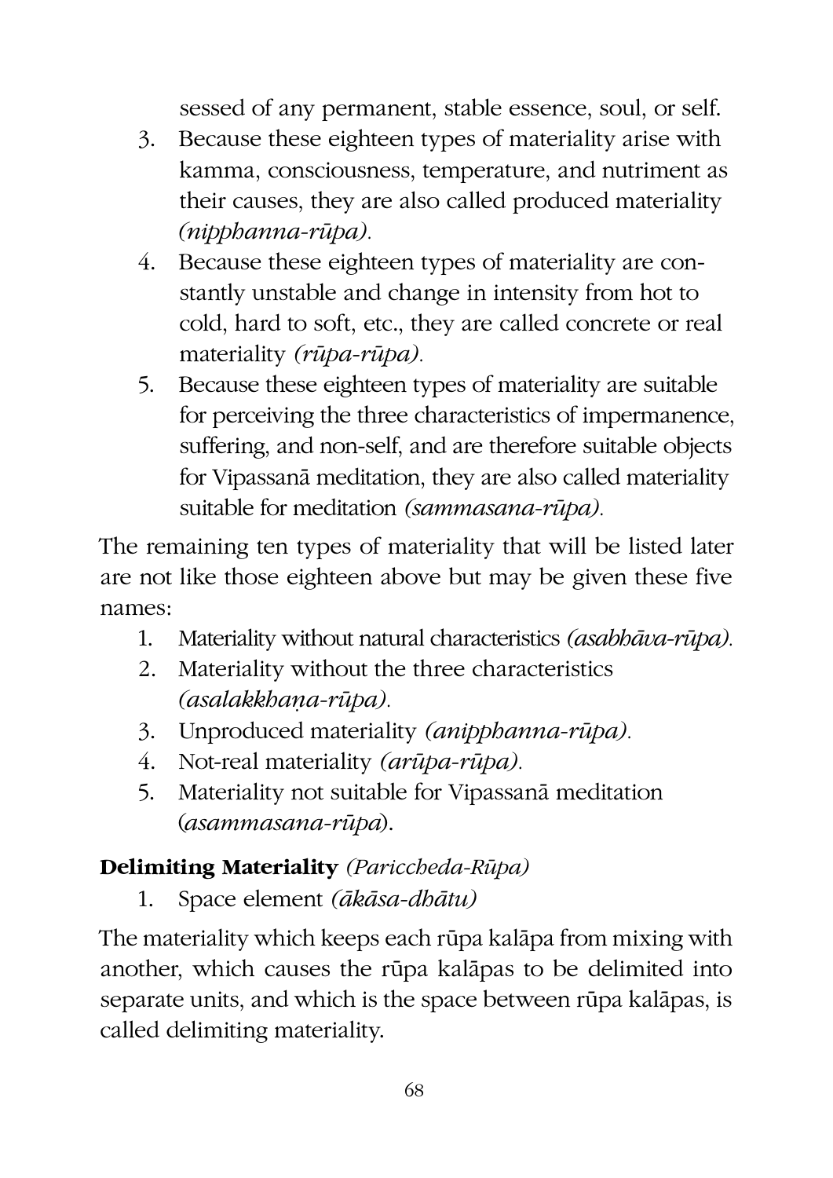sessed of any permanent, stable essence, soul, or self.

3. Because these eighteen types of materiality arise with kamma, consciousness, temperature, and nutriment as their causes, they are also called produced materiality *(nipphanna-rūpa).*
4. Because these eighteen types of materiality are constantly unstable and change in intensity from hot to cold, hard to soft, etc., they are called concrete or real materiality *(rūpa-rūpa).*
5. Because these eighteen types of materiality are suitable for perceiving the three characteristics of impermanence, suffering, and non-self, and are therefore suitable objects for Vipassanā meditation, they are also called materiality suitable for meditation *(sammasana-rūpa).*

The remaining ten types of materiality that will be listed later are not like those eighteen above but may be given these five names:

1. Materiality without natural characteristics *(asabhāva-rūpa).*
2. Materiality without the three characteristics *(asalakkhaṇa-rūpa).*
3. Unproduced materiality *(anipphanna-rūpa).*
4. Not-real materiality *(arūpa-rūpa).*
5. Materiality not suitable for Vipassanā meditation (*asammasana-rūpa*).

**Delimiting Materiality** *(Pariccheda-Rūpa)*

1. Space element *(ākāsa-dhātu)*

The materiality which keeps each rūpa kalāpa from mixing with another, which causes the rūpa kalāpas to be delimited into separate units, and which is the space between rūpa kalāpas, is called delimiting materiality.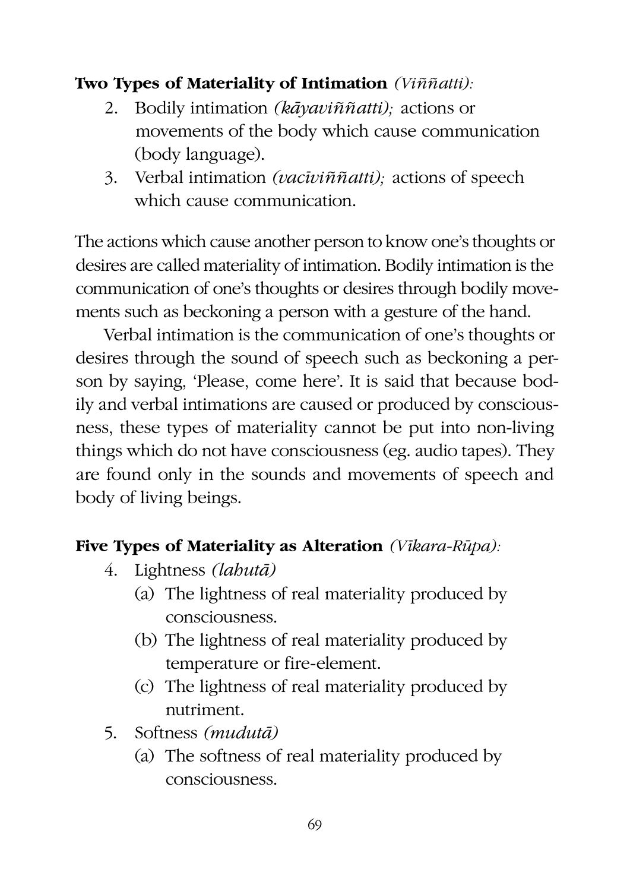**Two Types of Materiality of Intimation** *(Viññatti):*

2. Bodily intimation *(kāyaviññatti);* actions or movements of the body which cause communication (body language).
3. Verbal intimation *(vacīviññatti);* actions of speech which cause communication.

The actions which cause another person to know one's thoughts or desires are called materiality of intimation. Bodily intimation is the communication of one's thoughts or desires through bodily movements such as beckoning a person with a gesture of the hand.

Verbal intimation is the communication of one's thoughts or desires through the sound of speech such as beckoning a person by saying, 'Please, come here'. It is said that because bodily and verbal intimations are caused or produced by consciousness, these types of materiality cannot be put into non-living things which do not have consciousness (eg. audio tapes). They are found only in the sounds and movements of speech and body of living beings.

**Five Types of Materiality as Alteration** *(Vīkara-Rūpa):*

4. Lightness *(lahutā)*
   - (a) The lightness of real materiality produced by consciousness.
   - (b) The lightness of real materiality produced by temperature or fire-element.
   - (c) The lightness of real materiality produced by nutriment.
5. Softness *(mudutā)*
   - (a) The softness of real materiality produced by consciousness.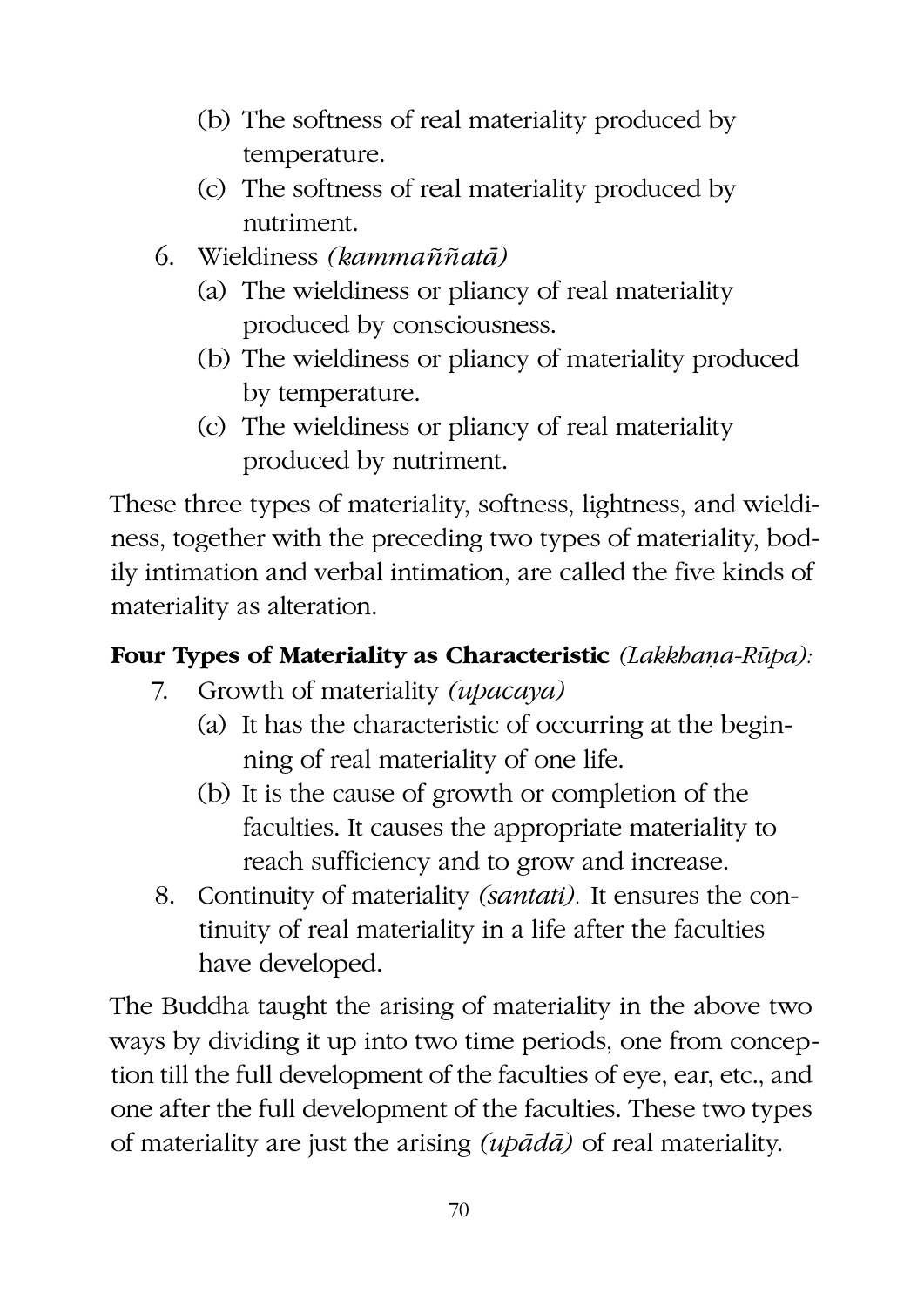(b) The softness of real materiality produced by temperature.
   (c) The softness of real materiality produced by nutriment.
6. Wieldiness *(kammaññatā)*
   (a) The wieldiness or pliancy of real materiality produced by consciousness.
   (b) The wieldiness or pliancy of materiality produced by temperature.
   (c) The wieldiness or pliancy of real materiality produced by nutriment.

These three types of materiality, softness, lightness, and wieldiness, together with the preceding two types of materiality, bodily intimation and verbal intimation, are called the five kinds of materiality as alteration.

**Four Types of Materiality as Characteristic** *(Lakkhaṇa-Rūpa):*

7. Growth of materiality *(upacaya)*
   (a) It has the characteristic of occurring at the beginning of real materiality of one life.
   (b) It is the cause of growth or completion of the faculties. It causes the appropriate materiality to reach sufficiency and to grow and increase.
8. Continuity of materiality *(santati).* It ensures the continuity of real materiality in a life after the faculties have developed.

The Buddha taught the arising of materiality in the above two ways by dividing it up into two time periods, one from conception till the full development of the faculties of eye, ear, etc., and one after the full development of the faculties. These two types of materiality are just the arising *(upādā)* of real materiality.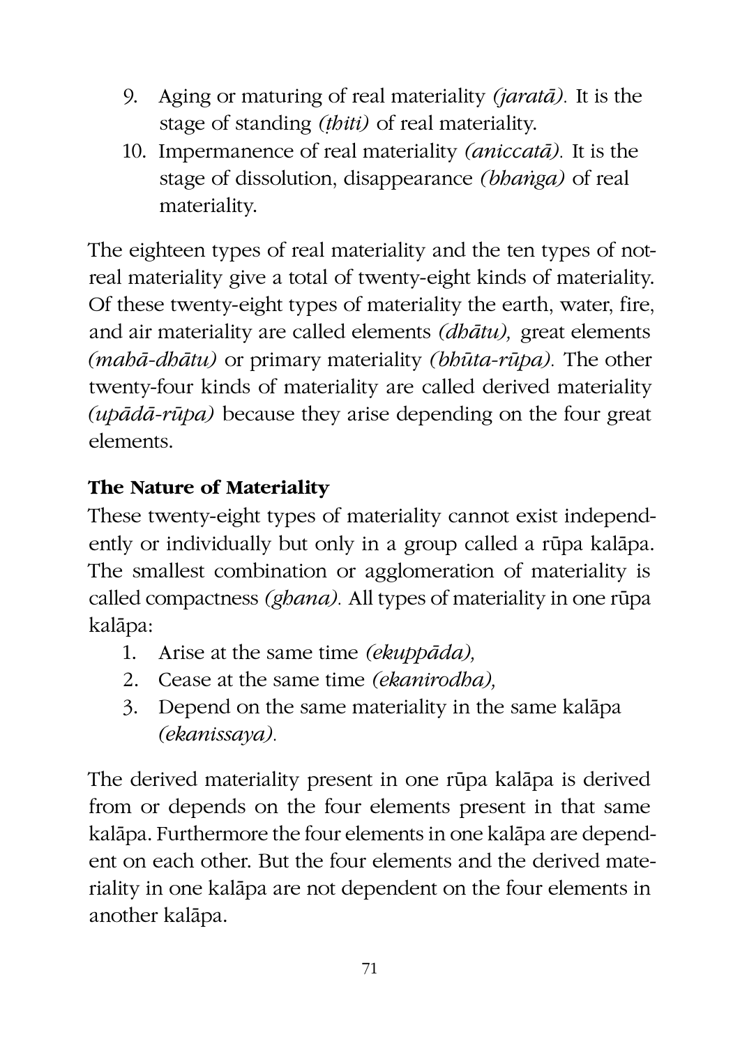9. Aging or maturing of real materiality *(jaratā).* It is the stage of standing *(ṭhiti)* of real materiality.
10. Impermanence of real materiality *(aniccatā).* It is the stage of dissolution, disappearance *(bhaṅga)* of real materiality.

The eighteen types of real materiality and the ten types of not-real materiality give a total of twenty-eight kinds of materiality. Of these twenty-eight types of materiality the earth, water, fire, and air materiality are called elements *(dhātu),* great elements *(mahā-dhātu)* or primary materiality *(bhūta-rūpa).* The other twenty-four kinds of materiality are called derived materiality *(upādā-rūpa)* because they arise depending on the four great elements.

**The Nature of Materiality**

These twenty-eight types of materiality cannot exist independently or individually but only in a group called a rūpa kalāpa. The smallest combination or agglomeration of materiality is called compactness *(ghana).* All types of materiality in one rūpa kalāpa:

1. Arise at the same time *(ekuppāda),*
2. Cease at the same time *(ekanirodha),*
3. Depend on the same materiality in the same kalāpa *(ekanissaya).*

The derived materiality present in one rūpa kalāpa is derived from or depends on the four elements present in that same kalāpa. Furthermore the four elements in one kalāpa are dependent on each other. But the four elements and the derived materiality in one kalāpa are not dependent on the four elements in another kalāpa.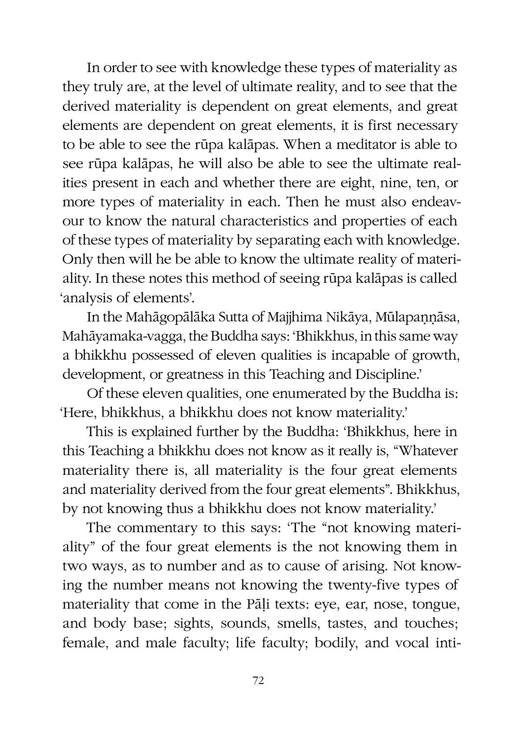In order to see with knowledge these types of materiality as they truly are, at the level of ultimate reality, and to see that the derived materiality is dependent on great elements, and great elements are dependent on great elements, it is first necessary to be able to see the rūpa kalāpas. When a meditator is able to see rūpa kalāpas, he will also be able to see the ultimate realities present in each and whether there are eight, nine, ten, or more types of materiality in each. Then he must also endeavour to know the natural characteristics and properties of each of these types of materiality by separating each with knowledge. Only then will he be able to know the ultimate reality of materiality. In these notes this method of seeing rūpa kalāpas is called 'analysis of elements'.

In the Mahāgopālāka Sutta of Majjhima Nikāya, Mūlapaṇṇāsa, Mahāyamaka-vagga, the Buddha says: 'Bhikkhus, in this same way a bhikkhu possessed of eleven qualities is incapable of growth, development, or greatness in this Teaching and Discipline.'

Of these eleven qualities, one enumerated by the Buddha is: 'Here, bhikkhus, a bhikkhu does not know materiality.'

This is explained further by the Buddha: 'Bhikkhus, here in this Teaching a bhikkhu does not know as it really is, "Whatever materiality there is, all materiality is the four great elements and materiality derived from the four great elements". Bhikkhus, by not knowing thus a bhikkhu does not know materiality.'

The commentary to this says: 'The "not knowing materiality" of the four great elements is the not knowing them in two ways, as to number and as to cause of arising. Not knowing the number means not knowing the twenty-five types of materiality that come in the Pāḷi texts: eye, ear, nose, tongue, and body base; sights, sounds, smells, tastes, and touches; female, and male faculty; life faculty; bodily, and vocal inti-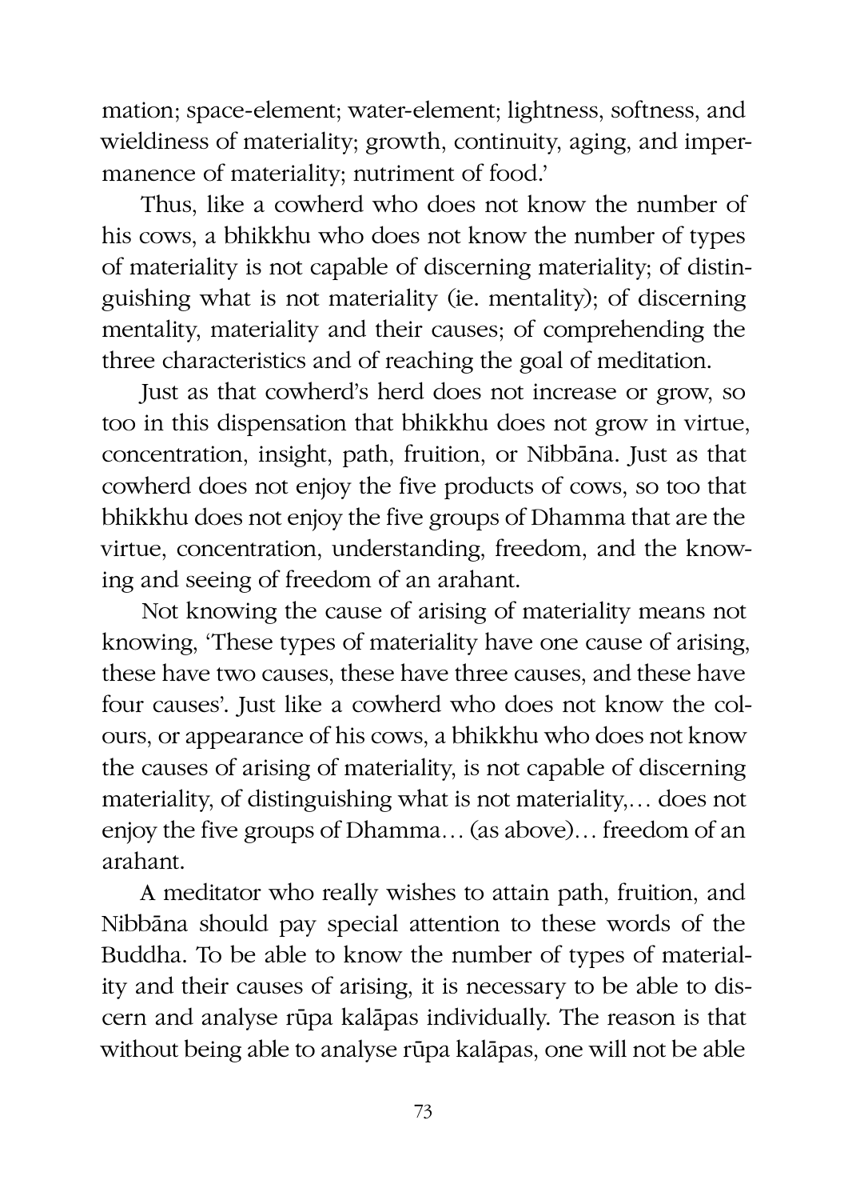mation; space-element; water-element; lightness, softness, and wieldiness of materiality; growth, continuity, aging, and impermanence of materiality; nutriment of food.'

Thus, like a cowherd who does not know the number of his cows, a bhikkhu who does not know the number of types of materiality is not capable of discerning materiality; of distinguishing what is not materiality (ie. mentality); of discerning mentality, materiality and their causes; of comprehending the three characteristics and of reaching the goal of meditation.

Just as that cowherd's herd does not increase or grow, so too in this dispensation that bhikkhu does not grow in virtue, concentration, insight, path, fruition, or Nibbāna. Just as that cowherd does not enjoy the five products of cows, so too that bhikkhu does not enjoy the five groups of Dhamma that are the virtue, concentration, understanding, freedom, and the knowing and seeing of freedom of an arahant.

Not knowing the cause of arising of materiality means not knowing, 'These types of materiality have one cause of arising, these have two causes, these have three causes, and these have four causes'. Just like a cowherd who does not know the colours, or appearance of his cows, a bhikkhu who does not know the causes of arising of materiality, is not capable of discerning materiality, of distinguishing what is not materiality,… does not enjoy the five groups of Dhamma… (as above)… freedom of an arahant.

A meditator who really wishes to attain path, fruition, and Nibbāna should pay special attention to these words of the Buddha. To be able to know the number of types of materiality and their causes of arising, it is necessary to be able to discern and analyse rūpa kalāpas individually. The reason is that without being able to analyse rūpa kalāpas, one will not be able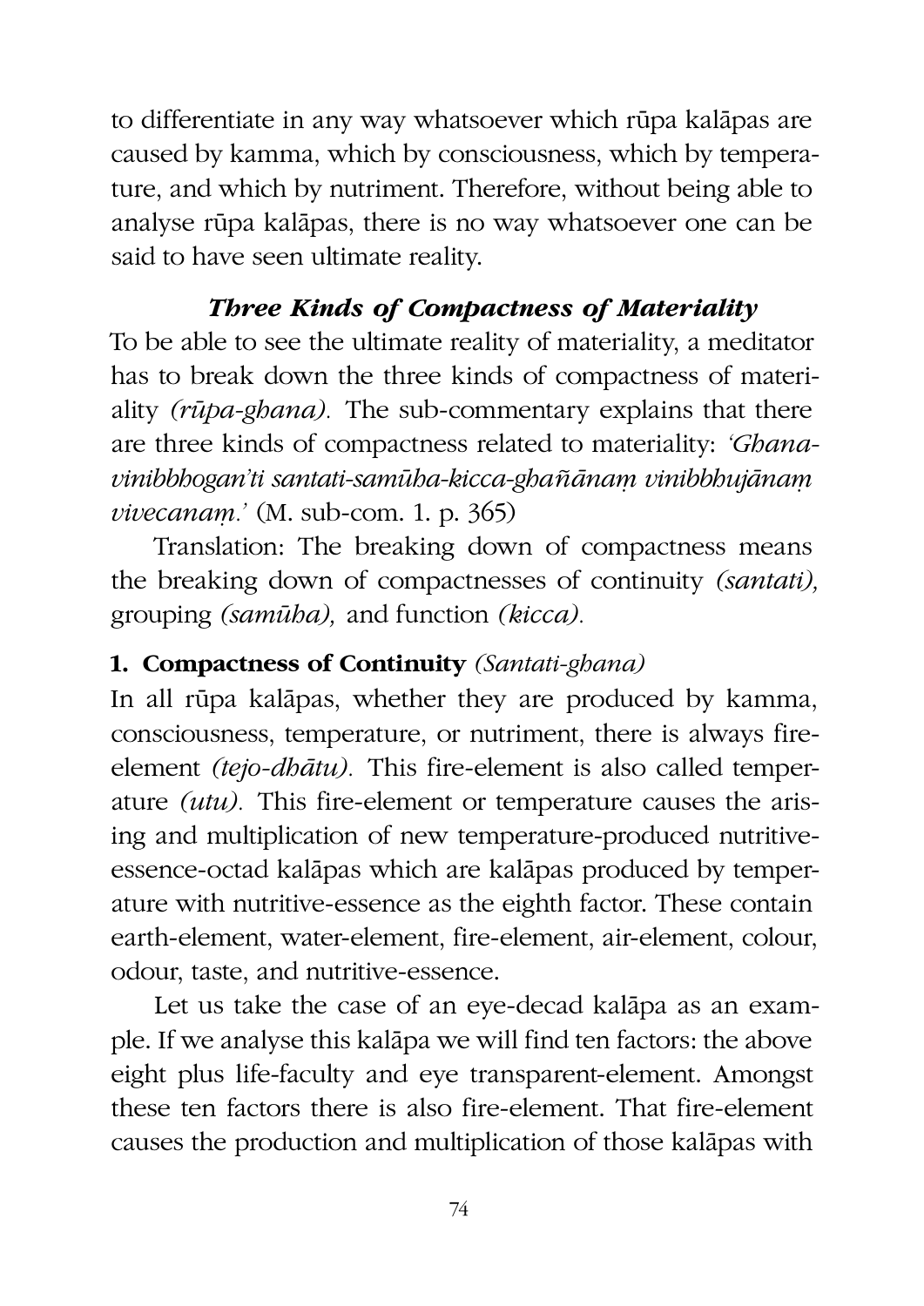to differentiate in any way whatsoever which rūpa kalāpas are caused by kamma, which by consciousness, which by temperature, and which by nutriment. Therefore, without being able to analyse rūpa kalāpas, there is no way whatsoever one can be said to have seen ultimate reality.

### *Three Kinds of Compactness of Materiality*

To be able to see the ultimate reality of materiality, a meditator has to break down the three kinds of compactness of materiality *(rūpa-ghana).* The sub-commentary explains that there are three kinds of compactness related to materiality: *'Ghana-vinibbhogan'ti santati-samūha-kicca-ghañānaṃ vinibbhujānaṃ vivecanaṃ.'* (M. sub-com. 1. p. 365)

Translation: The breaking down of compactness means the breaking down of compactnesses of continuity *(santati),* grouping *(samūha),* and function *(kicca).*

**1. Compactness of Continuity** *(Santati-ghana)*

In all rūpa kalāpas, whether they are produced by kamma, consciousness, temperature, or nutriment, there is always fire-element *(tejo-dhātu).* This fire-element is also called temperature *(utu).* This fire-element or temperature causes the arising and multiplication of new temperature-produced nutritive-essence-octad kalāpas which are kalāpas produced by temperature with nutritive-essence as the eighth factor. These contain earth-element, water-element, fire-element, air-element, colour, odour, taste, and nutritive-essence.

Let us take the case of an eye-decad kalāpa as an example. If we analyse this kalāpa we will find ten factors: the above eight plus life-faculty and eye transparent-element. Amongst these ten factors there is also fire-element. That fire-element causes the production and multiplication of those kalāpas with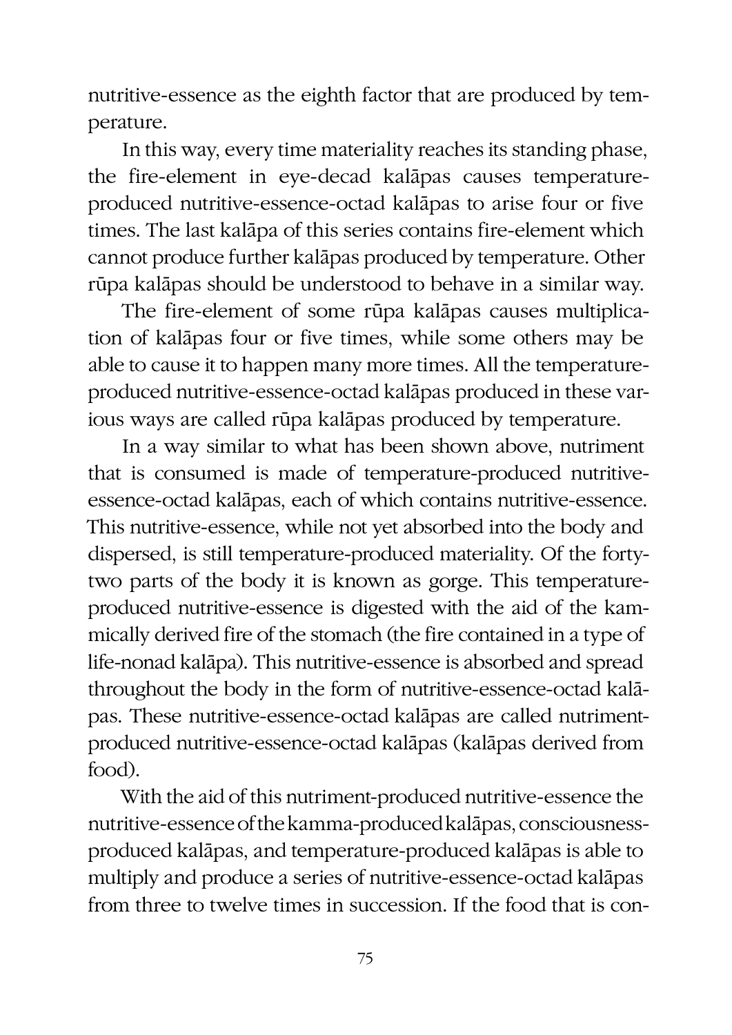nutritive-essence as the eighth factor that are produced by temperature.

In this way, every time materiality reaches its standing phase, the fire-element in eye-decad kalāpas causes temperature-produced nutritive-essence-octad kalāpas to arise four or five times. The last kalāpa of this series contains fire-element which cannot produce further kalāpas produced by temperature. Other rūpa kalāpas should be understood to behave in a similar way.

The fire-element of some rūpa kalāpas causes multiplication of kalāpas four or five times, while some others may be able to cause it to happen many more times. All the temperature-produced nutritive-essence-octad kalāpas produced in these various ways are called rūpa kalāpas produced by temperature.

In a way similar to what has been shown above, nutriment that is consumed is made of temperature-produced nutritive-essence-octad kalāpas, each of which contains nutritive-essence. This nutritive-essence, while not yet absorbed into the body and dispersed, is still temperature-produced materiality. Of the forty-two parts of the body it is known as gorge. This temperature-produced nutritive-essence is digested with the aid of the kammically derived fire of the stomach (the fire contained in a type of life-nonad kalāpa). This nutritive-essence is absorbed and spread throughout the body in the form of nutritive-essence-octad kalāpas. These nutritive-essence-octad kalāpas are called nutriment-produced nutritive-essence-octad kalāpas (kalāpas derived from food).

With the aid of this nutriment-produced nutritive-essence the nutritive-essence of the kamma-produced kalāpas, consciousness-produced kalāpas, and temperature-produced kalāpas is able to multiply and produce a series of nutritive-essence-octad kalāpas from three to twelve times in succession. If the food that is con-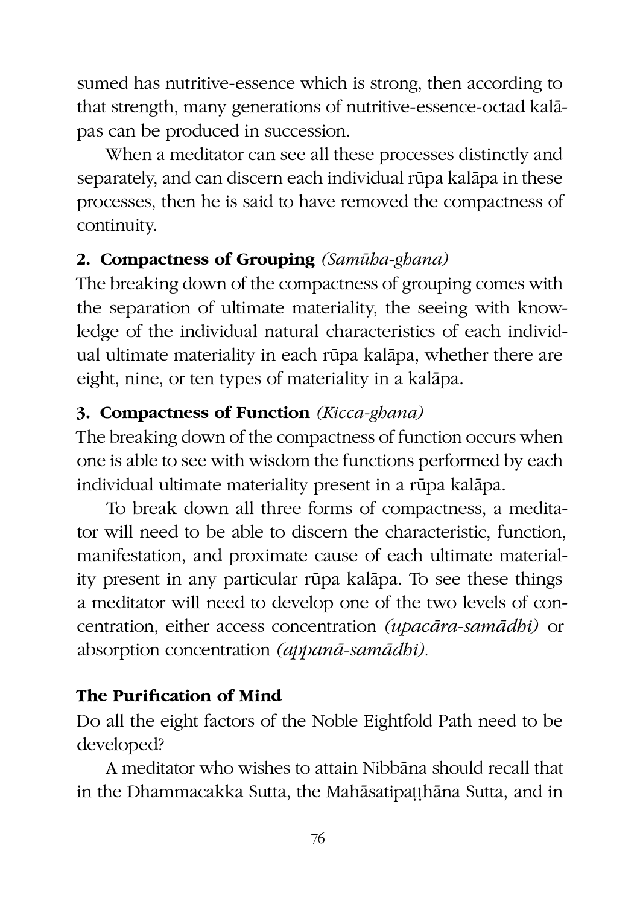sumed has nutritive-essence which is strong, then according to that strength, many generations of nutritive-essence-octad kalāpas can be produced in succession.

When a meditator can see all these processes distinctly and separately, and can discern each individual rūpa kalāpa in these processes, then he is said to have removed the compactness of continuity.

### 2. Compactness of Grouping *(Samūha-ghana)*

The breaking down of the compactness of grouping comes with the separation of ultimate materiality, the seeing with knowledge of the individual natural characteristics of each individual ultimate materiality in each rūpa kalāpa, whether there are eight, nine, or ten types of materiality in a kalāpa.

### 3. Compactness of Function *(Kicca-ghana)*

The breaking down of the compactness of function occurs when one is able to see with wisdom the functions performed by each individual ultimate materiality present in a rūpa kalāpa.

To break down all three forms of compactness, a meditator will need to be able to discern the characteristic, function, manifestation, and proximate cause of each ultimate materiality present in any particular rūpa kalāpa. To see these things a meditator will need to develop one of the two levels of concentration, either access concentration *(upacāra-samādhi)* or absorption concentration *(appanā-samādhi)*.

## The Purification of Mind

Do all the eight factors of the Noble Eightfold Path need to be developed?

A meditator who wishes to attain Nibbāna should recall that in the Dhammacakka Sutta, the Mahāsatipaṭṭhāna Sutta, and in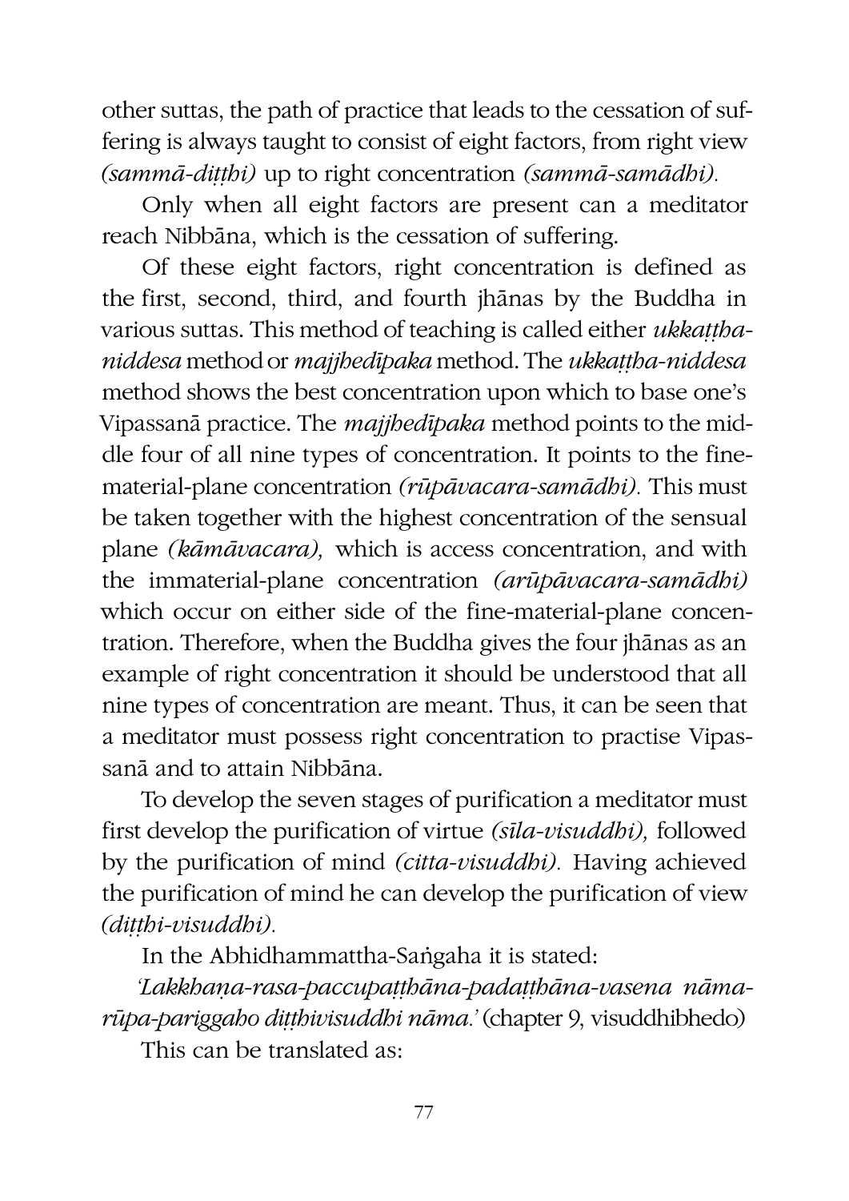other suttas, the path of practice that leads to the cessation of suffering is always taught to consist of eight factors, from right view *(sammā-diṭṭhi)* up to right concentration *(sammā-samādhi).*

Only when all eight factors are present can a meditator reach Nibbāna, which is the cessation of suffering.

Of these eight factors, right concentration is defined as the first, second, third, and fourth jhānas by the Buddha in various suttas. This method of teaching is called either *ukkaṭṭha-niddesa* method or *majjhedīpaka* method. The *ukkaṭṭha-niddesa* method shows the best concentration upon which to base one's Vipassanā practice. The *majjhedīpaka* method points to the middle four of all nine types of concentration. It points to the fine-material-plane concentration *(rūpāvacara-samādhi).* This must be taken together with the highest concentration of the sensual plane *(kāmāvacara),* which is access concentration, and with the immaterial-plane concentration *(arūpāvacara-samādhi)* which occur on either side of the fine-material-plane concentration. Therefore, when the Buddha gives the four jhānas as an example of right concentration it should be understood that all nine types of concentration are meant. Thus, it can be seen that a meditator must possess right concentration to practise Vipassanā and to attain Nibbāna.

To develop the seven stages of purification a meditator must first develop the purification of virtue *(sīla-visuddhi),* followed by the purification of mind *(citta-visuddhi).* Having achieved the purification of mind he can develop the purification of view *(diṭṭhi-visuddhi).*

In the Abhidhammattha-Saṅgaha it is stated:

*'Lakkhaṇa-rasa-paccupaṭṭhāna-padaṭṭhāna-vasena nāma-rūpa-pariggaho diṭṭhivisuddhi nāma.'* (chapter 9, visuddhibhedo)

This can be translated as: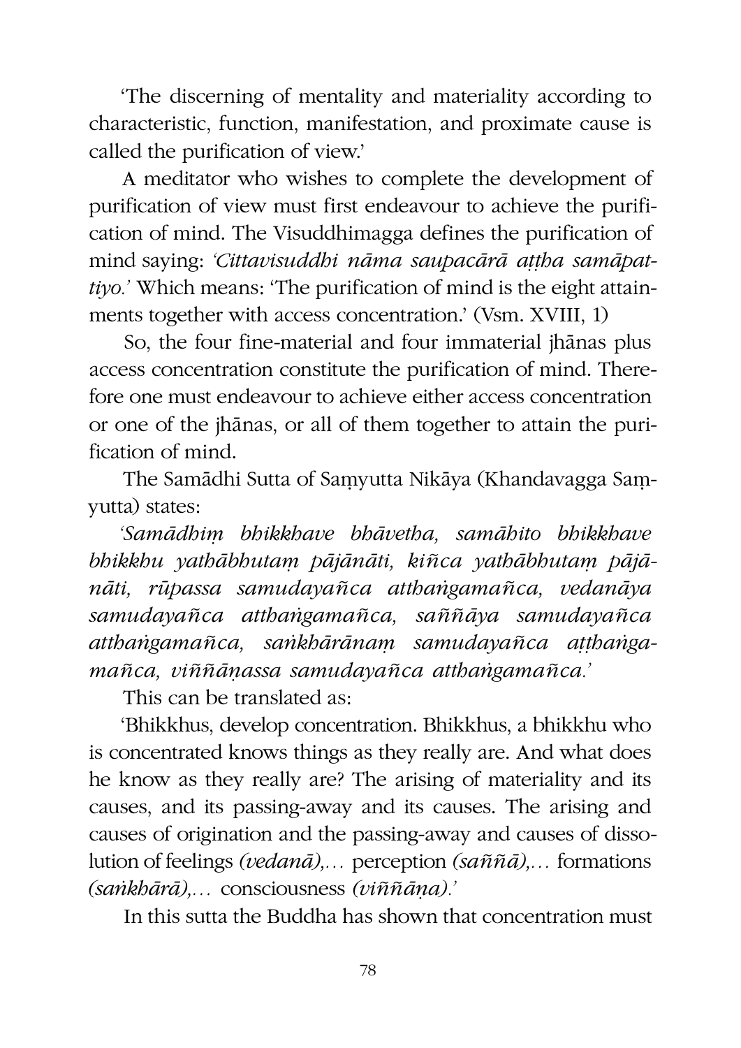'The discerning of mentality and materiality according to characteristic, function, manifestation, and proximate cause is called the purification of view.'

A meditator who wishes to complete the development of purification of view must first endeavour to achieve the purification of mind. The Visuddhimagga defines the purification of mind saying: *'Cittavisuddhi nāma saupacārā aṭṭha samāpattiyo.'* Which means: 'The purification of mind is the eight attainments together with access concentration.' (Vsm. XVIII, 1)

So, the four fine-material and four immaterial jhānas plus access concentration constitute the purification of mind. Therefore one must endeavour to achieve either access concentration or one of the jhānas, or all of them together to attain the purification of mind.

The Samādhi Sutta of Saṃyutta Nikāya (Khandavagga Saṃyutta) states:

*'Samādhiṃ bhikkhave bhāvetha, samāhito bhikkhave bhikkhu yathābhutaṃ pājānāti, kiñca yathābhutaṃ pājānāti, rūpassa samudayañca atthaṅgamañca, vedanāya samudayañca atthaṅgamañca, saññāya samudayañca atthaṅgamañca, saṅkhārānaṃ samudayañca aṭṭhaṅgamañca, viññāṇassa samudayañca atthaṅgamañca.'*

This can be translated as:

'Bhikkhus, develop concentration. Bhikkhus, a bhikkhu who is concentrated knows things as they really are. And what does he know as they really are? The arising of materiality and its causes, and its passing-away and its causes. The arising and causes of origination and the passing-away and causes of dissolution of feelings *(vedanā),...* perception *(saññā),...* formations *(saṅkhārā),...* consciousness *(viññāṇa).'*

In this sutta the Buddha has shown that concentration must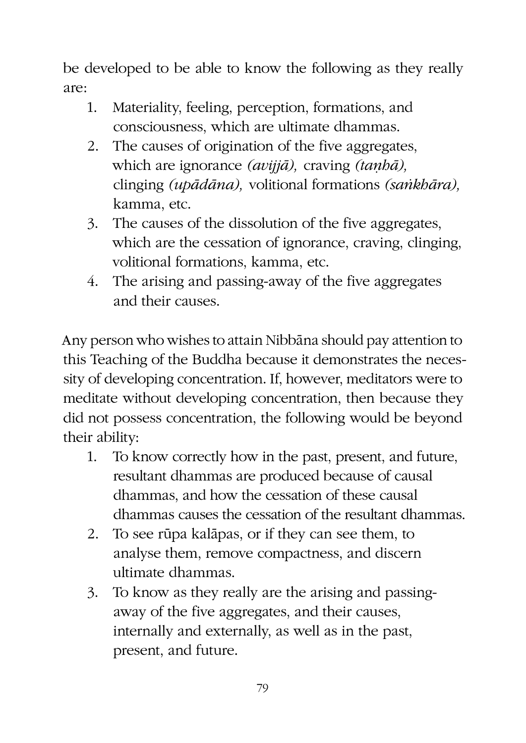be developed to be able to know the following as they really are:

1. Materiality, feeling, perception, formations, and consciousness, which are ultimate dhammas.
2. The causes of origination of the five aggregates, which are ignorance *(avijjā),* craving *(taṇhā),* clinging *(upādāna),* volitional formations *(saṅkhāra),* kamma, etc.
3. The causes of the dissolution of the five aggregates, which are the cessation of ignorance, craving, clinging, volitional formations, kamma, etc.
4. The arising and passing-away of the five aggregates and their causes.

Any person who wishes to attain Nibbāna should pay attention to this Teaching of the Buddha because it demonstrates the necessity of developing concentration. If, however, meditators were to meditate without developing concentration, then because they did not possess concentration, the following would be beyond their ability:

1. To know correctly how in the past, present, and future, resultant dhammas are produced because of causal dhammas, and how the cessation of these causal dhammas causes the cessation of the resultant dhammas.
2. To see rūpa kalāpas, or if they can see them, to analyse them, remove compactness, and discern ultimate dhammas.
3. To know as they really are the arising and passing-away of the five aggregates, and their causes, internally and externally, as well as in the past, present, and future.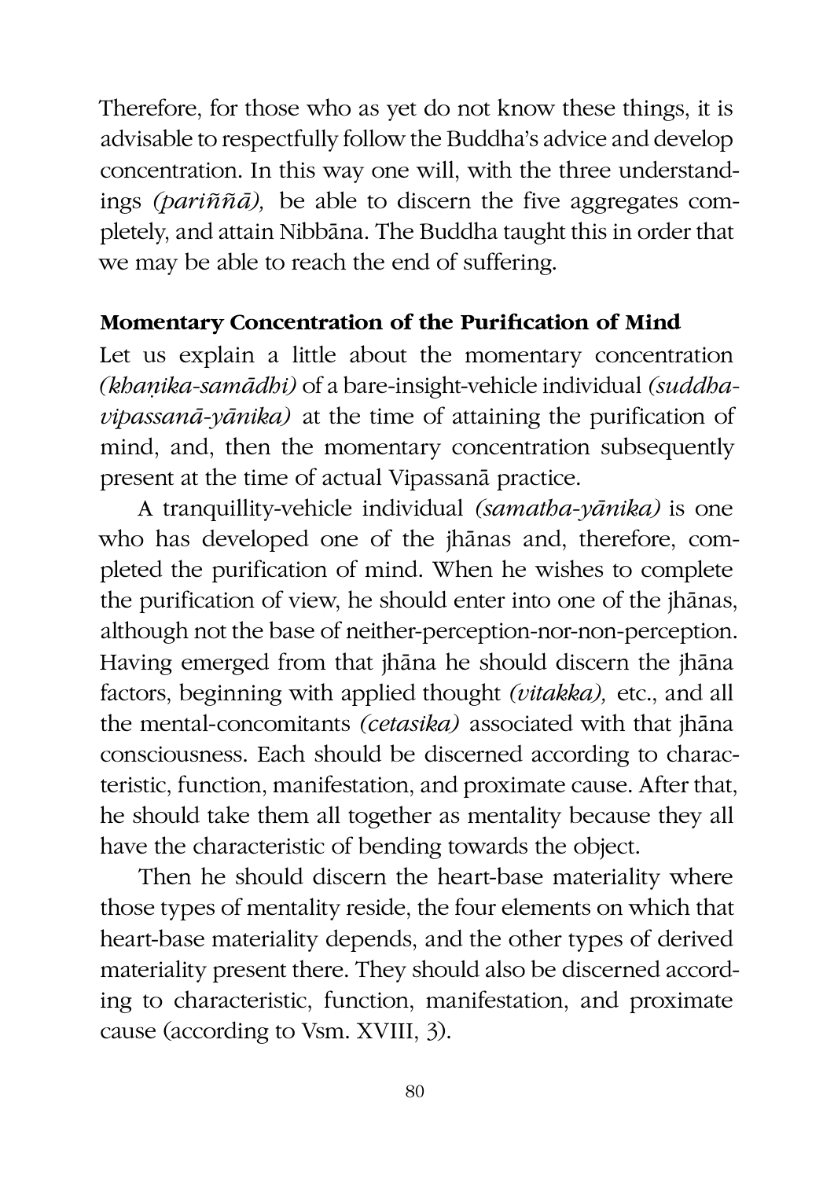Therefore, for those who as yet do not know these things, it is advisable to respectfully follow the Buddha's advice and develop concentration. In this way one will, with the three understandings *(pariññā),* be able to discern the five aggregates completely, and attain Nibbāna. The Buddha taught this in order that we may be able to reach the end of suffering.

**Momentary Concentration of the Purification of Mind**

Let us explain a little about the momentary concentration *(khaṇika-samādhi)* of a bare-insight-vehicle individual *(suddha-vipassanā-yānika)* at the time of attaining the purification of mind, and, then the momentary concentration subsequently present at the time of actual Vipassanā practice.

A tranquillity-vehicle individual *(samatha-yānika)* is one who has developed one of the jhānas and, therefore, completed the purification of mind. When he wishes to complete the purification of view, he should enter into one of the jhānas, although not the base of neither-perception-nor-non-perception. Having emerged from that jhāna he should discern the jhāna factors, beginning with applied thought *(vitakka),* etc., and all the mental-concomitants *(cetasika)* associated with that jhāna consciousness. Each should be discerned according to characteristic, function, manifestation, and proximate cause. After that, he should take them all together as mentality because they all have the characteristic of bending towards the object.

Then he should discern the heart-base materiality where those types of mentality reside, the four elements on which that heart-base materiality depends, and the other types of derived materiality present there. They should also be discerned according to characteristic, function, manifestation, and proximate cause (according to Vsm. XVIII, 3).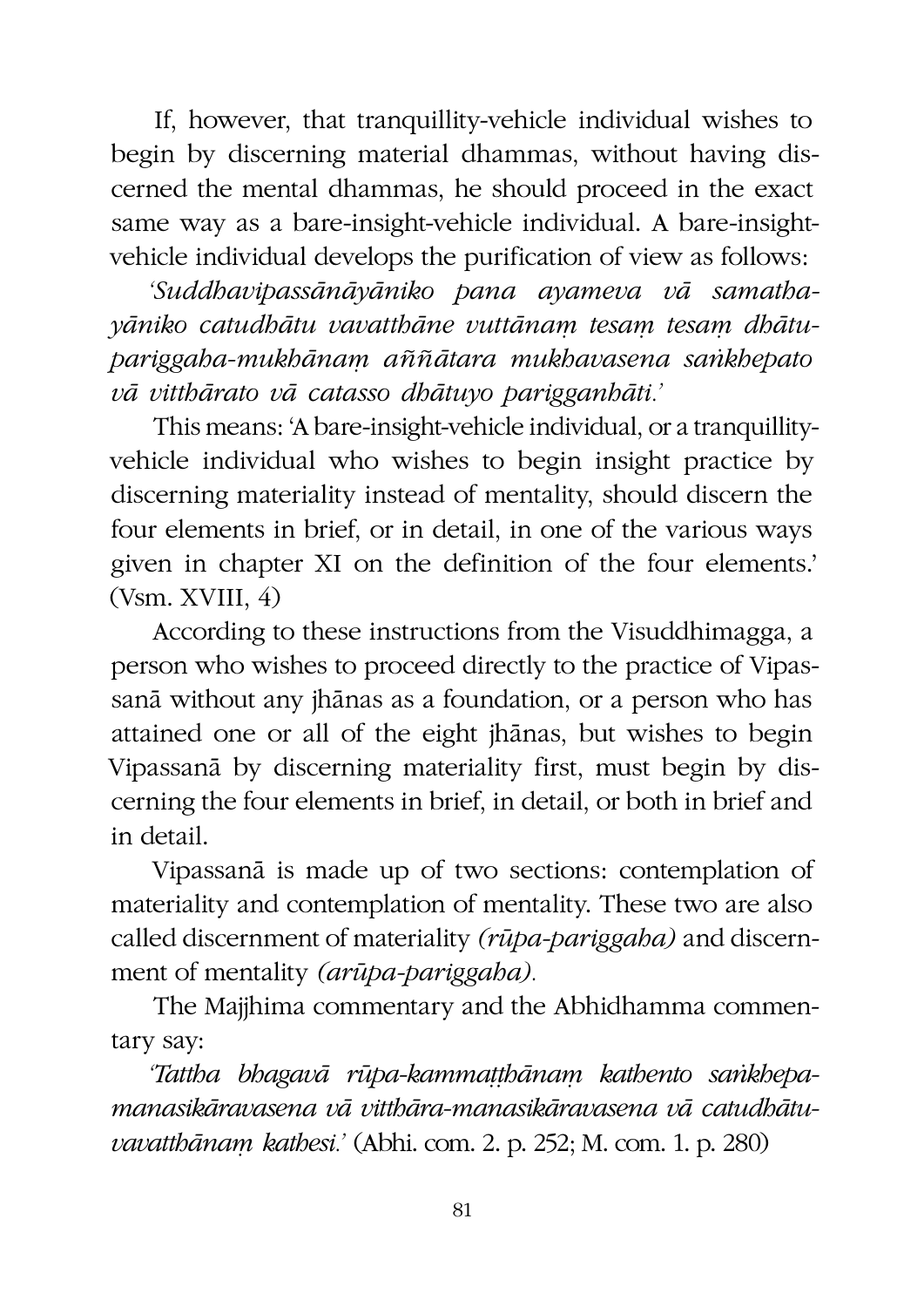If, however, that tranquillity-vehicle individual wishes to begin by discerning material dhammas, without having discerned the mental dhammas, he should proceed in the exact same way as a bare-insight-vehicle individual. A bare-insight-vehicle individual develops the purification of view as follows:

*'Suddhavipassānāyāniko pana ayameva vā samatha-yāniko catudhātu vavatthāne vuttānaṃ tesaṃ tesaṃ dhātu-pariggaha-mukhānaṃ aññātara mukhavasena saṅkhepato vā vitthārato vā catasso dhātuyo parigganhāti.'*

This means: 'A bare-insight-vehicle individual, or a tranquillity-vehicle individual who wishes to begin insight practice by discerning materiality instead of mentality, should discern the four elements in brief, or in detail, in one of the various ways given in chapter XI on the definition of the four elements.' (Vsm. XVIII, 4)

According to these instructions from the Visuddhimagga, a person who wishes to proceed directly to the practice of Vipassanā without any jhānas as a foundation, or a person who has attained one or all of the eight jhānas, but wishes to begin Vipassanā by discerning materiality first, must begin by discerning the four elements in brief, in detail, or both in brief and in detail.

Vipassanā is made up of two sections: contemplation of materiality and contemplation of mentality. These two are also called discernment of materiality *(rūpa-pariggaha)* and discernment of mentality *(arūpa-pariggaha).*

The Majjhima commentary and the Abhidhamma commentary say:

*'Tattha bhagavā rūpa-kammaṭṭhānaṃ kathento saṅkhepa-manasikāravasena vā vitthāra-manasikāravasena vā catudhātu-vavatthānaṃ kathesi.'* (Abhi. com. 2. p. 252; M. com. 1. p. 280)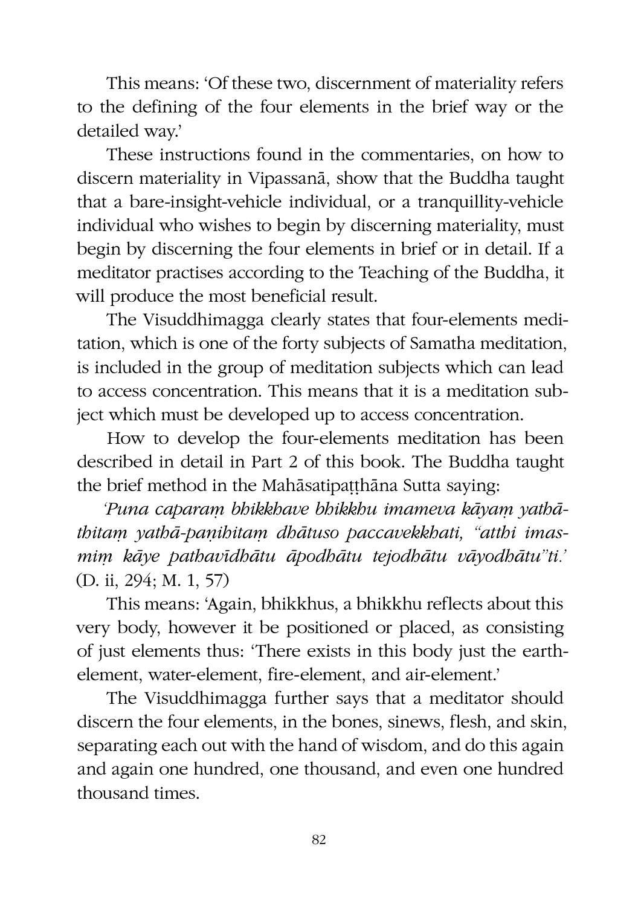This means: 'Of these two, discernment of materiality refers to the defining of the four elements in the brief way or the detailed way.'

These instructions found in the commentaries, on how to discern materiality in Vipassanā, show that the Buddha taught that a bare-insight-vehicle individual, or a tranquillity-vehicle individual who wishes to begin by discerning materiality, must begin by discerning the four elements in brief or in detail. If a meditator practises according to the Teaching of the Buddha, it will produce the most beneficial result.

The Visuddhimagga clearly states that four-elements meditation, which is one of the forty subjects of Samatha meditation, is included in the group of meditation subjects which can lead to access concentration. This means that it is a meditation subject which must be developed up to access concentration.

How to develop the four-elements meditation has been described in detail in Part 2 of this book. The Buddha taught the brief method in the Mahāsatipaṭṭhāna Sutta saying:

*'Puna caparaṃ bhikkhave bhikkhu imameva kāyaṃ yathāṭhitaṃ yathā-paṇihitaṃ dhātuso paccavekkhati, "atthi imasmiṃ kāye pathavīdhātu āpodhātu tejodhātu vāyodhātu"ti.'* (D. ii, 294; M. 1, 57)

This means: 'Again, bhikkhus, a bhikkhu reflects about this very body, however it be positioned or placed, as consisting of just elements thus: 'There exists in this body just the earth-element, water-element, fire-element, and air-element.'

The Visuddhimagga further says that a meditator should discern the four elements, in the bones, sinews, flesh, and skin, separating each out with the hand of wisdom, and do this again and again one hundred, one thousand, and even one hundred thousand times.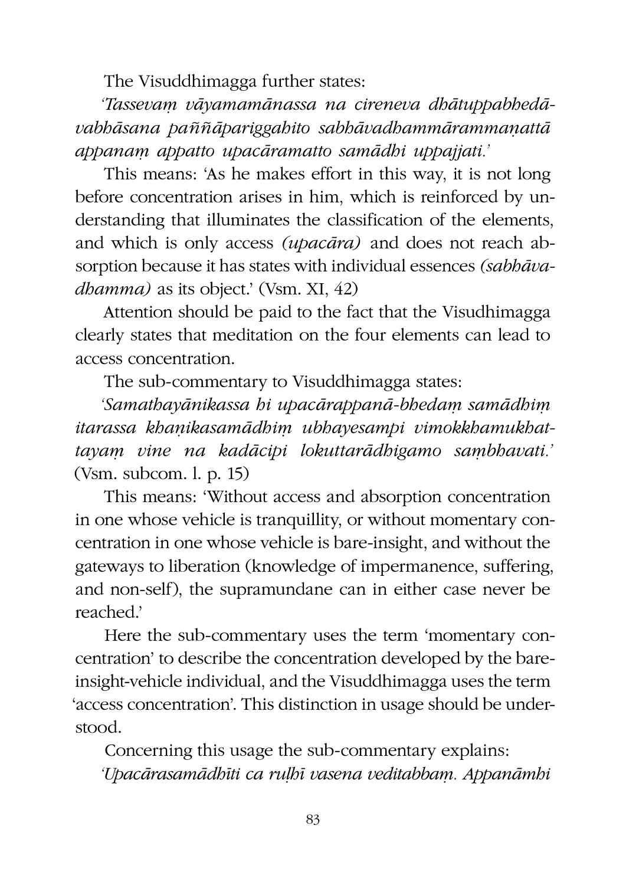The Visuddhimagga further states:

*'Tassevaṃ vāyamamānassa na cireneva dhātuppabhedāvabhāsana paññāpariggahito sabhāvadhammārammaṇattā appanaṃ appatto upacāramatto samādhi uppajjati.'*

This means: 'As he makes effort in this way, it is not long before concentration arises in him, which is reinforced by understanding that illuminates the classification of the elements, and which is only access *(upacāra)* and does not reach absorption because it has states with individual essences *(sabhāvadhamma)* as its object.' (Vsm. XI, 42)

Attention should be paid to the fact that the Visudhimagga clearly states that meditation on the four elements can lead to access concentration.

The sub-commentary to Visuddhimagga states:

*'Samathayānikassa hi upacārappanā-bhedaṃ samādhiṃ itarassa khaṇikasamādhiṃ ubhayesampi vimokkhamukhattayaṃ vine na kadācipi lokuttarādhigamo sambhavati.'* (Vsm. subcom. l. p. 15)

This means: 'Without access and absorption concentration in one whose vehicle is tranquillity, or without momentary concentration in one whose vehicle is bare-insight, and without the gateways to liberation (knowledge of impermanence, suffering, and non-self), the supramundane can in either case never be reached.'

Here the sub-commentary uses the term 'momentary concentration' to describe the concentration developed by the bare-insight-vehicle individual, and the Visuddhimagga uses the term 'access concentration'. This distinction in usage should be understood.

Concerning this usage the sub-commentary explains:

*'Upacārasamādhīti ca ruḷhī vasena veditabbaṃ. Appanāmhi*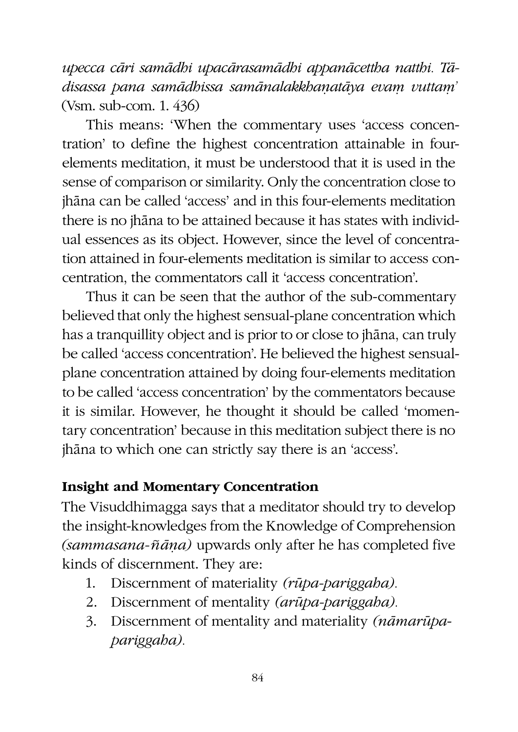*upecca cāri samādhi upacārasamādhi appanācettha natthi. Tādisassa pana samādhissa samānalakkhaṇatāya evaṃ vuttaṃ'* (Vsm. sub-com. 1. 436)

This means: 'When the commentary uses 'access concentration' to define the highest concentration attainable in four-elements meditation, it must be understood that it is used in the sense of comparison or similarity. Only the concentration close to jhāna can be called 'access' and in this four-elements meditation there is no jhāna to be attained because it has states with individual essences as its object. However, since the level of concentration attained in four-elements meditation is similar to access concentration, the commentators call it 'access concentration'.

Thus it can be seen that the author of the sub-commentary believed that only the highest sensual-plane concentration which has a tranquillity object and is prior to or close to jhāna, can truly be called 'access concentration'. He believed the highest sensual-plane concentration attained by doing four-elements meditation to be called 'access concentration' by the commentators because it is similar. However, he thought it should be called 'momentary concentration' because in this meditation subject there is no jhāna to which one can strictly say there is an 'access'.

### Insight and Momentary Concentration

The Visuddhimagga says that a meditator should try to develop the insight-knowledges from the Knowledge of Comprehension *(sammasana-ñāṇa)* upwards only after he has completed five kinds of discernment. They are:

1. Discernment of materiality *(rūpa-pariggaha).*
2. Discernment of mentality *(arūpa-pariggaha).*
3. Discernment of mentality and materiality *(nāmarūpa-pariggaha).*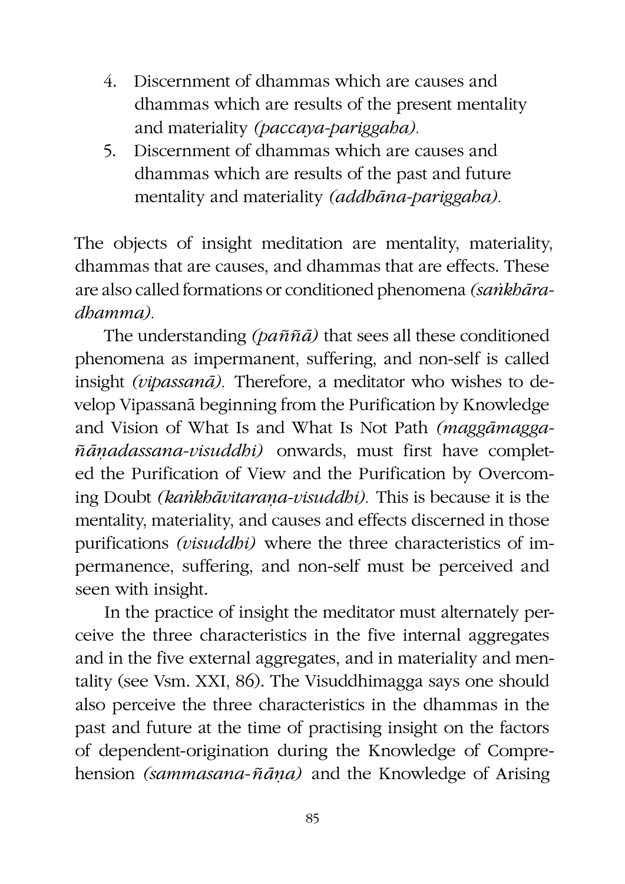4. Discernment of dhammas which are causes and dhammas which are results of the present mentality and materiality *(paccaya-pariggaha).*
5. Discernment of dhammas which are causes and dhammas which are results of the past and future mentality and materiality *(addhāna-pariggaha).*

The objects of insight meditation are mentality, materiality, dhammas that are causes, and dhammas that are effects. These are also called formations or conditioned phenomena *(saṅkhāra-dhamma).*

The understanding *(paññā)* that sees all these conditioned phenomena as impermanent, suffering, and non-self is called insight *(vipassanā).* Therefore, a meditator who wishes to develop Vipassanā beginning from the Purification by Knowledge and Vision of What Is and What Is Not Path *(maggāmagga-ñāṇadassana-visuddhi)* onwards, must first have completed the Purification of View and the Purification by Overcoming Doubt *(kaṅkhāvitaraṇa-visuddhi).* This is because it is the mentality, materiality, and causes and effects discerned in those purifications *(visuddhi)* where the three characteristics of impermanence, suffering, and non-self must be perceived and seen with insight.

In the practice of insight the meditator must alternately perceive the three characteristics in the five internal aggregates and in the five external aggregates, and in materiality and mentality (see Vsm. XXI, 86). The Visuddhimagga says one should also perceive the three characteristics in the dhammas in the past and future at the time of practising insight on the factors of dependent-origination during the Knowledge of Comprehension *(sammasana-ñāṇa)* and the Knowledge of Arising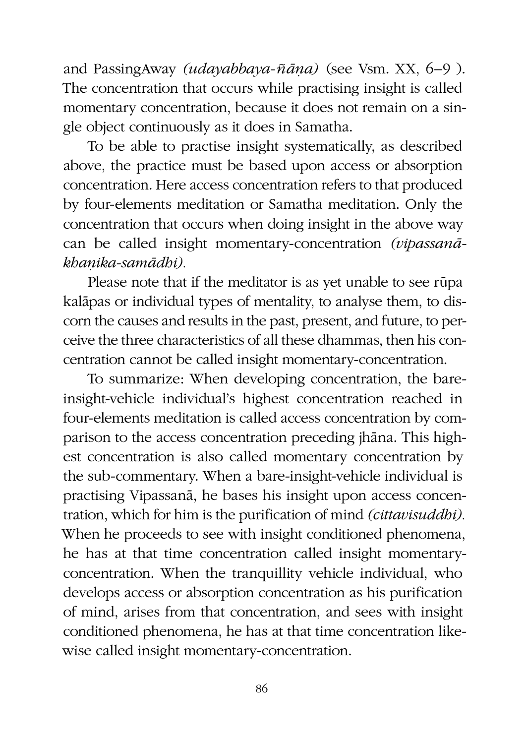and PassingAway *(udayabbaya-ñāṇa)* (see Vsm. XX, 6–9 ). The concentration that occurs while practising insight is called momentary concentration, because it does not remain on a single object continuously as it does in Samatha.

To be able to practise insight systematically, as described above, the practice must be based upon access or absorption concentration. Here access concentration refers to that produced by four-elements meditation or Samatha meditation. Only the concentration that occurs when doing insight in the above way can be called insight momentary-concentration *(vipassanā-khaṇika-samādhi).*

Please note that if the meditator is as yet unable to see rūpa kalāpas or individual types of mentality, to analyse them, to discorn the causes and results in the past, present, and future, to perceive the three characteristics of all these dhammas, then his concentration cannot be called insight momentary-concentration.

To summarize: When developing concentration, the bare-insight-vehicle individual's highest concentration reached in four-elements meditation is called access concentration by comparison to the access concentration preceding jhāna. This highest concentration is also called momentary concentration by the sub-commentary. When a bare-insight-vehicle individual is practising Vipassanā, he bases his insight upon access concentration, which for him is the purification of mind *(cittavisuddhi).* When he proceeds to see with insight conditioned phenomena, he has at that time concentration called insight momentary-concentration. When the tranquillity vehicle individual, who develops access or absorption concentration as his purification of mind, arises from that concentration, and sees with insight conditioned phenomena, he has at that time concentration likewise called insight momentary-concentration.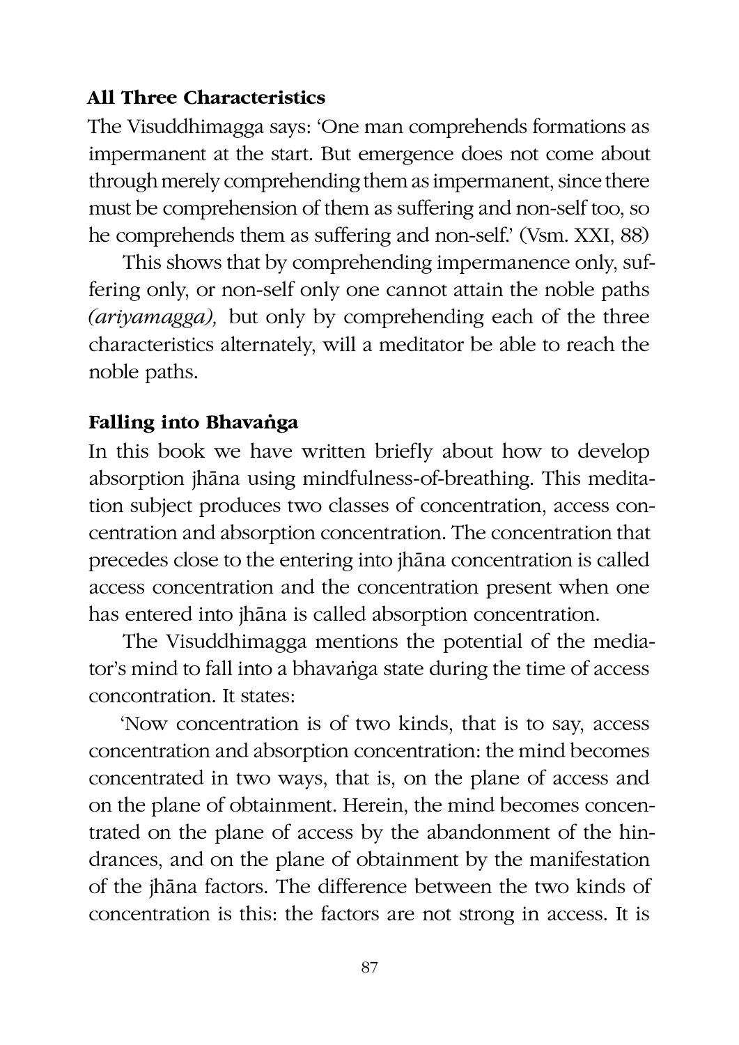### All Three Characteristics

The Visuddhimagga says: 'One man comprehends formations as impermanent at the start. But emergence does not come about through merely comprehending them as impermanent, since there must be comprehension of them as suffering and non-self too, so he comprehends them as suffering and non-self.' (Vsm. XXI, 88)

This shows that by comprehending impermanence only, suffering only, or non-self only one cannot attain the noble paths *(ariyamagga),* but only by comprehending each of the three characteristics alternately, will a meditator be able to reach the noble paths.

### Falling into Bhavaṅga

In this book we have written briefly about how to develop absorption jhāna using mindfulness-of-breathing. This meditation subject produces two classes of concentration, access concentration and absorption concentration. The concentration that precedes close to the entering into jhāna concentration is called access concentration and the concentration present when one has entered into jhāna is called absorption concentration.

The Visuddhimagga mentions the potential of the mediator's mind to fall into a bhavaṅga state during the time of access concontration. It states:

'Now concentration is of two kinds, that is to say, access concentration and absorption concentration: the mind becomes concentrated in two ways, that is, on the plane of access and on the plane of obtainment. Herein, the mind becomes concentrated on the plane of access by the abandonment of the hindrances, and on the plane of obtainment by the manifestation of the jhāna factors. The difference between the two kinds of concentration is this: the factors are not strong in access. It is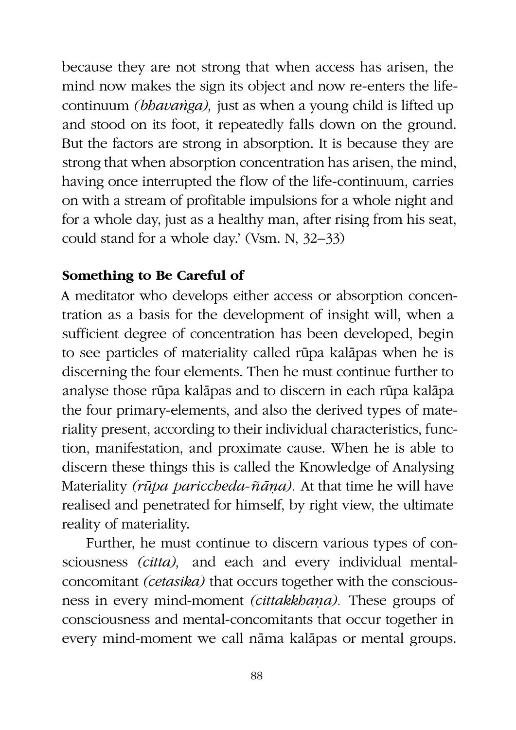because they are not strong that when access has arisen, the mind now makes the sign its object and now re-enters the life-continuum *(bhavaṅga),* just as when a young child is lifted up and stood on its foot, it repeatedly falls down on the ground. But the factors are strong in absorption. It is because they are strong that when absorption concentration has arisen, the mind, having once interrupted the flow of the life-continuum, carries on with a stream of profitable impulsions for a whole night and for a whole day, just as a healthy man, after rising from his seat, could stand for a whole day.' (Vsm. N, 32–33)

**Something to Be Careful of**

A meditator who develops either access or absorption concentration as a basis for the development of insight will, when a sufficient degree of concentration has been developed, begin to see particles of materiality called rūpa kalāpas when he is discerning the four elements. Then he must continue further to analyse those rūpa kalāpas and to discern in each rūpa kalāpa the four primary-elements, and also the derived types of materiality present, according to their individual characteristics, function, manifestation, and proximate cause. When he is able to discern these things this is called the Knowledge of Analysing Materiality *(rūpa pariccheda-ñāṇa).* At that time he will have realised and penetrated for himself, by right view, the ultimate reality of materiality.

Further, he must continue to discern various types of consciousness *(citta),* and each and every individual mental-concomitant *(cetasika)* that occurs together with the consciousness in every mind-moment *(cittakkhaṇa).* These groups of consciousness and mental-concomitants that occur together in every mind-moment we call nāma kalāpas or mental groups.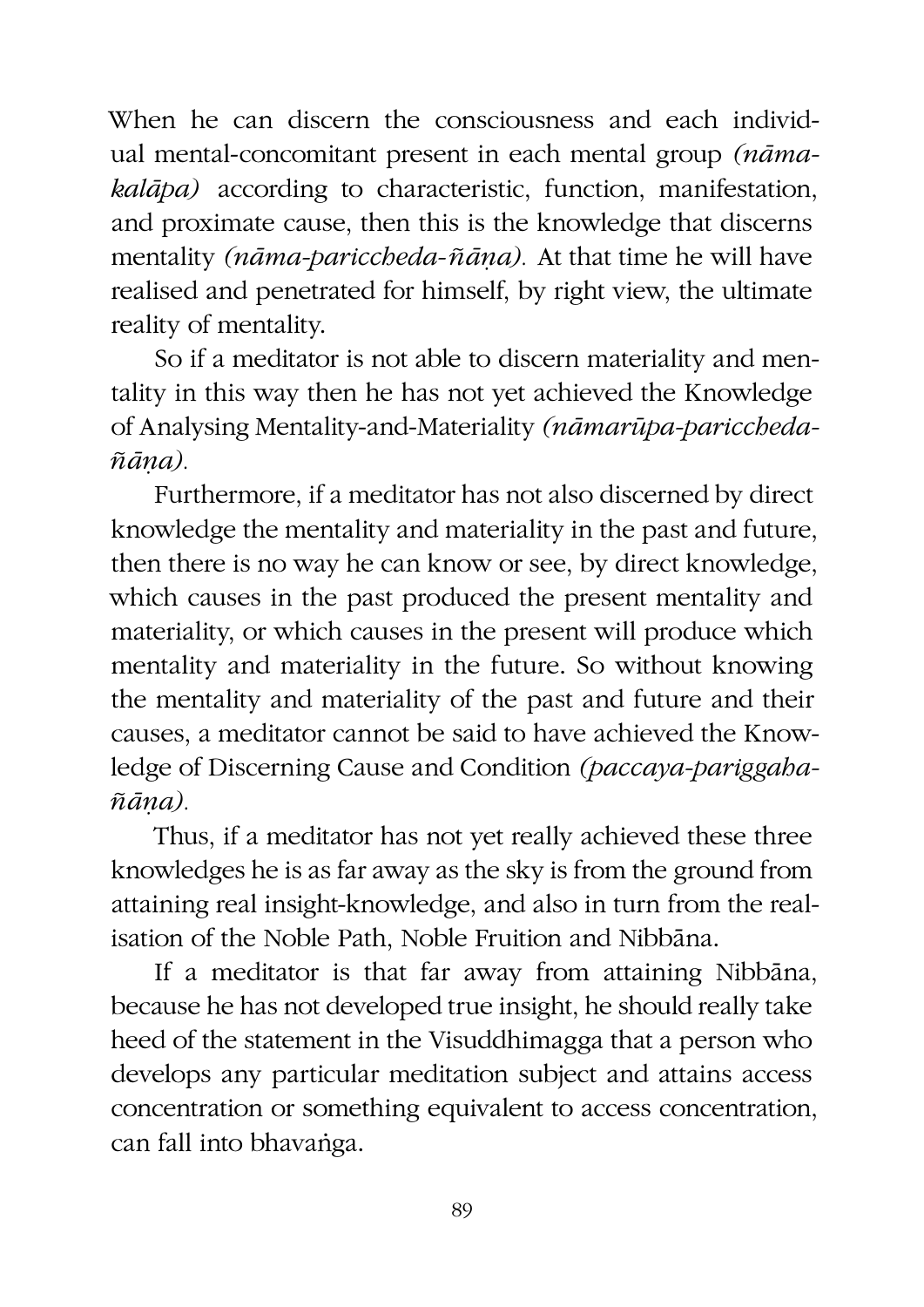When he can discern the consciousness and each individual mental-concomitant present in each mental group *(nāma-kalāpa)* according to characteristic, function, manifestation, and proximate cause, then this is the knowledge that discerns mentality *(nāma-pariccheda-ñāṇa)*. At that time he will have realised and penetrated for himself, by right view, the ultimate reality of mentality.

So if a meditator is not able to discern materiality and mentality in this way then he has not yet achieved the Knowledge of Analysing Mentality-and-Materiality *(nāmarūpa-pariccheda-ñāṇa)*.

Furthermore, if a meditator has not also discerned by direct knowledge the mentality and materiality in the past and future, then there is no way he can know or see, by direct knowledge, which causes in the past produced the present mentality and materiality, or which causes in the present will produce which mentality and materiality in the future. So without knowing the mentality and materiality of the past and future and their causes, a meditator cannot be said to have achieved the Knowledge of Discerning Cause and Condition *(paccaya-pariggaha-ñāṇa)*.

Thus, if a meditator has not yet really achieved these three knowledges he is as far away as the sky is from the ground from attaining real insight-knowledge, and also in turn from the realisation of the Noble Path, Noble Fruition and Nibbāna.

If a meditator is that far away from attaining Nibbāna, because he has not developed true insight, he should really take heed of the statement in the Visuddhimagga that a person who develops any particular meditation subject and attains access concentration or something equivalent to access concentration, can fall into bhavaṅga.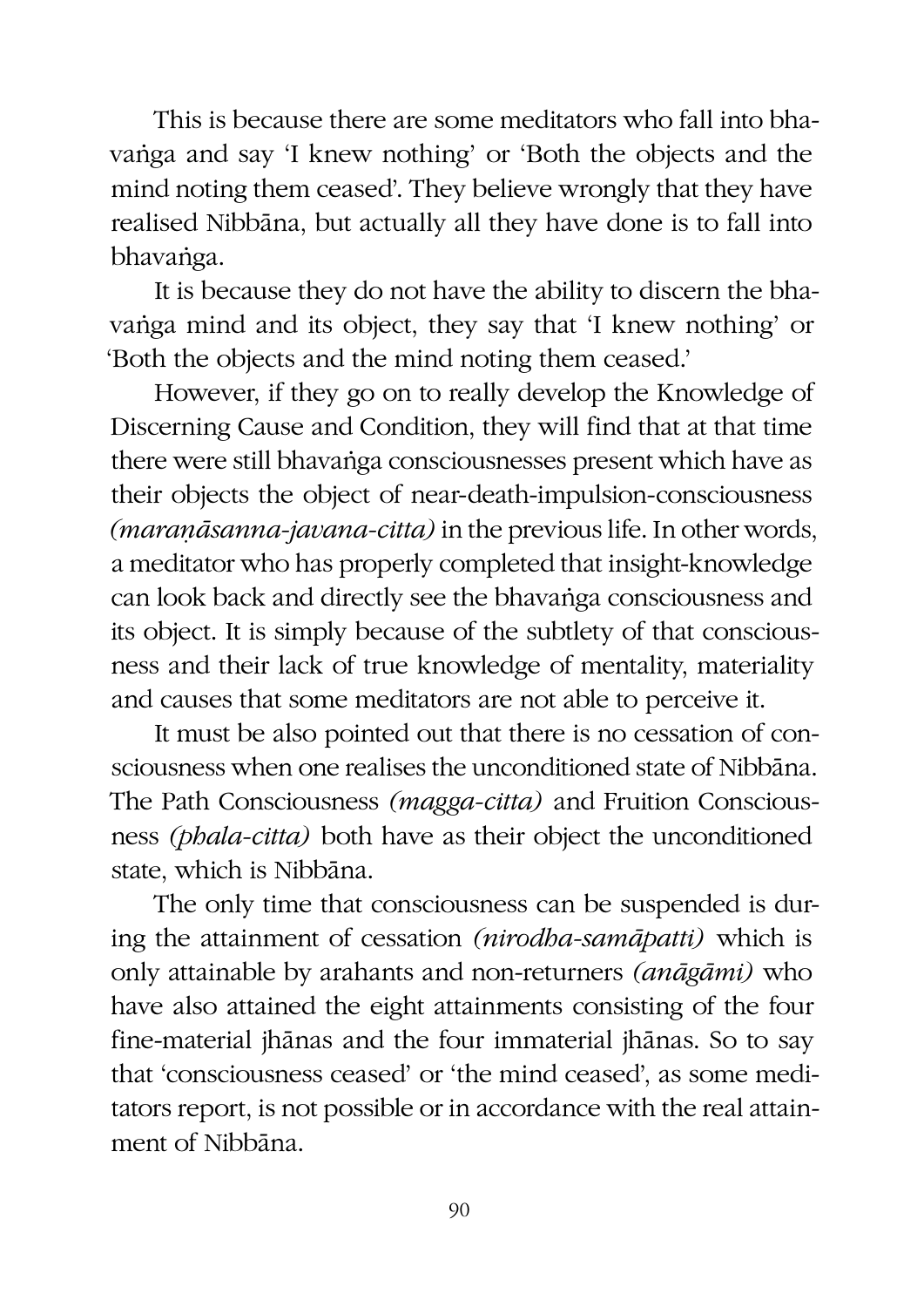This is because there are some meditators who fall into bhavaṅga and say 'I knew nothing' or 'Both the objects and the mind noting them ceased'. They believe wrongly that they have realised Nibbāna, but actually all they have done is to fall into bhavaṅga.

It is because they do not have the ability to discern the bhavaṅga mind and its object, they say that 'I knew nothing' or 'Both the objects and the mind noting them ceased.'

However, if they go on to really develop the Knowledge of Discerning Cause and Condition, they will find that at that time there were still bhavaṅga consciousnesses present which have as their objects the object of near-death-impulsion-consciousness *(maraṇāsanna-javana-citta)* in the previous life. In other words, a meditator who has properly completed that insight-knowledge can look back and directly see the bhavaṅga consciousness and its object. It is simply because of the subtlety of that consciousness and their lack of true knowledge of mentality, materiality and causes that some meditators are not able to perceive it.

It must be also pointed out that there is no cessation of consciousness when one realises the unconditioned state of Nibbāna. The Path Consciousness *(magga-citta)* and Fruition Consciousness *(phala-citta)* both have as their object the unconditioned state, which is Nibbāna.

The only time that consciousness can be suspended is during the attainment of cessation *(nirodha-samāpatti)* which is only attainable by arahants and non-returners *(anāgāmi)* who have also attained the eight attainments consisting of the four fine-material jhānas and the four immaterial jhānas. So to say that 'consciousness ceased' or 'the mind ceased', as some meditators report, is not possible or in accordance with the real attainment of Nibbāna.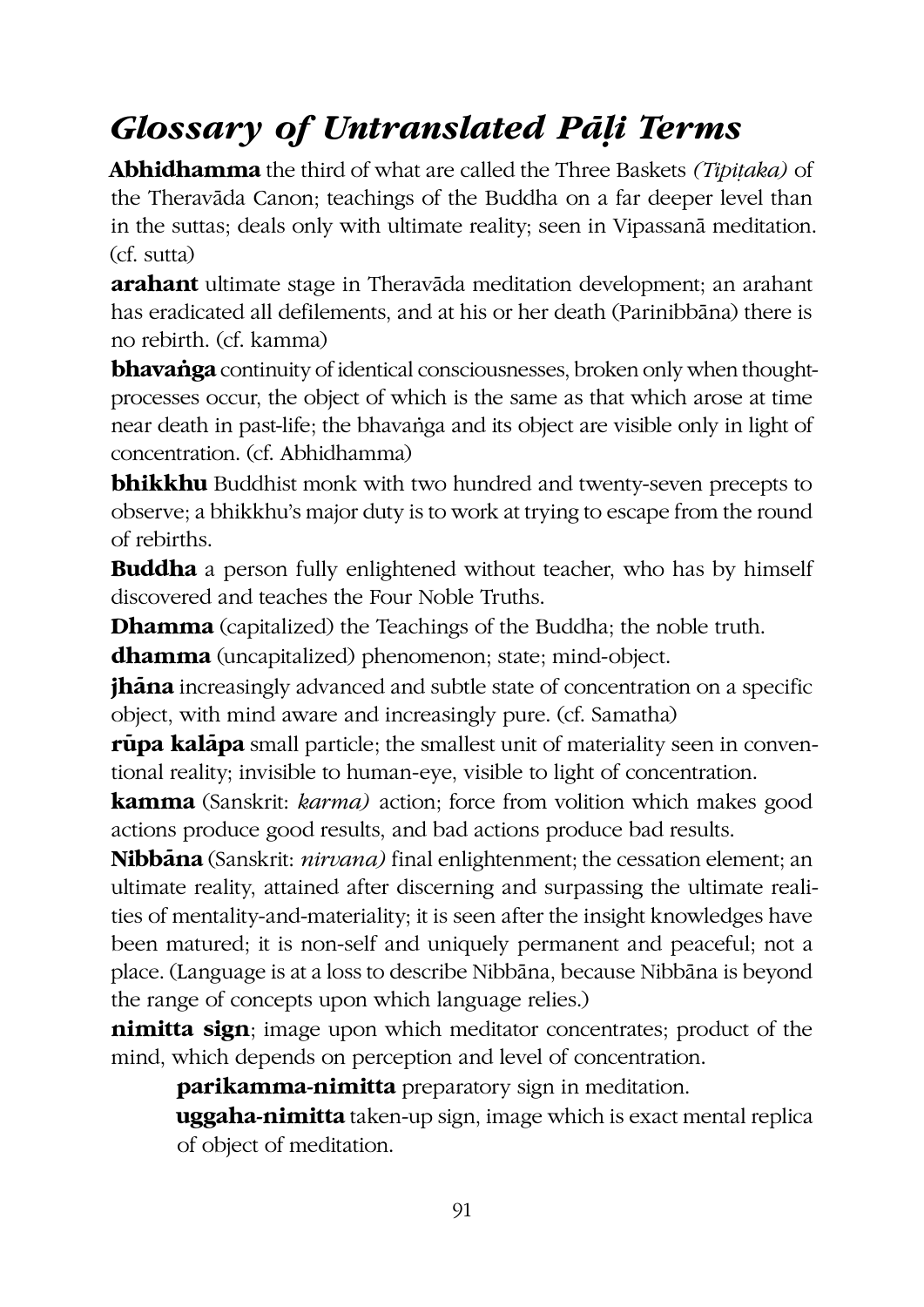# *Glossary of Untranslated Pāḷi Terms*

**Abhidhamma** the third of what are called the Three Baskets *(Tipiṭaka)* of the Theravāda Canon; teachings of the Buddha on a far deeper level than in the suttas; deals only with ultimate reality; seen in Vipassanā meditation. (cf. sutta)

**arahant** ultimate stage in Theravāda meditation development; an arahant has eradicated all defilements, and at his or her death (Parinibbāna) there is no rebirth. (cf. kamma)

**bhavaṅga** continuity of identical consciousnesses, broken only when thought-processes occur, the object of which is the same as that which arose at time near death in past-life; the bhavaṅga and its object are visible only in light of concentration. (cf. Abhidhamma)

**bhikkhu** Buddhist monk with two hundred and twenty-seven precepts to observe; a bhikkhu's major duty is to work at trying to escape from the round of rebirths.

**Buddha** a person fully enlightened without teacher, who has by himself discovered and teaches the Four Noble Truths.

**Dhamma** (capitalized) the Teachings of the Buddha; the noble truth.

**dhamma** (uncapitalized) phenomenon; state; mind-object.

**jhāna** increasingly advanced and subtle state of concentration on a specific object, with mind aware and increasingly pure. (cf. Samatha)

**rūpa kalāpa** small particle; the smallest unit of materiality seen in conventional reality; invisible to human-eye, visible to light of concentration.

**kamma** (Sanskrit: *karma)* action; force from volition which makes good actions produce good results, and bad actions produce bad results.

**Nibbāna** (Sanskrit: *nirvana)* final enlightenment; the cessation element; an ultimate reality, attained after discerning and surpassing the ultimate realities of mentality-and-materiality; it is seen after the insight knowledges have been matured; it is non-self and uniquely permanent and peaceful; not a place. (Language is at a loss to describe Nibbāna, because Nibbāna is beyond the range of concepts upon which language relies.)

**nimitta sign**; image upon which meditator concentrates; product of the mind, which depends on perception and level of concentration.

> **parikamma-nimitta** preparatory sign in meditation.
>
> **uggaha-nimitta** taken-up sign, image which is exact mental replica of object of meditation.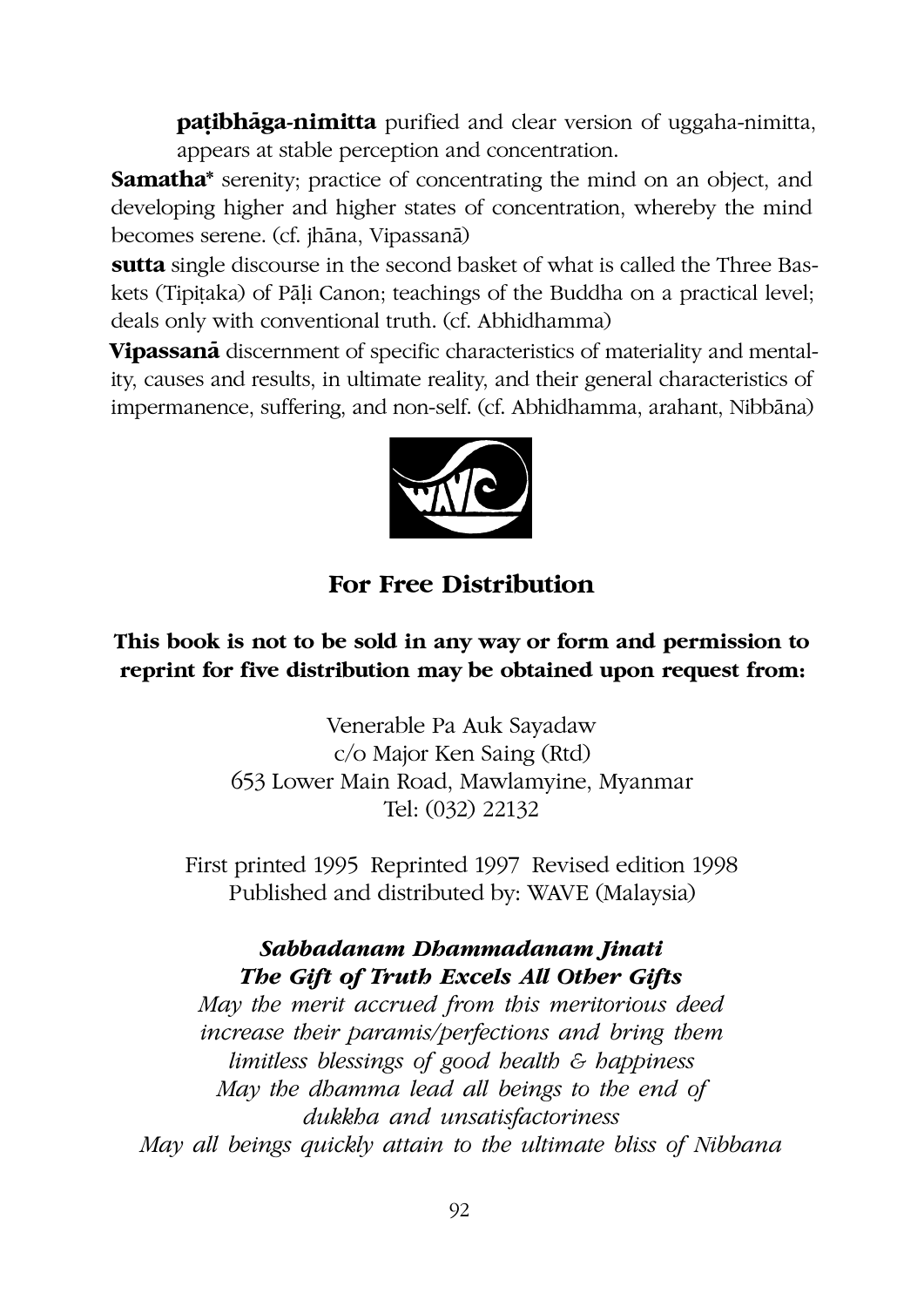**paṭibhāga-nimitta** purified and clear version of uggaha-nimitta, appears at stable perception and concentration.

**Samatha*** serenity; practice of concentrating the mind on an object, and developing higher and higher states of concentration, whereby the mind becomes serene. (cf. jhāna, Vipassanā)

**sutta** single discourse in the second basket of what is called the Three Baskets (Tipiṭaka) of Pāḷi Canon; teachings of the Buddha on a practical level; deals only with conventional truth. (cf. Abhidhamma)

**Vipassanā** discernment of specific characteristics of materiality and mentality, causes and results, in ultimate reality, and their general characteristics of impermanence, suffering, and non-self. (cf. Abhidhamma, arahant, Nibbāna)

## For Free Distribution

**This book is not to be sold in any way or form and permission to reprint for five distribution may be obtained upon request from:**

Venerable Pa Auk Sayadaw
c/o Major Ken Saing (Rtd)
653 Lower Main Road, Mawlamyine, Myanmar
Tel: (032) 22132

First printed 1995 Reprinted 1997 Revised edition 1998
Published and distributed by: WAVE (Malaysia)

***Sabbadanam Dhammadanam Jinati***
***The Gift of Truth Excels All Other Gifts***

*May the merit accrued from this meritorious deed increase their paramis/perfections and bring them limitless blessings of good health & happiness*
*May the dhamma lead all beings to the end of dukkha and unsatisfactoriness*
*May all beings quickly attain to the ultimate bliss of Nibbana*